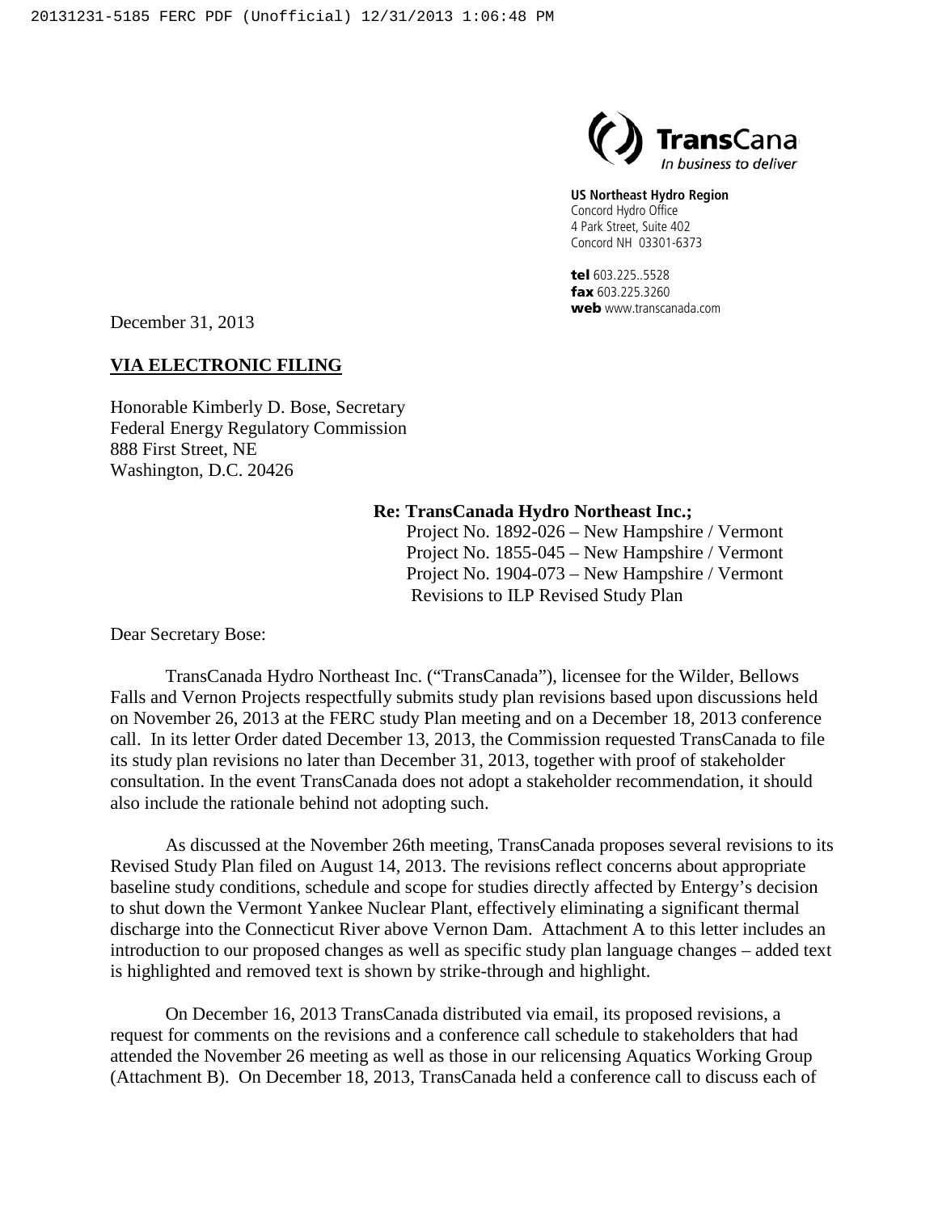20131231-5185 FERC PDF (Unofficial) 12/31/2013 1:06:48 PM

TransCana
In business to deliver

**US Northeast Hydro Region**
Concord Hydro Office
4 Park Street, Suite 402
Concord NH 03301-6373

**tel** 603.225..5528
**fax** 603.225.3260
**web** www.transcanada.com

December 31, 2013

**VIA ELECTRONIC FILING**

Honorable Kimberly D. Bose, Secretary
Federal Energy Regulatory Commission
888 First Street, NE
Washington, D.C. 20426

**Re: TransCanada Hydro Northeast Inc.;**
Project No. 1892-026 – New Hampshire / Vermont
Project No. 1855-045 – New Hampshire / Vermont
Project No. 1904-073 – New Hampshire / Vermont
Revisions to ILP Revised Study Plan

Dear Secretary Bose:

TransCanada Hydro Northeast Inc. ("TransCanada"), licensee for the Wilder, Bellows Falls and Vernon Projects respectfully submits study plan revisions based upon discussions held on November 26, 2013 at the FERC study Plan meeting and on a December 18, 2013 conference call. In its letter Order dated December 13, 2013, the Commission requested TransCanada to file its study plan revisions no later than December 31, 2013, together with proof of stakeholder consultation. In the event TransCanada does not adopt a stakeholder recommendation, it should also include the rationale behind not adopting such.

As discussed at the November 26th meeting, TransCanada proposes several revisions to its Revised Study Plan filed on August 14, 2013. The revisions reflect concerns about appropriate baseline study conditions, schedule and scope for studies directly affected by Entergy's decision to shut down the Vermont Yankee Nuclear Plant, effectively eliminating a significant thermal discharge into the Connecticut River above Vernon Dam. Attachment A to this letter includes an introduction to our proposed changes as well as specific study plan language changes – added text is highlighted and removed text is shown by strike-through and highlight.

On December 16, 2013 TransCanada distributed via email, its proposed revisions, a request for comments on the revisions and a conference call schedule to stakeholders that had attended the November 26 meeting as well as those in our relicensing Aquatics Working Group (Attachment B). On December 18, 2013, TransCanada held a conference call to discuss each of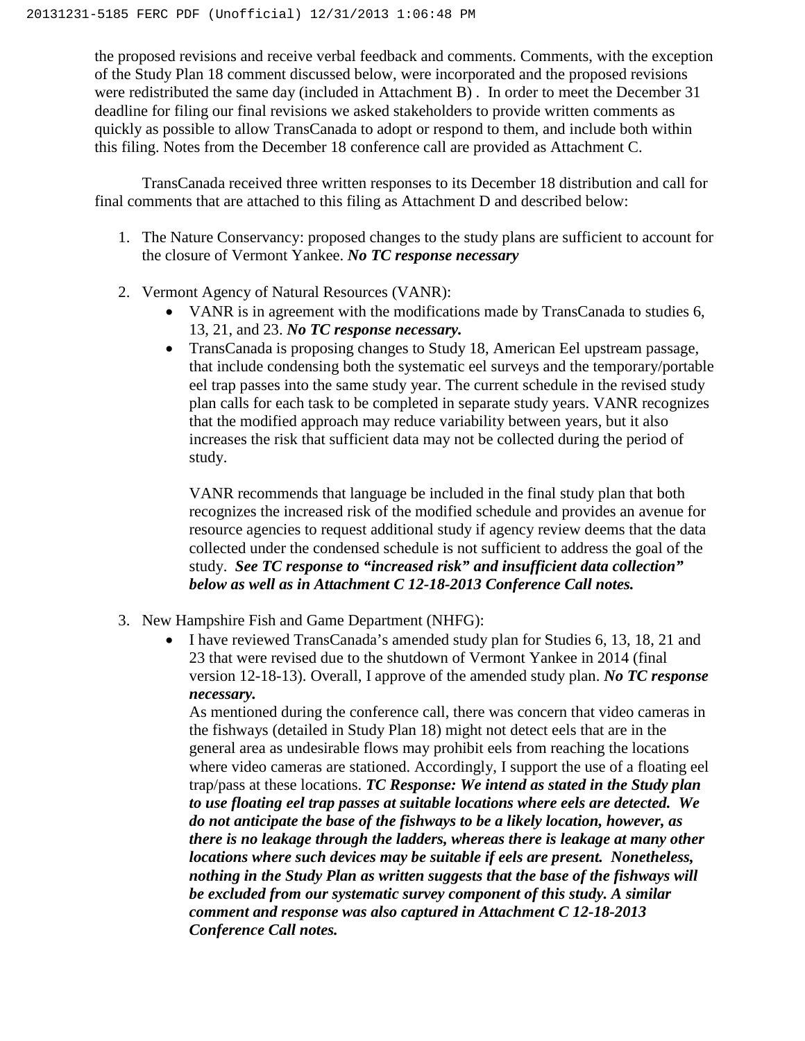the proposed revisions and receive verbal feedback and comments. Comments, with the exception of the Study Plan 18 comment discussed below, were incorporated and the proposed revisions were redistributed the same day (included in Attachment B) . In order to meet the December 31 deadline for filing our final revisions we asked stakeholders to provide written comments as quickly as possible to allow TransCanada to adopt or respond to them, and include both within this filing. Notes from the December 18 conference call are provided as Attachment C.

TransCanada received three written responses to its December 18 distribution and call for final comments that are attached to this filing as Attachment D and described below:

1. The Nature Conservancy: proposed changes to the study plans are sufficient to account for the closure of Vermont Yankee. ***No TC response necessary***

2. Vermont Agency of Natural Resources (VANR):
   - VANR is in agreement with the modifications made by TransCanada to studies 6, 13, 21, and 23. ***No TC response necessary.***
   - TransCanada is proposing changes to Study 18, American Eel upstream passage, that include condensing both the systematic eel surveys and the temporary/portable eel trap passes into the same study year. The current schedule in the revised study plan calls for each task to be completed in separate study years. VANR recognizes that the modified approach may reduce variability between years, but it also increases the risk that sufficient data may not be collected during the period of study.

     VANR recommends that language be included in the final study plan that both recognizes the increased risk of the modified schedule and provides an avenue for resource agencies to request additional study if agency review deems that the data collected under the condensed schedule is not sufficient to address the goal of the study. ***See TC response to "increased risk" and insufficient data collection" below as well as in Attachment C 12-18-2013 Conference Call notes.***

3. New Hampshire Fish and Game Department (NHFG):
   - I have reviewed TransCanada's amended study plan for Studies 6, 13, 18, 21 and 23 that were revised due to the shutdown of Vermont Yankee in 2014 (final version 12-18-13). Overall, I approve of the amended study plan. ***No TC response necessary.***

     As mentioned during the conference call, there was concern that video cameras in the fishways (detailed in Study Plan 18) might not detect eels that are in the general area as undesirable flows may prohibit eels from reaching the locations where video cameras are stationed. Accordingly, I support the use of a floating eel trap/pass at these locations. ***TC Response: We intend as stated in the Study plan to use floating eel trap passes at suitable locations where eels are detected. We do not anticipate the base of the fishways to be a likely location, however, as there is no leakage through the ladders, whereas there is leakage at many other locations where such devices may be suitable if eels are present. Nonetheless, nothing in the Study Plan as written suggests that the base of the fishways will be excluded from our systematic survey component of this study. A similar comment and response was also captured in Attachment C 12-18-2013 Conference Call notes.***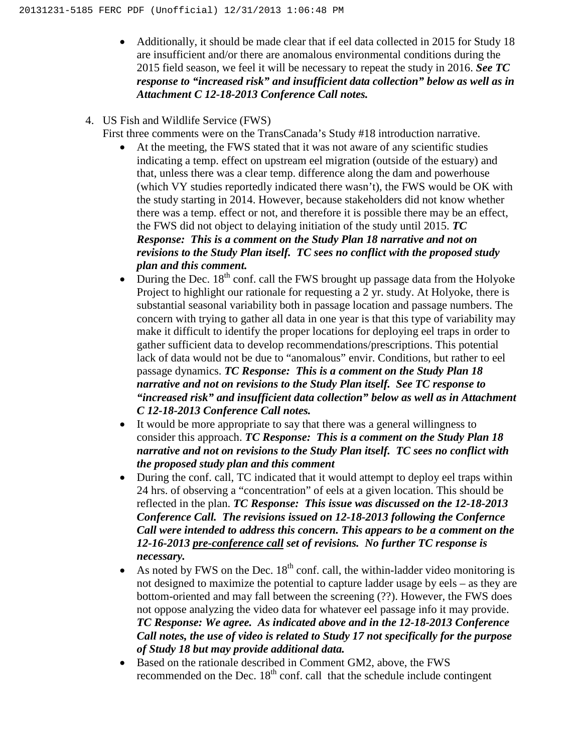- Additionally, it should be made clear that if eel data collected in 2015 for Study 18 are insufficient and/or there are anomalous environmental conditions during the 2015 field season, we feel it will be necessary to repeat the study in 2016. ***See TC response to "increased risk" and insufficient data collection" below as well as in Attachment C 12-18-2013 Conference Call notes.***

4. US Fish and Wildlife Service (FWS)
   First three comments were on the TransCanada's Study #18 introduction narrative.
   - At the meeting, the FWS stated that it was not aware of any scientific studies indicating a temp. effect on upstream eel migration (outside of the estuary) and that, unless there was a clear temp. difference along the dam and powerhouse (which VY studies reportedly indicated there wasn't), the FWS would be OK with the study starting in 2014. However, because stakeholders did not know whether there was a temp. effect or not, and therefore it is possible there may be an effect, the FWS did not object to delaying initiation of the study until 2015. ***TC Response: This is a comment on the Study Plan 18 narrative and not on revisions to the Study Plan itself. TC sees no conflict with the proposed study plan and this comment.***
   - During the Dec. 18th conf. call the FWS brought up passage data from the Holyoke Project to highlight our rationale for requesting a 2 yr. study. At Holyoke, there is substantial seasonal variability both in passage location and passage numbers. The concern with trying to gather all data in one year is that this type of variability may make it difficult to identify the proper locations for deploying eel traps in order to gather sufficient data to develop recommendations/prescriptions. This potential lack of data would not be due to "anomalous" envir. Conditions, but rather to eel passage dynamics. ***TC Response: This is a comment on the Study Plan 18 narrative and not on revisions to the Study Plan itself. See TC response to "increased risk" and insufficient data collection" below as well as in Attachment C 12-18-2013 Conference Call notes.***
   - It would be more appropriate to say that there was a general willingness to consider this approach. ***TC Response: This is a comment on the Study Plan 18 narrative and not on revisions to the Study Plan itself. TC sees no conflict with the proposed study plan and this comment***
   - During the conf. call, TC indicated that it would attempt to deploy eel traps within 24 hrs. of observing a "concentration" of eels at a given location. This should be reflected in the plan. ***TC Response: This issue was discussed on the 12-18-2013 Conference Call. The revisions issued on 12-18-2013 following the Confernce Call were intended to address this concern. This appears to be a comment on the 12-16-2013 <u>pre-conference call</u> set of revisions. No further TC response is necessary.***
   - As noted by FWS on the Dec. 18th conf. call, the within-ladder video monitoring is not designed to maximize the potential to capture ladder usage by eels – as they are bottom-oriented and may fall between the screening (??). However, the FWS does not oppose analyzing the video data for whatever eel passage info it may provide. ***TC Response: We agree. As indicated above and in the 12-18-2013 Conference Call notes, the use of video is related to Study 17 not specifically for the purpose of Study 18 but may provide additional data.***
   - Based on the rationale described in Comment GM2, above, the FWS recommended on the Dec. 18th conf. call that the schedule include contingent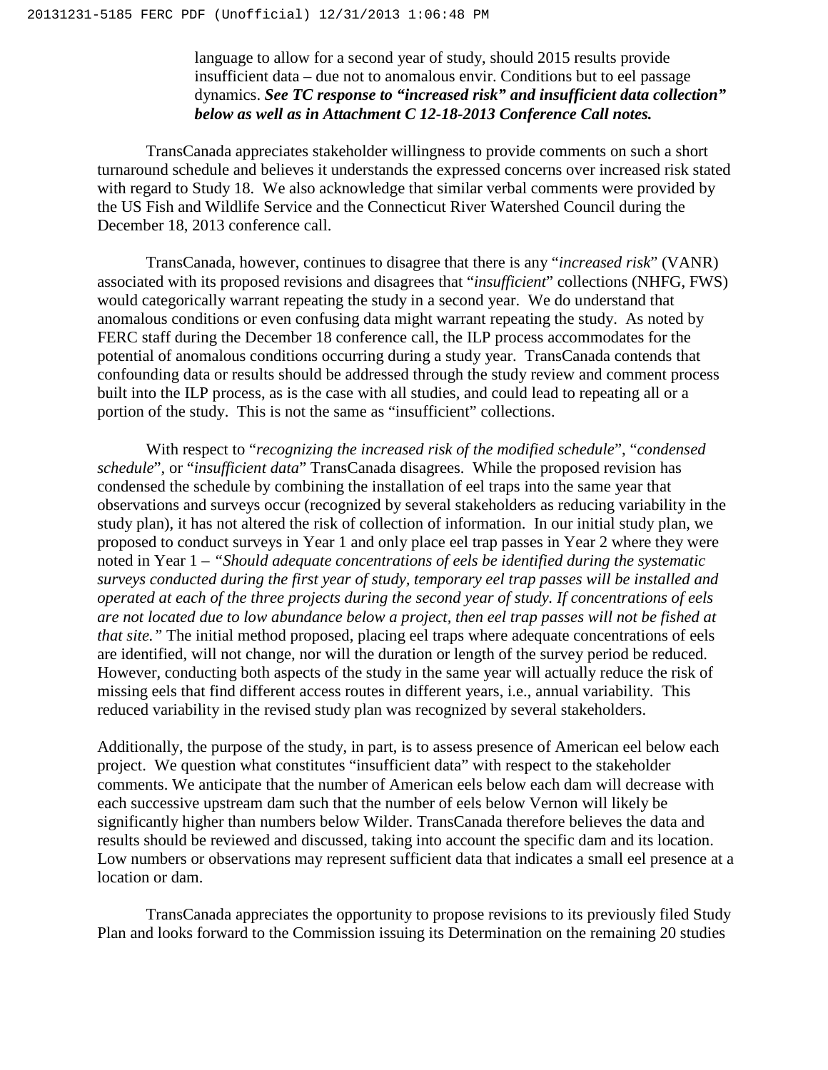language to allow for a second year of study, should 2015 results provide insufficient data – due not to anomalous envir. Conditions but to eel passage dynamics. ***See TC response to "increased risk" and insufficient data collection" below as well as in Attachment C 12-18-2013 Conference Call notes.***

TransCanada appreciates stakeholder willingness to provide comments on such a short turnaround schedule and believes it understands the expressed concerns over increased risk stated with regard to Study 18. We also acknowledge that similar verbal comments were provided by the US Fish and Wildlife Service and the Connecticut River Watershed Council during the December 18, 2013 conference call.

TransCanada, however, continues to disagree that there is any "*increased risk*" (VANR) associated with its proposed revisions and disagrees that "*insufficient*" collections (NHFG, FWS) would categorically warrant repeating the study in a second year. We do understand that anomalous conditions or even confusing data might warrant repeating the study. As noted by FERC staff during the December 18 conference call, the ILP process accommodates for the potential of anomalous conditions occurring during a study year. TransCanada contends that confounding data or results should be addressed through the study review and comment process built into the ILP process, as is the case with all studies, and could lead to repeating all or a portion of the study. This is not the same as "insufficient" collections.

With respect to "*recognizing the increased risk of the modified schedule*", "*condensed schedule*", or "*insufficient data*" TransCanada disagrees. While the proposed revision has condensed the schedule by combining the installation of eel traps into the same year that observations and surveys occur (recognized by several stakeholders as reducing variability in the study plan), it has not altered the risk of collection of information. In our initial study plan, we proposed to conduct surveys in Year 1 and only place eel trap passes in Year 2 where they were noted in Year 1 – *"Should adequate concentrations of eels be identified during the systematic surveys conducted during the first year of study, temporary eel trap passes will be installed and operated at each of the three projects during the second year of study. If concentrations of eels are not located due to low abundance below a project, then eel trap passes will not be fished at that site."* The initial method proposed, placing eel traps where adequate concentrations of eels are identified, will not change, nor will the duration or length of the survey period be reduced. However, conducting both aspects of the study in the same year will actually reduce the risk of missing eels that find different access routes in different years, i.e., annual variability. This reduced variability in the revised study plan was recognized by several stakeholders.

Additionally, the purpose of the study, in part, is to assess presence of American eel below each project. We question what constitutes "insufficient data" with respect to the stakeholder comments. We anticipate that the number of American eels below each dam will decrease with each successive upstream dam such that the number of eels below Vernon will likely be significantly higher than numbers below Wilder. TransCanada therefore believes the data and results should be reviewed and discussed, taking into account the specific dam and its location. Low numbers or observations may represent sufficient data that indicates a small eel presence at a location or dam.

TransCanada appreciates the opportunity to propose revisions to its previously filed Study Plan and looks forward to the Commission issuing its Determination on the remaining 20 studies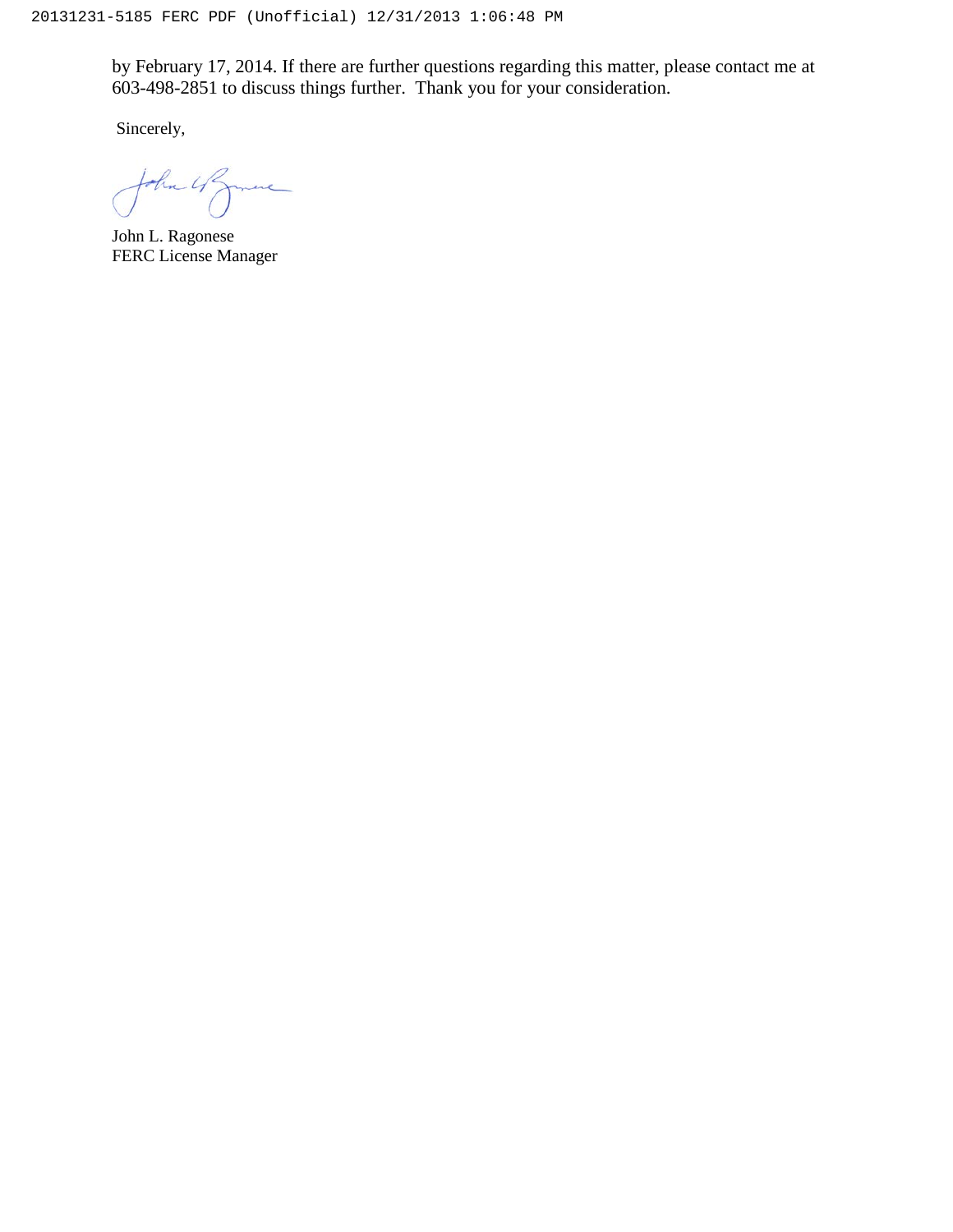by February 17, 2014. If there are further questions regarding this matter, please contact me at 603-498-2851 to discuss things further. Thank you for your consideration.

Sincerely,

John L. Ragonese
FERC License Manager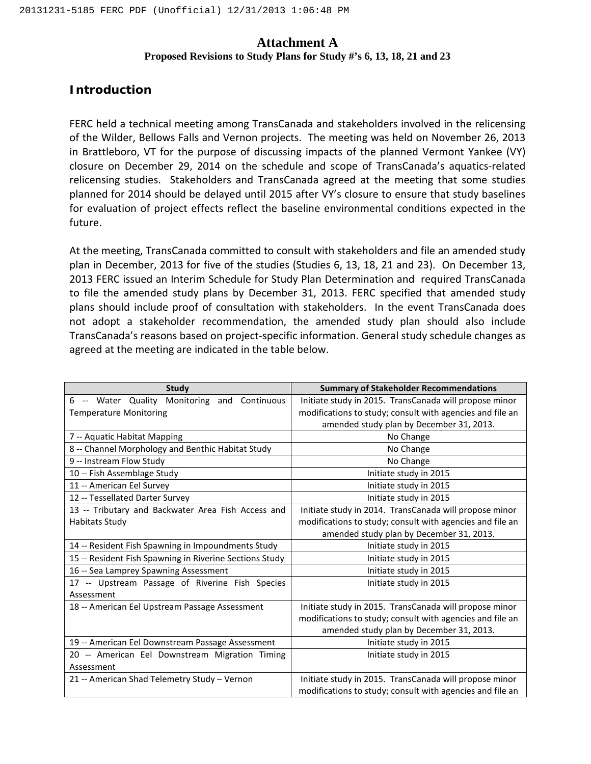# Attachment A

**Proposed Revisions to Study Plans for Study #'s 6, 13, 18, 21 and 23**

## Introduction

FERC held a technical meeting among TransCanada and stakeholders involved in the relicensing of the Wilder, Bellows Falls and Vernon projects. The meeting was held on November 26, 2013 in Brattleboro, VT for the purpose of discussing impacts of the planned Vermont Yankee (VY) closure on December 29, 2014 on the schedule and scope of TransCanada's aquatics-related relicensing studies. Stakeholders and TransCanada agreed at the meeting that some studies planned for 2014 should be delayed until 2015 after VY's closure to ensure that study baselines for evaluation of project effects reflect the baseline environmental conditions expected in the future.

At the meeting, TransCanada committed to consult with stakeholders and file an amended study plan in December, 2013 for five of the studies (Studies 6, 13, 18, 21 and 23). On December 13, 2013 FERC issued an Interim Schedule for Study Plan Determination and required TransCanada to file the amended study plans by December 31, 2013. FERC specified that amended study plans should include proof of consultation with stakeholders. In the event TransCanada does not adopt a stakeholder recommendation, the amended study plan should also include TransCanada's reasons based on project-specific information. General study schedule changes as agreed at the meeting are indicated in the table below.

| Study | Summary of Stakeholder Recommendations |
| --- | --- |
| 6 -- Water Quality Monitoring and Continuous Temperature Monitoring | Initiate study in 2015. TransCanada will propose minor modifications to study; consult with agencies and file an amended study plan by December 31, 2013. |
| 7 -- Aquatic Habitat Mapping | No Change |
| 8 -- Channel Morphology and Benthic Habitat Study | No Change |
| 9 -- Instream Flow Study | No Change |
| 10 -- Fish Assemblage Study | Initiate study in 2015 |
| 11 -- American Eel Survey | Initiate study in 2015 |
| 12 -- Tessellated Darter Survey | Initiate study in 2015 |
| 13 -- Tributary and Backwater Area Fish Access and Habitats Study | Initiate study in 2014. TransCanada will propose minor modifications to study; consult with agencies and file an amended study plan by December 31, 2013. |
| 14 -- Resident Fish Spawning in Impoundments Study | Initiate study in 2015 |
| 15 -- Resident Fish Spawning in Riverine Sections Study | Initiate study in 2015 |
| 16 -- Sea Lamprey Spawning Assessment | Initiate study in 2015 |
| 17 -- Upstream Passage of Riverine Fish Species Assessment | Initiate study in 2015 |
| 18 -- American Eel Upstream Passage Assessment | Initiate study in 2015. TransCanada will propose minor modifications to study; consult with agencies and file an amended study plan by December 31, 2013. |
| 19 -- American Eel Downstream Passage Assessment | Initiate study in 2015 |
| 20 -- American Eel Downstream Migration Timing Assessment | Initiate study in 2015 |
| 21 -- American Shad Telemetry Study – Vernon | Initiate study in 2015. TransCanada will propose minor modifications to study; consult with agencies and file an |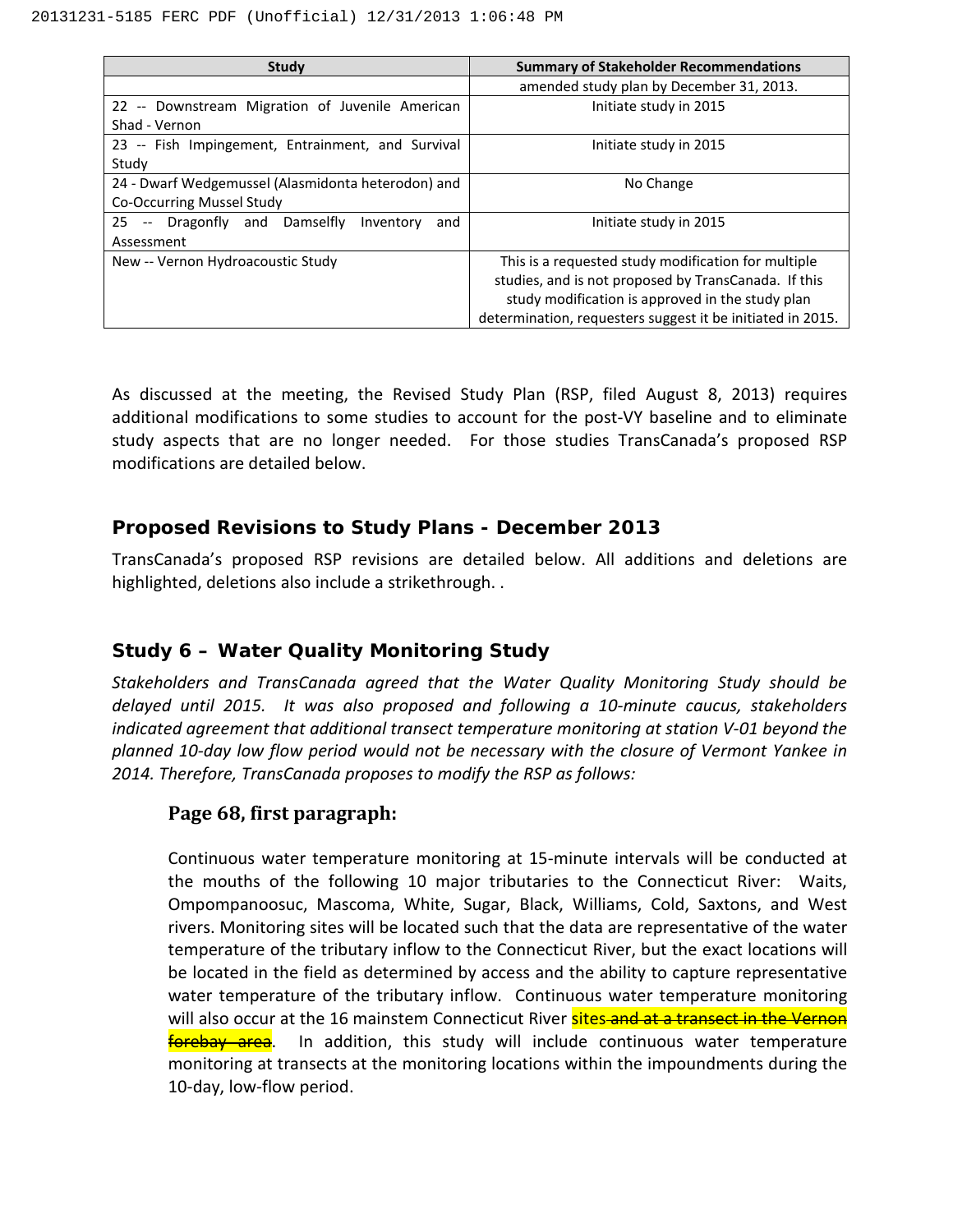| Study | Summary of Stakeholder Recommendations |
|---|---|
| | amended study plan by December 31, 2013. |
| 22 -- Downstream Migration of Juvenile American Shad - Vernon | Initiate study in 2015 |
| 23 -- Fish Impingement, Entrainment, and Survival Study | Initiate study in 2015 |
| 24 - Dwarf Wedgemussel (Alasmidonta heterodon) and Co-Occurring Mussel Study | No Change |
| 25 -- Dragonfly and Damselfly Inventory and Assessment | Initiate study in 2015 |
| New -- Vernon Hydroacoustic Study | This is a requested study modification for multiple studies, and is not proposed by TransCanada. If this study modification is approved in the study plan determination, requesters suggest it be initiated in 2015. |

As discussed at the meeting, the Revised Study Plan (RSP, filed August 8, 2013) requires additional modifications to some studies to account for the post-VY baseline and to eliminate study aspects that are no longer needed. For those studies TransCanada's proposed RSP modifications are detailed below.

## Proposed Revisions to Study Plans - December 2013

TransCanada's proposed RSP revisions are detailed below. All additions and deletions are highlighted, deletions also include a strikethrough. .

## Study 6 – Water Quality Monitoring Study

*Stakeholders and TransCanada agreed that the Water Quality Monitoring Study should be delayed until 2015. It was also proposed and following a 10-minute caucus, stakeholders indicated agreement that additional transect temperature monitoring at station V-01 beyond the planned 10-day low flow period would not be necessary with the closure of Vermont Yankee in 2014. Therefore, TransCanada proposes to modify the RSP as follows:*

### Page 68, first paragraph:

Continuous water temperature monitoring at 15-minute intervals will be conducted at the mouths of the following 10 major tributaries to the Connecticut River: Waits, Ompompanoosuc, Mascoma, White, Sugar, Black, Williams, Cold, Saxtons, and West rivers. Monitoring sites will be located such that the data are representative of the water temperature of the tributary inflow to the Connecticut River, but the exact locations will be located in the field as determined by access and the ability to capture representative water temperature of the tributary inflow. Continuous water temperature monitoring will also occur at the 16 mainstem Connecticut River sites ~~and at a transect in the Vernon forebay area~~. In addition, this study will include continuous water temperature monitoring at transects at the monitoring locations within the impoundments during the 10-day, low-flow period.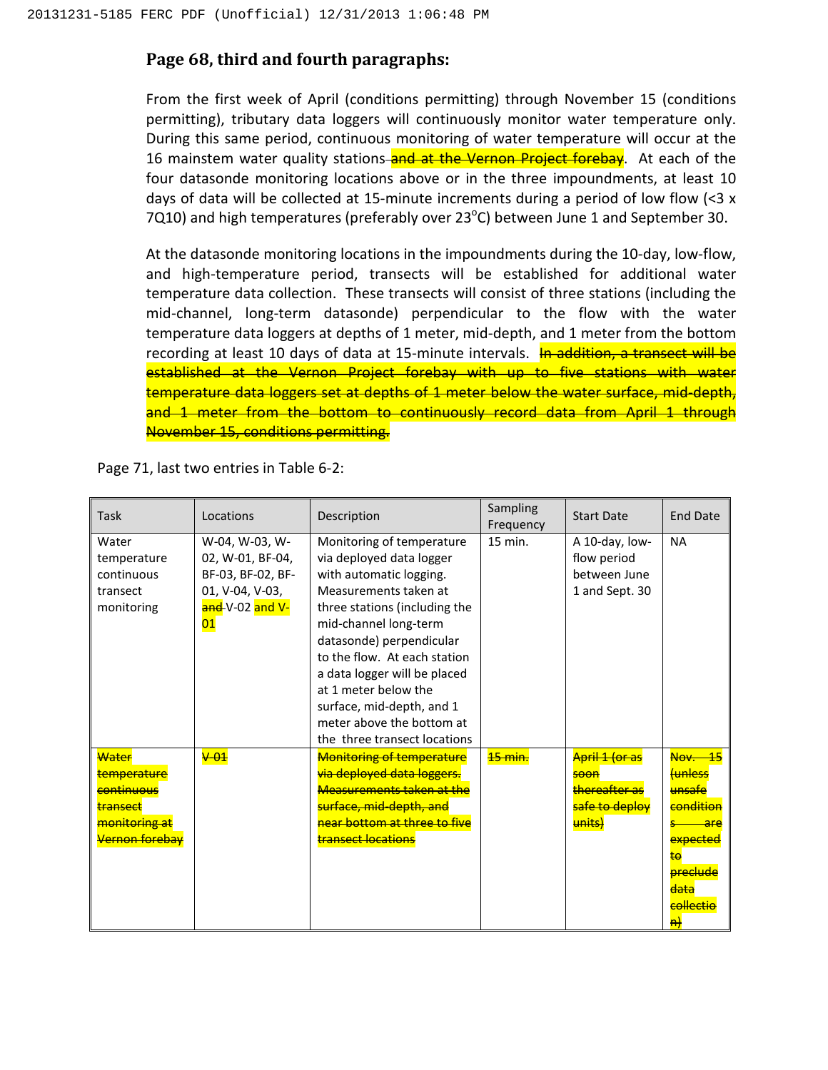## Page 68, third and fourth paragraphs:

From the first week of April (conditions permitting) through November 15 (conditions permitting), tributary data loggers will continuously monitor water temperature only. During this same period, continuous monitoring of water temperature will occur at the 16 mainstem water quality stations ~~and at the Vernon Project forebay~~. At each of the four datasonde monitoring locations above or in the three impoundments, at least 10 days of data will be collected at 15-minute increments during a period of low flow (<3 x 7Q10) and high temperatures (preferably over 23°C) between June 1 and September 30.

At the datasonde monitoring locations in the impoundments during the 10-day, low-flow, and high-temperature period, transects will be established for additional water temperature data collection. These transects will consist of three stations (including the mid-channel, long-term datasonde) perpendicular to the flow with the water temperature data loggers at depths of 1 meter, mid-depth, and 1 meter from the bottom recording at least 10 days of data at 15-minute intervals. ~~In addition, a transect will be established at the Vernon Project forebay with up to five stations with water temperature data loggers set at depths of 1 meter below the water surface, mid-depth, and 1 meter from the bottom to continuously record data from April 1 through November 15, conditions permitting.~~

Page 71, last two entries in Table 6-2:

| Task | Locations | Description | Sampling Frequency | Start Date | End Date |
|---|---|---|---|---|---|
| Water temperature continuous transect monitoring | W-04, W-03, W-02, W-01, BF-04, BF-03, BF-02, BF-01, V-04, V-03, ~~and~~ V-02 and V-01 | Monitoring of temperature via deployed data logger with automatic logging. Measurements taken at three stations (including the mid-channel long-term datasonde) perpendicular to the flow. At each station a data logger will be placed at 1 meter below the surface, mid-depth, and 1 meter above the bottom at the three transect locations | 15 min. | A 10-day, low-flow period between June 1 and Sept. 30 | NA |
| ~~Water temperature continuous transect monitoring at Vernon forebay~~ | ~~V-01~~ | ~~Monitoring of temperature via deployed data loggers. Measurements taken at the surface, mid-depth, and near bottom at three to five transect locations~~ | ~~15 min.~~ | ~~April 1 (or as soon thereafter as safe to deploy units)~~ | ~~Nov. 15 (unless unsafe conditions are expected to preclude data collection)~~ |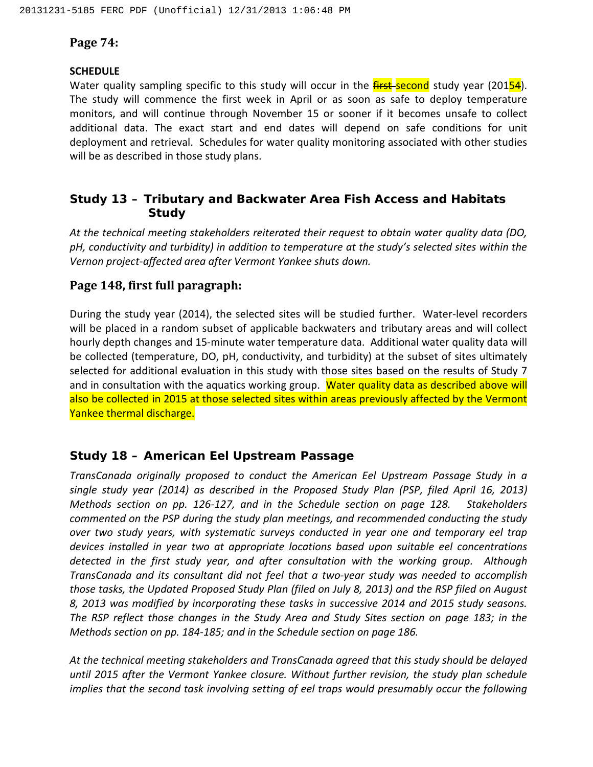**Page 74:**

**SCHEDULE**

Water quality sampling specific to this study will occur in the ~~first~~ second study year (201~~5~~4). The study will commence the first week in April or as soon as safe to deploy temperature monitors, and will continue through November 15 or sooner if it becomes unsafe to collect additional data. The exact start and end dates will depend on safe conditions for unit deployment and retrieval. Schedules for water quality monitoring associated with other studies will be as described in those study plans.

## Study 13 – Tributary and Backwater Area Fish Access and Habitats Study

*At the technical meeting stakeholders reiterated their request to obtain water quality data (DO, pH, conductivity and turbidity) in addition to temperature at the study's selected sites within the Vernon project-affected area after Vermont Yankee shuts down.*

**Page 148, first full paragraph:**

During the study year (2014), the selected sites will be studied further. Water-level recorders will be placed in a random subset of applicable backwaters and tributary areas and will collect hourly depth changes and 15-minute water temperature data. Additional water quality data will be collected (temperature, DO, pH, conductivity, and turbidity) at the subset of sites ultimately selected for additional evaluation in this study with those sites based on the results of Study 7 and in consultation with the aquatics working group. Water quality data as described above will also be collected in 2015 at those selected sites within areas previously affected by the Vermont Yankee thermal discharge.

## Study 18 – American Eel Upstream Passage

*TransCanada originally proposed to conduct the American Eel Upstream Passage Study in a single study year (2014) as described in the Proposed Study Plan (PSP, filed April 16, 2013) Methods section on pp. 126-127, and in the Schedule section on page 128. Stakeholders commented on the PSP during the study plan meetings, and recommended conducting the study over two study years, with systematic surveys conducted in year one and temporary eel trap devices installed in year two at appropriate locations based upon suitable eel concentrations detected in the first study year, and after consultation with the working group. Although TransCanada and its consultant did not feel that a two-year study was needed to accomplish those tasks, the Updated Proposed Study Plan (filed on July 8, 2013) and the RSP filed on August 8, 2013 was modified by incorporating these tasks in successive 2014 and 2015 study seasons. The RSP reflect those changes in the Study Area and Study Sites section on page 183; in the Methods section on pp. 184-185; and in the Schedule section on page 186.*

*At the technical meeting stakeholders and TransCanada agreed that this study should be delayed until 2015 after the Vermont Yankee closure. Without further revision, the study plan schedule implies that the second task involving setting of eel traps would presumably occur the following*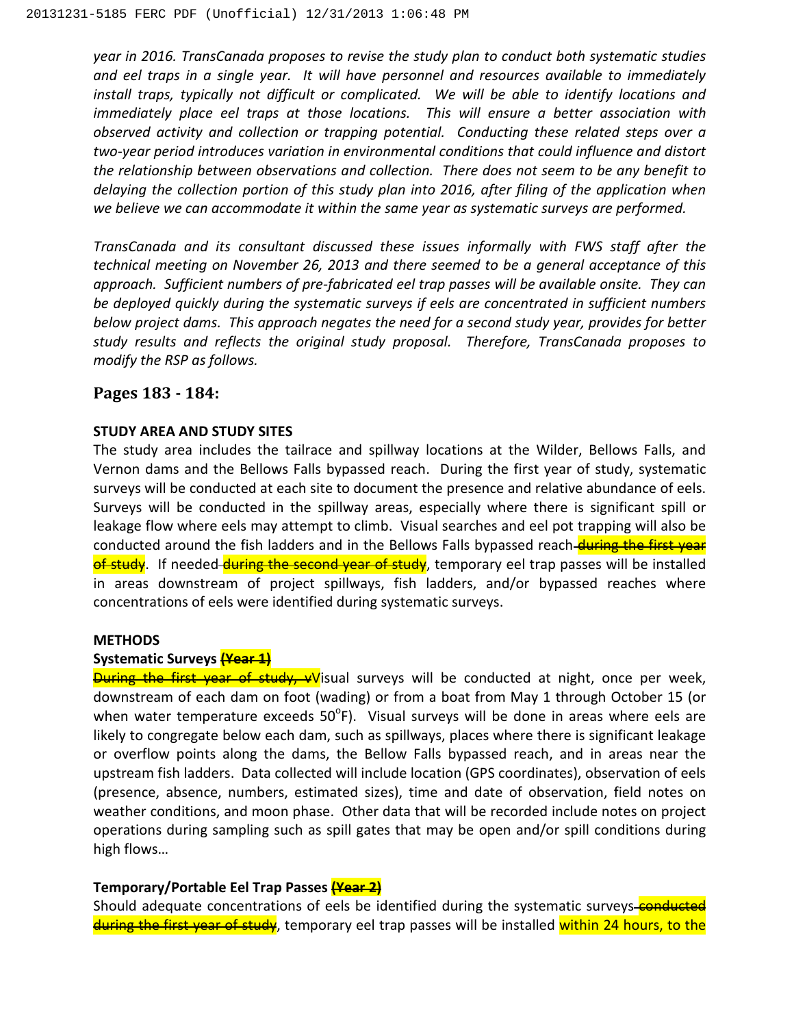*year in 2016. TransCanada proposes to revise the study plan to conduct both systematic studies and eel traps in a single year. It will have personnel and resources available to immediately install traps, typically not difficult or complicated. We will be able to identify locations and immediately place eel traps at those locations. This will ensure a better association with observed activity and collection or trapping potential. Conducting these related steps over a two-year period introduces variation in environmental conditions that could influence and distort the relationship between observations and collection. There does not seem to be any benefit to delaying the collection portion of this study plan into 2016, after filing of the application when we believe we can accommodate it within the same year as systematic surveys are performed.*

*TransCanada and its consultant discussed these issues informally with FWS staff after the technical meeting on November 26, 2013 and there seemed to be a general acceptance of this approach. Sufficient numbers of pre-fabricated eel trap passes will be available onsite. They can be deployed quickly during the systematic surveys if eels are concentrated in sufficient numbers below project dams. This approach negates the need for a second study year, provides for better study results and reflects the original study proposal. Therefore, TransCanada proposes to modify the RSP as follows.*

## Pages 183 - 184:

**STUDY AREA AND STUDY SITES**

The study area includes the tailrace and spillway locations at the Wilder, Bellows Falls, and Vernon dams and the Bellows Falls bypassed reach. During the first year of study, systematic surveys will be conducted at each site to document the presence and relative abundance of eels. Surveys will be conducted in the spillway areas, especially where there is significant spill or leakage flow where eels may attempt to climb. Visual searches and eel pot trapping will also be conducted around the fish ladders and in the Bellows Falls bypassed reach ~~during the first year of study~~. If needed ~~during the second year of study~~, temporary eel trap passes will be installed in areas downstream of project spillways, fish ladders, and/or bypassed reaches where concentrations of eels were identified during systematic surveys.

**METHODS**

**Systematic Surveys ~~(Year 1)~~**

~~During the first year of study, v~~Visual surveys will be conducted at night, once per week, downstream of each dam on foot (wading) or from a boat from May 1 through October 15 (or when water temperature exceeds 50°F). Visual surveys will be done in areas where eels are likely to congregate below each dam, such as spillways, places where there is significant leakage or overflow points along the dams, the Bellow Falls bypassed reach, and in areas near the upstream fish ladders. Data collected will include location (GPS coordinates), observation of eels (presence, absence, numbers, estimated sizes), time and date of observation, field notes on weather conditions, and moon phase. Other data that will be recorded include notes on project operations during sampling such as spill gates that may be open and/or spill conditions during high flows…

**Temporary/Portable Eel Trap Passes ~~(Year 2)~~**

Should adequate concentrations of eels be identified during the systematic surveys ~~conducted during the first year of study~~, temporary eel trap passes will be installed within 24 hours, to the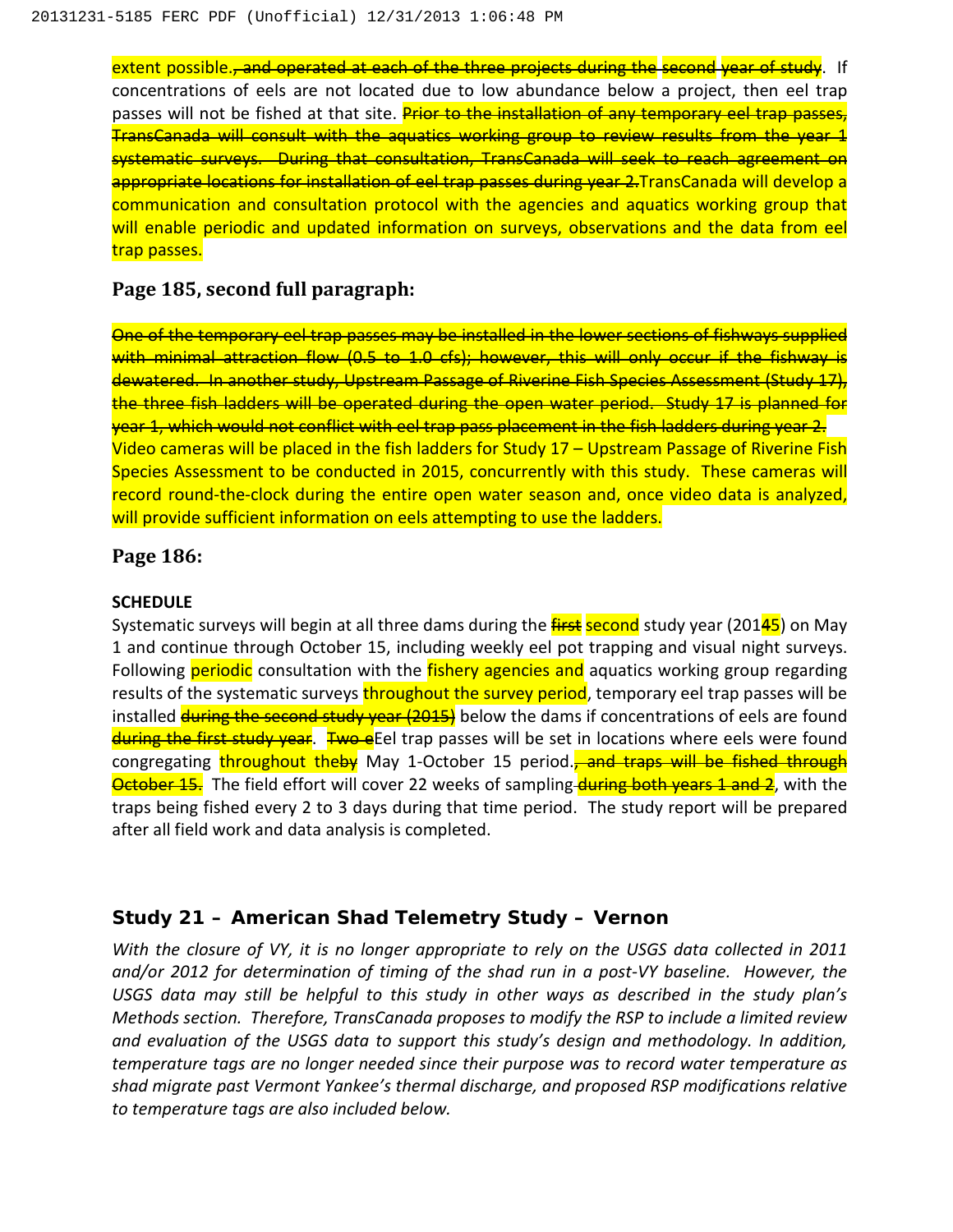extent possible.~~, and operated at each of the three projects during the second year of study~~. If concentrations of eels are not located due to low abundance below a project, then eel trap passes will not be fished at that site. ~~Prior to the installation of any temporary eel trap passes, TransCanada will consult with the aquatics working group to review results from the year 1 systematic surveys. During that consultation, TransCanada will seek to reach agreement on appropriate locations for installation of eel trap passes during year 2.~~TransCanada will develop a communication and consultation protocol with the agencies and aquatics working group that will enable periodic and updated information on surveys, observations and the data from eel trap passes.

### Page 185, second full paragraph:

~~One of the temporary eel trap passes may be installed in the lower sections of fishways supplied with minimal attraction flow (0.5 to 1.0 cfs); however, this will only occur if the fishway is dewatered. In another study, Upstream Passage of Riverine Fish Species Assessment (Study 17), the three fish ladders will be operated during the open water period. Study 17 is planned for year 1, which would not conflict with eel trap pass placement in the fish ladders during year 2.~~
Video cameras will be placed in the fish ladders for Study 17 – Upstream Passage of Riverine Fish Species Assessment to be conducted in 2015, concurrently with this study. These cameras will record round-the-clock during the entire open water season and, once video data is analyzed, will provide sufficient information on eels attempting to use the ladders.

### Page 186:

**SCHEDULE**

Systematic surveys will begin at all three dams during the ~~first~~ second study year (201~~4~~5) on May 1 and continue through October 15, including weekly eel pot trapping and visual night surveys. Following periodic consultation with the fishery agencies and aquatics working group regarding results of the systematic surveys throughout the survey period, temporary eel trap passes will be installed ~~during the second study year (2015)~~ below the dams if concentrations of eels are found ~~during the first study year~~. ~~Two e~~Eel trap passes will be set in locations where eels were found congregating throughout the~~by~~ May 1-October 15 period.~~, and traps will be fished through October 15.~~ The field effort will cover 22 weeks of sampling ~~during both years 1 and 2~~, with the traps being fished every 2 to 3 days during that time period. The study report will be prepared after all field work and data analysis is completed.

## Study 21 – American Shad Telemetry Study – Vernon

*With the closure of VY, it is no longer appropriate to rely on the USGS data collected in 2011 and/or 2012 for determination of timing of the shad run in a post-VY baseline. However, the USGS data may still be helpful to this study in other ways as described in the study plan's Methods section. Therefore, TransCanada proposes to modify the RSP to include a limited review and evaluation of the USGS data to support this study's design and methodology. In addition, temperature tags are no longer needed since their purpose was to record water temperature as shad migrate past Vermont Yankee's thermal discharge, and proposed RSP modifications relative to temperature tags are also included below.*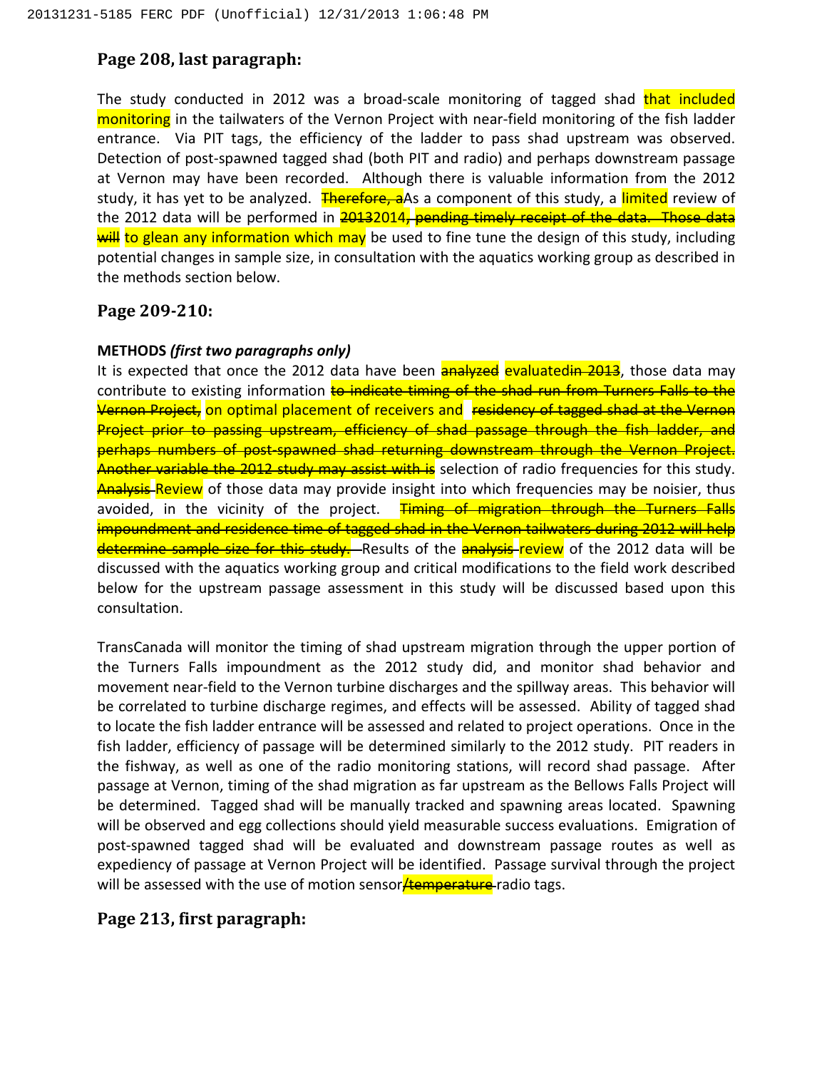## Page 208, last paragraph:

The study conducted in 2012 was a broad-scale monitoring of tagged shad that included monitoring in the tailwaters of the Vernon Project with near-field monitoring of the fish ladder entrance. Via PIT tags, the efficiency of the ladder to pass shad upstream was observed. Detection of post-spawned tagged shad (both PIT and radio) and perhaps downstream passage at Vernon may have been recorded. Although there is valuable information from the 2012 study, it has yet to be analyzed. ~~Therefore, a~~As a component of this study, a limited review of the 2012 data will be performed in ~~2013~~2014~~, pending timely receipt of the data. Those data will~~ to glean any information which may be used to fine tune the design of this study, including potential changes in sample size, in consultation with the aquatics working group as described in the methods section below.

## Page 209-210:

**METHODS *(first two paragraphs only)***

It is expected that once the 2012 data have been ~~analyzed~~ evaluated~~in 2013~~, those data may contribute to existing information ~~to indicate timing of the shad run from Turners Falls to the Vernon Project,~~ on optimal placement of receivers and ~~residency of tagged shad at the Vernon Project prior to passing upstream, efficiency of shad passage through the fish ladder, and perhaps numbers of post-spawned shad returning downstream through the Vernon Project. Another variable the 2012 study may assist with is~~ selection of radio frequencies for this study. ~~Analysis~~ Review of those data may provide insight into which frequencies may be noisier, thus avoided, in the vicinity of the project. ~~Timing of migration through the Turners Falls impoundment and residence time of tagged shad in the Vernon tailwaters during 2012 will help determine sample size for this study.~~ Results of the ~~analysis~~ review of the 2012 data will be discussed with the aquatics working group and critical modifications to the field work described below for the upstream passage assessment in this study will be discussed based upon this consultation.

TransCanada will monitor the timing of shad upstream migration through the upper portion of the Turners Falls impoundment as the 2012 study did, and monitor shad behavior and movement near-field to the Vernon turbine discharges and the spillway areas. This behavior will be correlated to turbine discharge regimes, and effects will be assessed. Ability of tagged shad to locate the fish ladder entrance will be assessed and related to project operations. Once in the fish ladder, efficiency of passage will be determined similarly to the 2012 study. PIT readers in the fishway, as well as one of the radio monitoring stations, will record shad passage. After passage at Vernon, timing of the shad migration as far upstream as the Bellows Falls Project will be determined. Tagged shad will be manually tracked and spawning areas located. Spawning will be observed and egg collections should yield measurable success evaluations. Emigration of post-spawned tagged shad will be evaluated and downstream passage routes as well as expediency of passage at Vernon Project will be identified. Passage survival through the project will be assessed with the use of motion sensor~~/temperature~~ radio tags.

## Page 213, first paragraph: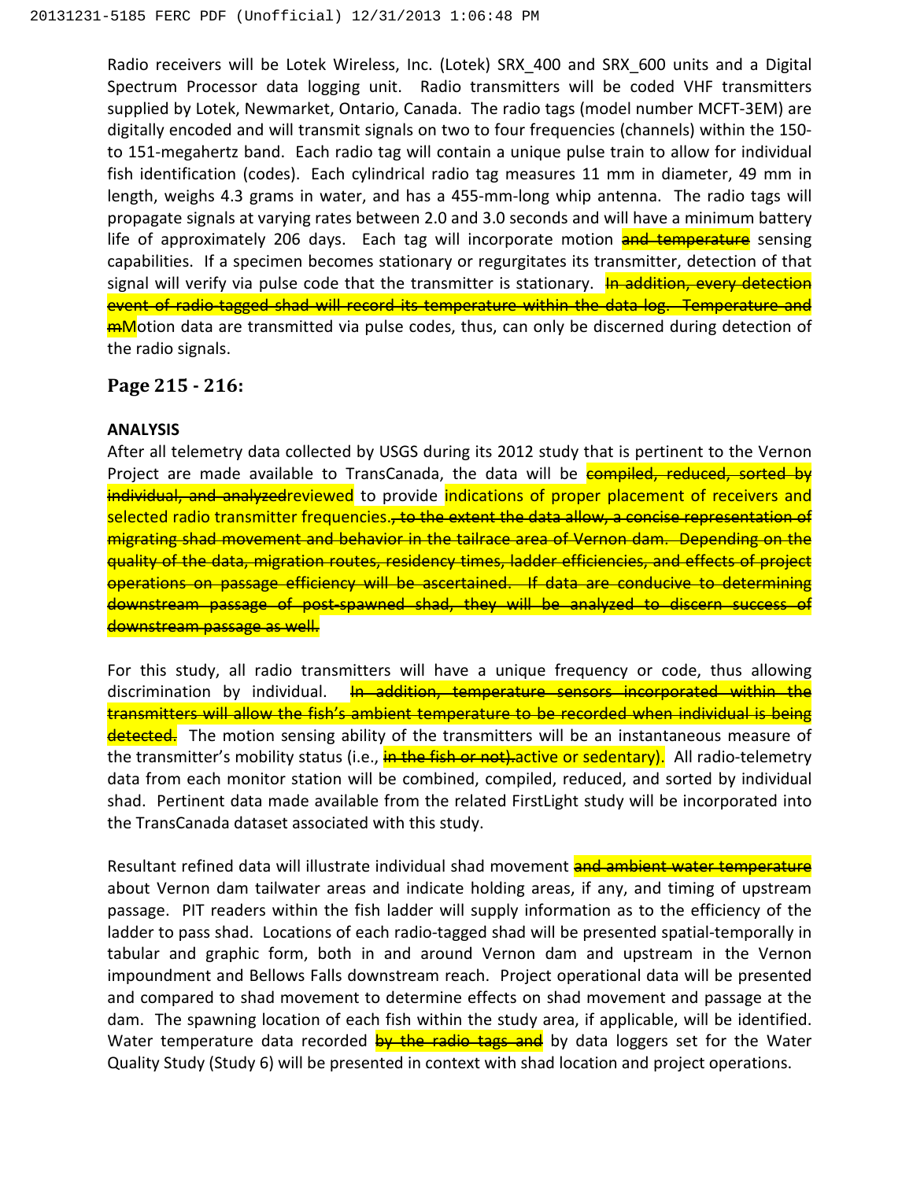Radio receivers will be Lotek Wireless, Inc. (Lotek) SRX_400 and SRX_600 units and a Digital Spectrum Processor data logging unit. Radio transmitters will be coded VHF transmitters supplied by Lotek, Newmarket, Ontario, Canada. The radio tags (model number MCFT-3EM) are digitally encoded and will transmit signals on two to four frequencies (channels) within the 150- to 151-megahertz band. Each radio tag will contain a unique pulse train to allow for individual fish identification (codes). Each cylindrical radio tag measures 11 mm in diameter, 49 mm in length, weighs 4.3 grams in water, and has a 455-mm-long whip antenna. The radio tags will propagate signals at varying rates between 2.0 and 3.0 seconds and will have a minimum battery life of approximately 206 days. Each tag will incorporate motion ~~and temperature~~ sensing capabilities. If a specimen becomes stationary or regurgitates its transmitter, detection of that signal will verify via pulse code that the transmitter is stationary. ~~In addition, every detection event of radio-tagged shad will record its temperature within the data log. Temperature and m~~Motion data are transmitted via pulse codes, thus, can only be discerned during detection of the radio signals.

### Page 215 - 216:

**ANALYSIS**

After all telemetry data collected by USGS during its 2012 study that is pertinent to the Vernon Project are made available to TransCanada, the data will be ~~compiled, reduced, sorted by individual, and analyzed~~reviewed to provide indications of proper placement of receivers and selected radio transmitter frequencies.~~, to the extent the data allow, a concise representation of migrating shad movement and behavior in the tailrace area of Vernon dam. Depending on the quality of the data, migration routes, residency times, ladder efficiencies, and effects of project operations on passage efficiency will be ascertained. If data are conducive to determining downstream passage of post-spawned shad, they will be analyzed to discern success of downstream passage as well.~~

For this study, all radio transmitters will have a unique frequency or code, thus allowing discrimination by individual. ~~In addition, temperature sensors incorporated within the transmitters will allow the fish's ambient temperature to be recorded when individual is being detected.~~ The motion sensing ability of the transmitters will be an instantaneous measure of the transmitter's mobility status (i.e., ~~in the fish or not).~~active or sedentary). All radio-telemetry data from each monitor station will be combined, compiled, reduced, and sorted by individual shad. Pertinent data made available from the related FirstLight study will be incorporated into the TransCanada dataset associated with this study.

Resultant refined data will illustrate individual shad movement ~~and ambient water temperature~~ about Vernon dam tailwater areas and indicate holding areas, if any, and timing of upstream passage. PIT readers within the fish ladder will supply information as to the efficiency of the ladder to pass shad. Locations of each radio-tagged shad will be presented spatial-temporally in tabular and graphic form, both in and around Vernon dam and upstream in the Vernon impoundment and Bellows Falls downstream reach. Project operational data will be presented and compared to shad movement to determine effects on shad movement and passage at the dam. The spawning location of each fish within the study area, if applicable, will be identified. Water temperature data recorded ~~by the radio tags and~~ by data loggers set for the Water Quality Study (Study 6) will be presented in context with shad location and project operations.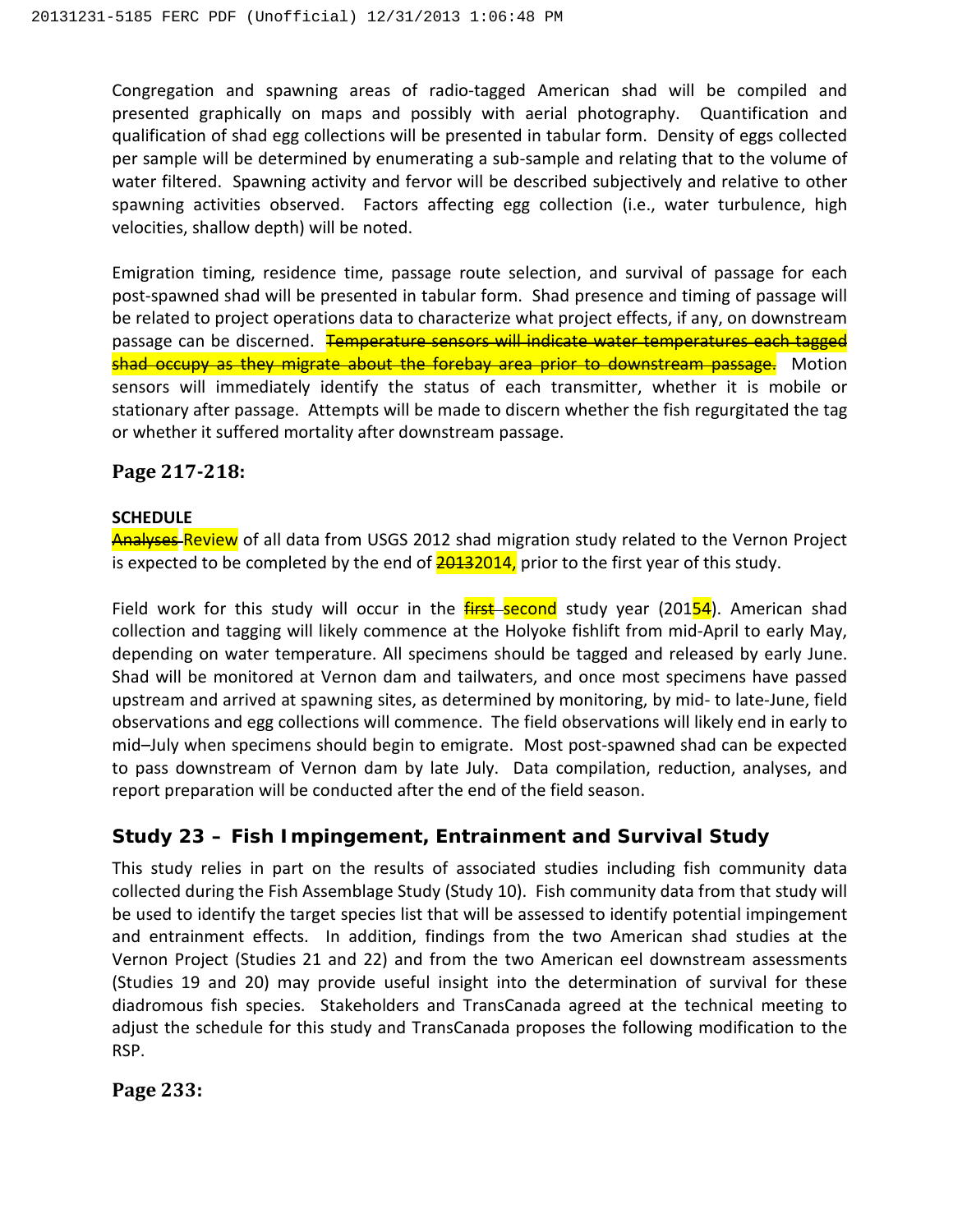Congregation and spawning areas of radio-tagged American shad will be compiled and presented graphically on maps and possibly with aerial photography. Quantification and qualification of shad egg collections will be presented in tabular form. Density of eggs collected per sample will be determined by enumerating a sub-sample and relating that to the volume of water filtered. Spawning activity and fervor will be described subjectively and relative to other spawning activities observed. Factors affecting egg collection (i.e., water turbulence, high velocities, shallow depth) will be noted.

Emigration timing, residence time, passage route selection, and survival of passage for each post-spawned shad will be presented in tabular form. Shad presence and timing of passage will be related to project operations data to characterize what project effects, if any, on downstream passage can be discerned. ~~Temperature sensors will indicate water temperatures each tagged shad occupy as they migrate about the forebay area prior to downstream passage.~~ Motion sensors will immediately identify the status of each transmitter, whether it is mobile or stationary after passage. Attempts will be made to discern whether the fish regurgitated the tag or whether it suffered mortality after downstream passage.

### Page 217-218:

**SCHEDULE**

~~Analyses~~ Review of all data from USGS 2012 shad migration study related to the Vernon Project is expected to be completed by the end of ~~2013~~2014, prior to the first year of this study.

Field work for this study will occur in the ~~first~~ second study year (201~~5~~4). American shad collection and tagging will likely commence at the Holyoke fishlift from mid-April to early May, depending on water temperature. All specimens should be tagged and released by early June. Shad will be monitored at Vernon dam and tailwaters, and once most specimens have passed upstream and arrived at spawning sites, as determined by monitoring, by mid- to late-June, field observations and egg collections will commence. The field observations will likely end in early to mid–July when specimens should begin to emigrate. Most post-spawned shad can be expected to pass downstream of Vernon dam by late July. Data compilation, reduction, analyses, and report preparation will be conducted after the end of the field season.

## Study 23 – Fish Impingement, Entrainment and Survival Study

This study relies in part on the results of associated studies including fish community data collected during the Fish Assemblage Study (Study 10). Fish community data from that study will be used to identify the target species list that will be assessed to identify potential impingement and entrainment effects. In addition, findings from the two American shad studies at the Vernon Project (Studies 21 and 22) and from the two American eel downstream assessments (Studies 19 and 20) may provide useful insight into the determination of survival for these diadromous fish species. Stakeholders and TransCanada agreed at the technical meeting to adjust the schedule for this study and TransCanada proposes the following modification to the RSP.

### Page 233: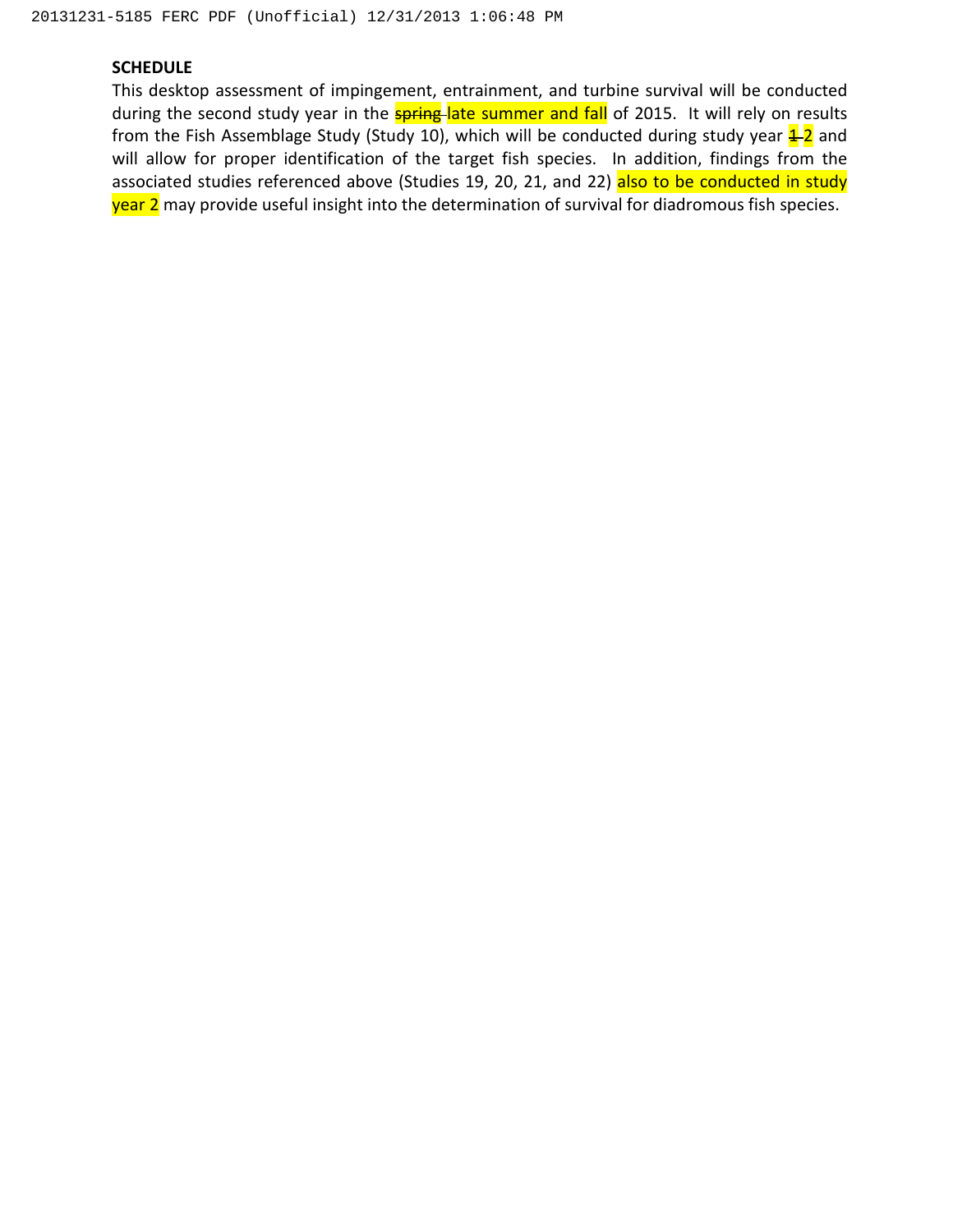**SCHEDULE**

This desktop assessment of impingement, entrainment, and turbine survival will be conducted during the second study year in the ~~spring~~ late summer and fall of 2015. It will rely on results from the Fish Assemblage Study (Study 10), which will be conducted during study year ~~1~~ 2 and will allow for proper identification of the target fish species. In addition, findings from the associated studies referenced above (Studies 19, 20, 21, and 22) also to be conducted in study year 2 may provide useful insight into the determination of survival for diadromous fish species.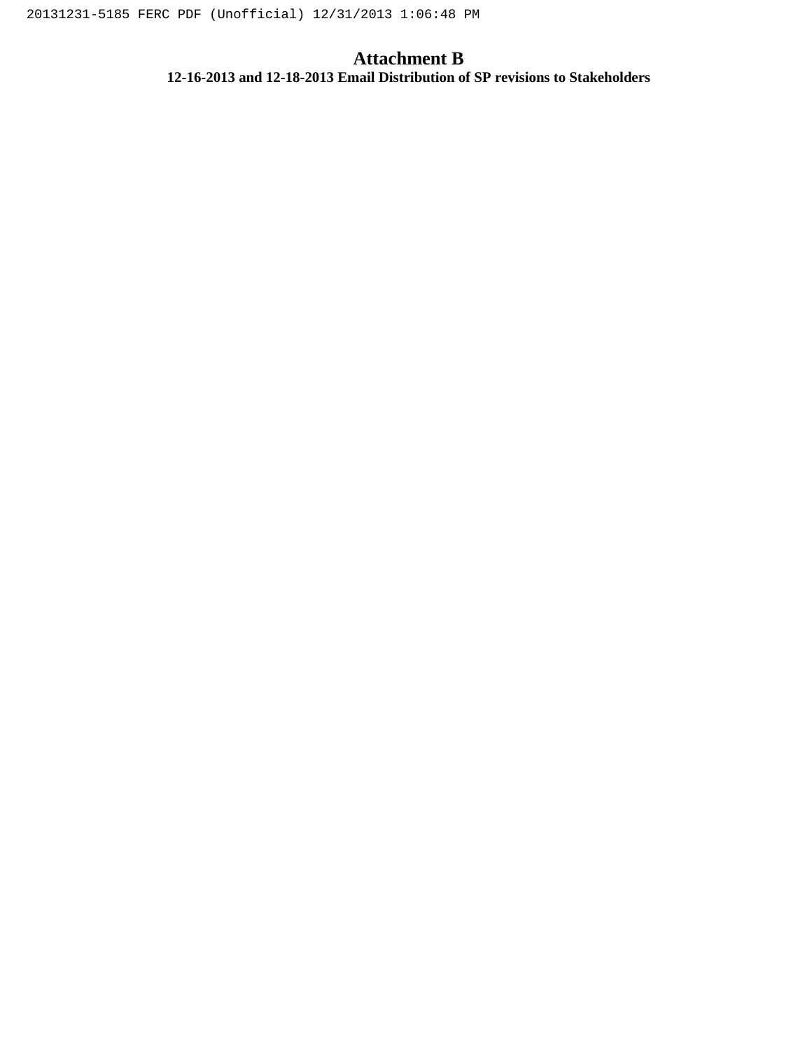# Attachment B

**12-16-2013 and 12-18-2013 Email Distribution of SP revisions to Stakeholders**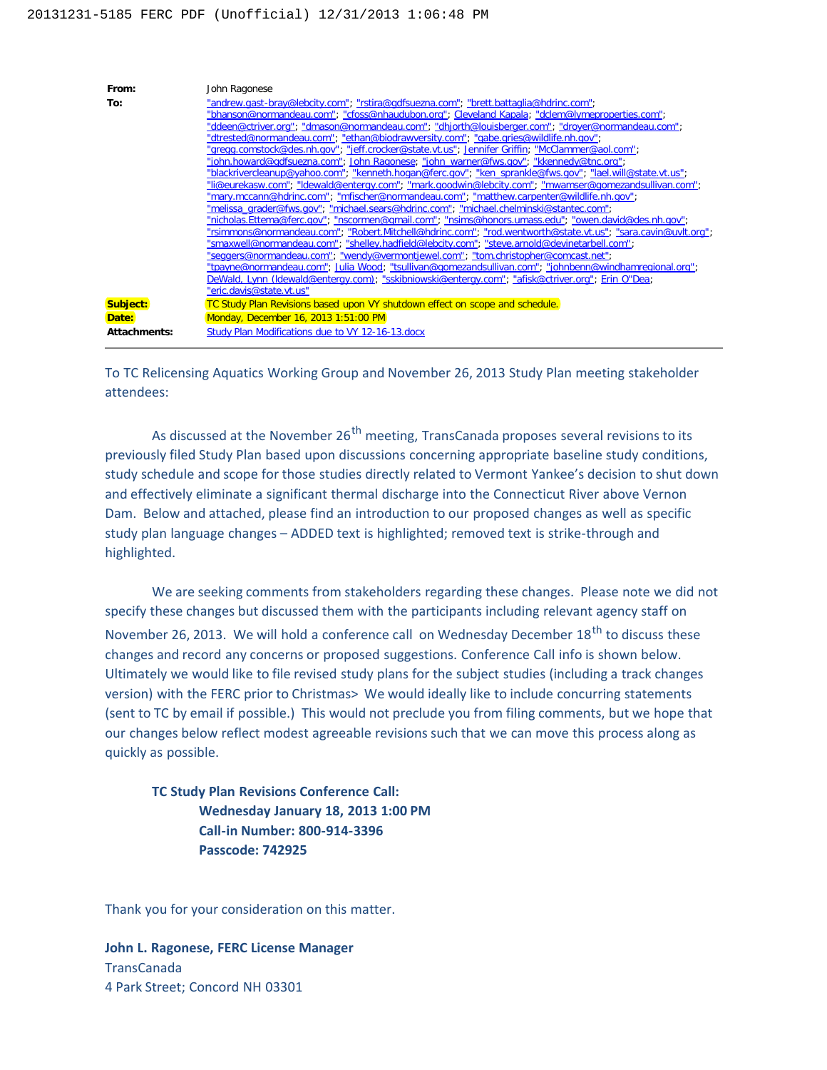| | |
|---|---|
| **From:** | John Ragonese |
| **To:** | "andrew.gast-bray@lebcity.com"; "rstira@gdfsuezna.com"; "brett.battaglia@hdrinc.com"; "bhanson@normandeau.com"; "cfoss@nhaudubon.org"; Cleveland Kapala; "dclem@lymeproperties.com"; "ddeen@ctriver.org"; "dmason@normandeau.com"; "dhjorth@louisberger.com"; "droyer@normandeau.com"; "dtrested@normandeau.com"; "ethan@biodrawversity.com"; "gabe.gries@wildlife.nh.gov"; "gregg.comstock@des.nh.gov"; "jeff.crocker@state.vt.us"; Jennifer Griffin; "McClammer@aol.com"; "john.howard@gdfsuezna.com"; John Ragonese; "john_warner@fws.gov"; "kkennedy@tnc.org"; "blackrivercleanup@yahoo.com"; "kenneth.hogan@ferc.gov"; "ken_sprankle@fws.gov"; "lael.will@state.vt.us"; "li@eurekasw.com"; "ldewald@entergy.com"; "mark.goodwin@lebcity.com"; "mwamser@gomezandsullivan.com"; "mary.mccann@hdrinc.com"; "mfischer@normandeau.com"; "matthew.carpenter@wildlife.nh.gov"; "melissa_grader@fws.gov"; "michael.sears@hdrinc.com"; "michael.chelminski@stantec.com"; "nicholas.Ettema@ferc.gov"; "nscormen@gmail.com"; "nsims@honors.umass.edu"; "owen.david@des.nh.gov"; "rsimmons@normandeau.com"; "Robert.Mitchell@hdrinc.com"; "rod.wentworth@state.vt.us"; "sara.cavin@uvlt.org"; "smaxwell@normandeau.com"; "shelley.hadfield@lebcity.com"; "steve.arnold@devinetarbell.com"; "seggers@normandeau.com"; "wendy@vermontjewel.com"; "tom.christopher@comcast.net"; "tpayne@normandeau.com"; Julia Wood; "tsullivan@gomezandsullivan.com"; "johnbenn@windhamregional.org"; DeWald, Lynn (ldewald@entergy.com); "sskibniowski@entergy.com"; "afisk@ctriver.org"; Erin O'Dea; "eric.davis@state.vt.us" |
| **Subject:** | TC Study Plan Revisions based upon VY shutdown effect on scope and schedule. |
| **Date:** | Monday, December 16, 2013 1:51:00 PM |
| **Attachments:** | Study Plan Modifications due to VY 12-16-13.docx |

---

To TC Relicensing Aquatics Working Group and November 26, 2013 Study Plan meeting stakeholder attendees:

As discussed at the November 26th meeting, TransCanada proposes several revisions to its previously filed Study Plan based upon discussions concerning appropriate baseline study conditions, study schedule and scope for those studies directly related to Vermont Yankee's decision to shut down and effectively eliminate a significant thermal discharge into the Connecticut River above Vernon Dam. Below and attached, please find an introduction to our proposed changes as well as specific study plan language changes – ADDED text is highlighted; removed text is strike-through and highlighted.

We are seeking comments from stakeholders regarding these changes. Please note we did not specify these changes but discussed them with the participants including relevant agency staff on November 26, 2013. We will hold a conference call on Wednesday December 18th to discuss these changes and record any concerns or proposed suggestions. Conference Call info is shown below. Ultimately we would like to file revised study plans for the subject studies (including a track changes version) with the FERC prior to Christmas> We would ideally like to include concurring statements (sent to TC by email if possible.) This would not preclude you from filing comments, but we hope that our changes below reflect modest agreeable revisions such that we can move this process along as quickly as possible.

**TC Study Plan Revisions Conference Call:**
**Wednesday January 18, 2013 1:00 PM**
**Call-in Number: 800-914-3396**
**Passcode: 742925**

Thank you for your consideration on this matter.

**John L. Ragonese, FERC License Manager**
TransCanada
4 Park Street; Concord NH 03301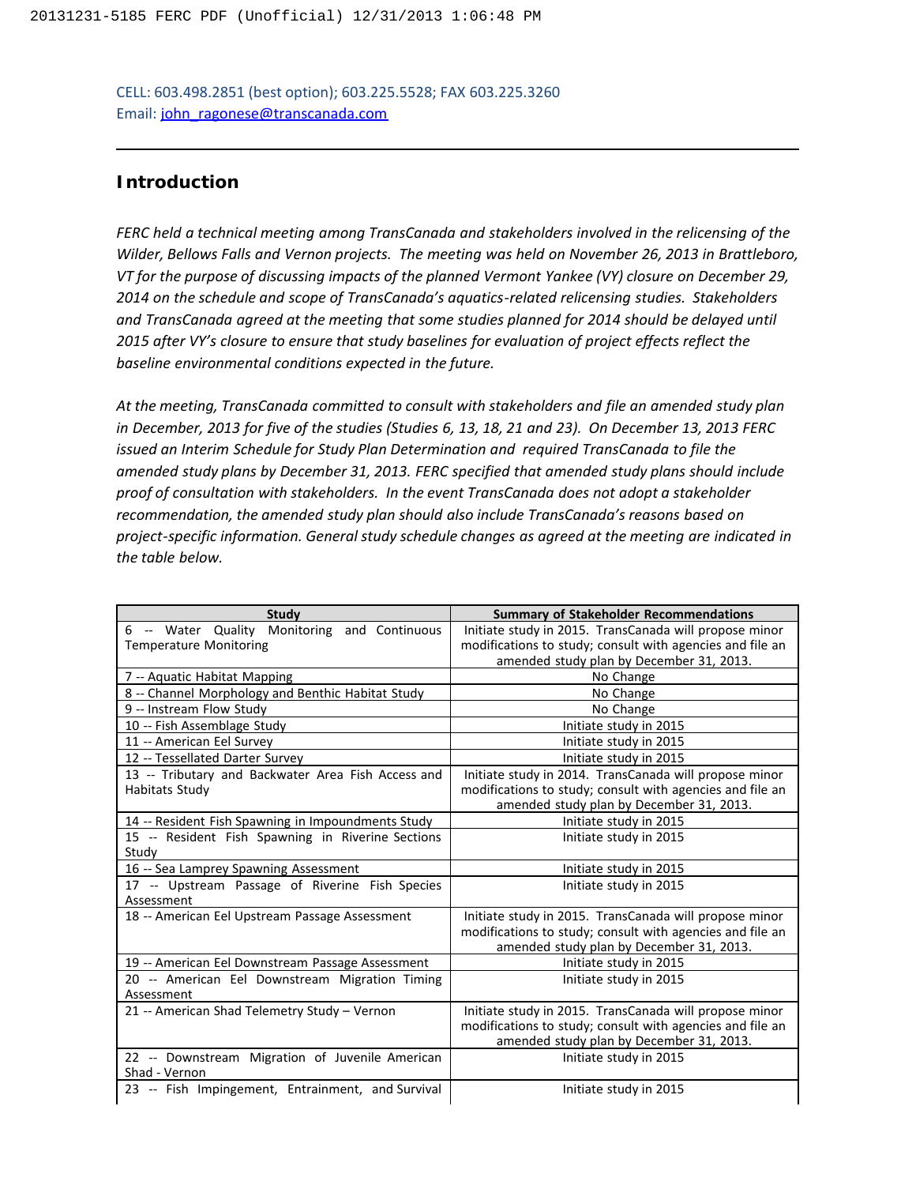CELL: 603.498.2851 (best option); 603.225.5528; FAX 603.225.3260
Email: john_ragonese@transcanada.com

---

## Introduction

*FERC held a technical meeting among TransCanada and stakeholders involved in the relicensing of the Wilder, Bellows Falls and Vernon projects. The meeting was held on November 26, 2013 in Brattleboro, VT for the purpose of discussing impacts of the planned Vermont Yankee (VY) closure on December 29, 2014 on the schedule and scope of TransCanada's aquatics-related relicensing studies. Stakeholders and TransCanada agreed at the meeting that some studies planned for 2014 should be delayed until 2015 after VY's closure to ensure that study baselines for evaluation of project effects reflect the baseline environmental conditions expected in the future.*

*At the meeting, TransCanada committed to consult with stakeholders and file an amended study plan in December, 2013 for five of the studies (Studies 6, 13, 18, 21 and 23). On December 13, 2013 FERC issued an Interim Schedule for Study Plan Determination and required TransCanada to file the amended study plans by December 31, 2013. FERC specified that amended study plans should include proof of consultation with stakeholders. In the event TransCanada does not adopt a stakeholder recommendation, the amended study plan should also include TransCanada's reasons based on project-specific information. General study schedule changes as agreed at the meeting are indicated in the table below.*

| Study | Summary of Stakeholder Recommendations |
|---|---|
| 6 -- Water Quality Monitoring and Continuous Temperature Monitoring | Initiate study in 2015. TransCanada will propose minor modifications to study; consult with agencies and file an amended study plan by December 31, 2013. |
| 7 -- Aquatic Habitat Mapping | No Change |
| 8 -- Channel Morphology and Benthic Habitat Study | No Change |
| 9 -- Instream Flow Study | No Change |
| 10 -- Fish Assemblage Study | Initiate study in 2015 |
| 11 -- American Eel Survey | Initiate study in 2015 |
| 12 -- Tessellated Darter Survey | Initiate study in 2015 |
| 13 -- Tributary and Backwater Area Fish Access and Habitats Study | Initiate study in 2014. TransCanada will propose minor modifications to study; consult with agencies and file an amended study plan by December 31, 2013. |
| 14 -- Resident Fish Spawning in Impoundments Study | Initiate study in 2015 |
| 15 -- Resident Fish Spawning in Riverine Sections Study | Initiate study in 2015 |
| 16 -- Sea Lamprey Spawning Assessment | Initiate study in 2015 |
| 17 -- Upstream Passage of Riverine Fish Species Assessment | Initiate study in 2015 |
| 18 -- American Eel Upstream Passage Assessment | Initiate study in 2015. TransCanada will propose minor modifications to study; consult with agencies and file an amended study plan by December 31, 2013. |
| 19 -- American Eel Downstream Passage Assessment | Initiate study in 2015 |
| 20 -- American Eel Downstream Migration Timing Assessment | Initiate study in 2015 |
| 21 -- American Shad Telemetry Study – Vernon | Initiate study in 2015. TransCanada will propose minor modifications to study; consult with agencies and file an amended study plan by December 31, 2013. |
| 22 -- Downstream Migration of Juvenile American Shad - Vernon | Initiate study in 2015 |
| 23 -- Fish Impingement, Entrainment, and Survival | Initiate study in 2015 |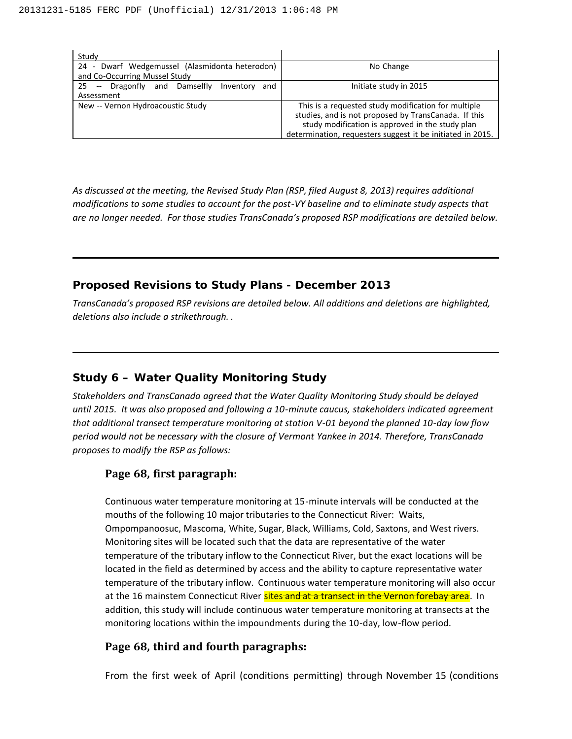| Study | |
|---|---|
| 24 - Dwarf Wedgemussel (Alasmidonta heterodon) and Co-Occurring Mussel Study | No Change |
| 25 -- Dragonfly and Damselfly Inventory and Assessment | Initiate study in 2015 |
| New -- Vernon Hydroacoustic Study | This is a requested study modification for multiple studies, and is not proposed by TransCanada. If this study modification is approved in the study plan determination, requesters suggest it be initiated in 2015. |

*As discussed at the meeting, the Revised Study Plan (RSP, filed August 8, 2013) requires additional modifications to some studies to account for the post-VY baseline and to eliminate study aspects that are no longer needed. For those studies TransCanada's proposed RSP modifications are detailed below.*

---

## Proposed Revisions to Study Plans - December 2013

*TransCanada's proposed RSP revisions are detailed below. All additions and deletions are highlighted, deletions also include a strikethrough. .*

---

## Study 6 – Water Quality Monitoring Study

*Stakeholders and TransCanada agreed that the Water Quality Monitoring Study should be delayed until 2015. It was also proposed and following a 10-minute caucus, stakeholders indicated agreement that additional transect temperature monitoring at station V-01 beyond the planned 10-day low flow period would not be necessary with the closure of Vermont Yankee in 2014. Therefore, TransCanada proposes to modify the RSP as follows:*

### Page 68, first paragraph:

Continuous water temperature monitoring at 15-minute intervals will be conducted at the mouths of the following 10 major tributaries to the Connecticut River: Waits, Ompompanoosuc, Mascoma, White, Sugar, Black, Williams, Cold, Saxtons, and West rivers. Monitoring sites will be located such that the data are representative of the water temperature of the tributary inflow to the Connecticut River, but the exact locations will be located in the field as determined by access and the ability to capture representative water temperature of the tributary inflow. Continuous water temperature monitoring will also occur at the 16 mainstem Connecticut River sites ~~and at a transect in the Vernon forebay area~~. In addition, this study will include continuous water temperature monitoring at transects at the monitoring locations within the impoundments during the 10-day, low-flow period.

### Page 68, third and fourth paragraphs:

From the first week of April (conditions permitting) through November 15 (conditions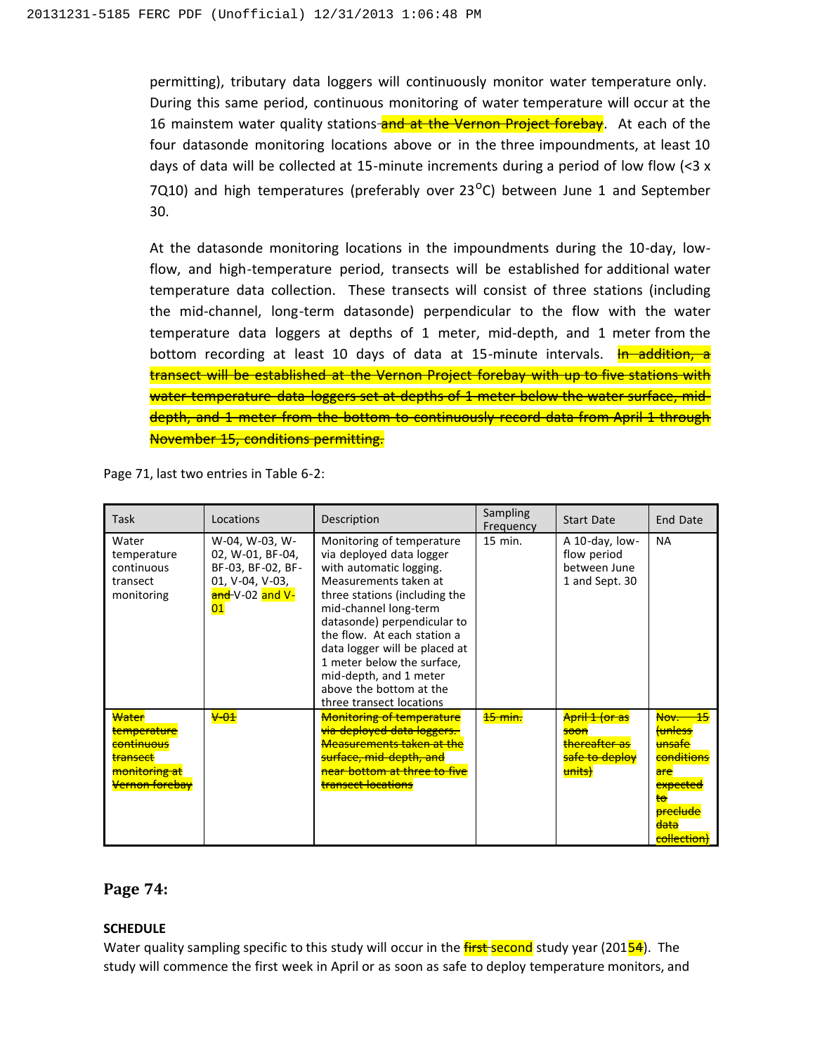permitting), tributary data loggers will continuously monitor water temperature only. During this same period, continuous monitoring of water temperature will occur at the 16 mainstem water quality stations ~~and at the Vernon Project forebay~~. At each of the four datasonde monitoring locations above or in the three impoundments, at least 10 days of data will be collected at 15-minute increments during a period of low flow (<3 x 7Q10) and high temperatures (preferably over 23°C) between June 1 and September 30.

At the datasonde monitoring locations in the impoundments during the 10-day, low-flow, and high-temperature period, transects will be established for additional water temperature data collection. These transects will consist of three stations (including the mid-channel, long-term datasonde) perpendicular to the flow with the water temperature data loggers at depths of 1 meter, mid-depth, and 1 meter from the bottom recording at least 10 days of data at 15-minute intervals. ~~In addition, a transect will be established at the Vernon Project forebay with up to five stations with water temperature data loggers set at depths of 1 meter below the water surface, mid-depth, and 1 meter from the bottom to continuously record data from April 1 through November 15, conditions permitting.~~

Page 71, last two entries in Table 6-2:

| Task | Locations | Description | Sampling Frequency | Start Date | End Date |
|---|---|---|---|---|---|
| Water temperature continuous transect monitoring | W-04, W-03, W-02, W-01, BF-04, BF-03, BF-02, BF-01, V-04, V-03, ~~and~~ V-02 and V-01 | Monitoring of temperature via deployed data logger with automatic logging. Measurements taken at three stations (including the mid-channel long-term datasonde) perpendicular to the flow. At each station a data logger will be placed at 1 meter below the surface, mid-depth, and 1 meter above the bottom at the three transect locations | 15 min. | A 10-day, low-flow period between June 1 and Sept. 30 | NA |
| ~~Water temperature continuous transect monitoring at Vernon forebay~~ | ~~V-01~~ | ~~Monitoring of temperature via deployed data loggers. Measurements taken at the surface, mid-depth, and near bottom at three to five transect locations~~ | ~~15 min.~~ | ~~April 1 (or as soon thereafter as safe to deploy units)~~ | ~~Nov. 15 (unless unsafe conditions are expected to preclude data collection)~~ |

## Page 74:

**SCHEDULE**

Water quality sampling specific to this study will occur in the ~~first~~ second study year (201~~5~~4). The study will commence the first week in April or as soon as safe to deploy temperature monitors, and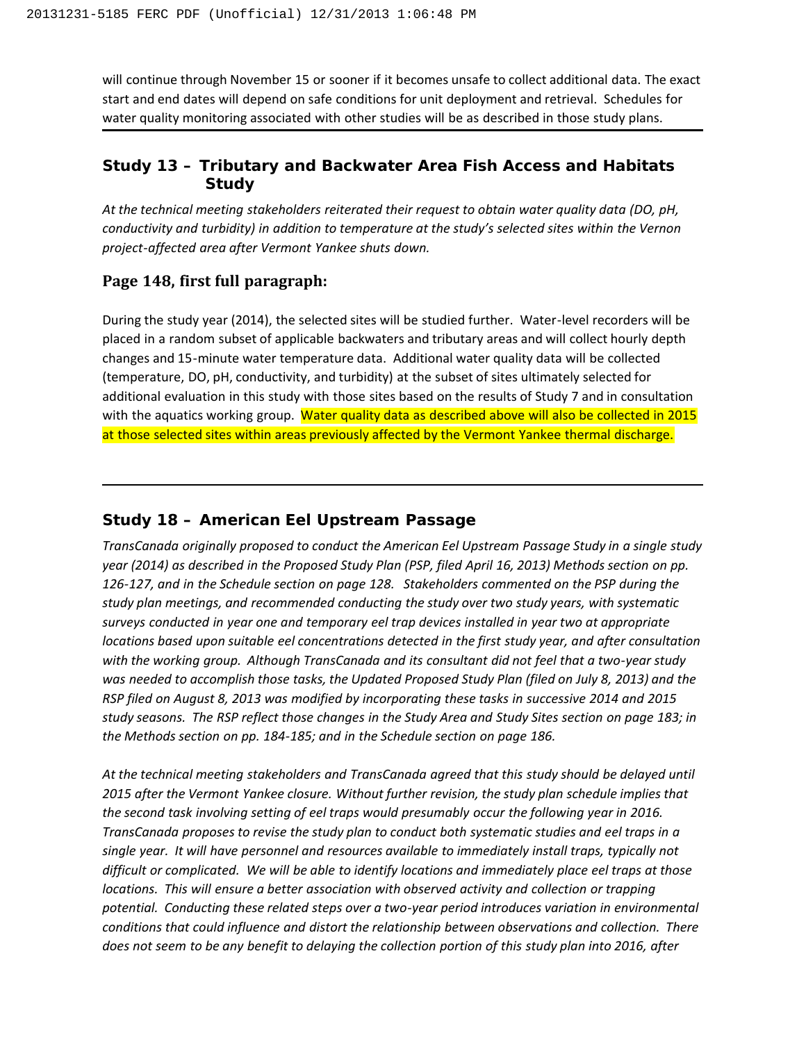will continue through November 15 or sooner if it becomes unsafe to collect additional data. The exact start and end dates will depend on safe conditions for unit deployment and retrieval. Schedules for water quality monitoring associated with other studies will be as described in those study plans.

---

## Study 13 – Tributary and Backwater Area Fish Access and Habitats Study

*At the technical meeting stakeholders reiterated their request to obtain water quality data (DO, pH, conductivity and turbidity) in addition to temperature at the study's selected sites within the Vernon project-affected area after Vermont Yankee shuts down.*

### Page 148, first full paragraph:

During the study year (2014), the selected sites will be studied further. Water-level recorders will be placed in a random subset of applicable backwaters and tributary areas and will collect hourly depth changes and 15-minute water temperature data. Additional water quality data will be collected (temperature, DO, pH, conductivity, and turbidity) at the subset of sites ultimately selected for additional evaluation in this study with those sites based on the results of Study 7 and in consultation with the aquatics working group. Water quality data as described above will also be collected in 2015 at those selected sites within areas previously affected by the Vermont Yankee thermal discharge.

---

## Study 18 – American Eel Upstream Passage

*TransCanada originally proposed to conduct the American Eel Upstream Passage Study in a single study year (2014) as described in the Proposed Study Plan (PSP, filed April 16, 2013) Methods section on pp. 126-127, and in the Schedule section on page 128. Stakeholders commented on the PSP during the study plan meetings, and recommended conducting the study over two study years, with systematic surveys conducted in year one and temporary eel trap devices installed in year two at appropriate locations based upon suitable eel concentrations detected in the first study year, and after consultation with the working group. Although TransCanada and its consultant did not feel that a two-year study was needed to accomplish those tasks, the Updated Proposed Study Plan (filed on July 8, 2013) and the RSP filed on August 8, 2013 was modified by incorporating these tasks in successive 2014 and 2015 study seasons. The RSP reflect those changes in the Study Area and Study Sites section on page 183; in the Methods section on pp. 184-185; and in the Schedule section on page 186.*

*At the technical meeting stakeholders and TransCanada agreed that this study should be delayed until 2015 after the Vermont Yankee closure. Without further revision, the study plan schedule implies that the second task involving setting of eel traps would presumably occur the following year in 2016. TransCanada proposes to revise the study plan to conduct both systematic studies and eel traps in a single year. It will have personnel and resources available to immediately install traps, typically not difficult or complicated. We will be able to identify locations and immediately place eel traps at those locations. This will ensure a better association with observed activity and collection or trapping potential. Conducting these related steps over a two-year period introduces variation in environmental conditions that could influence and distort the relationship between observations and collection. There does not seem to be any benefit to delaying the collection portion of this study plan into 2016, after*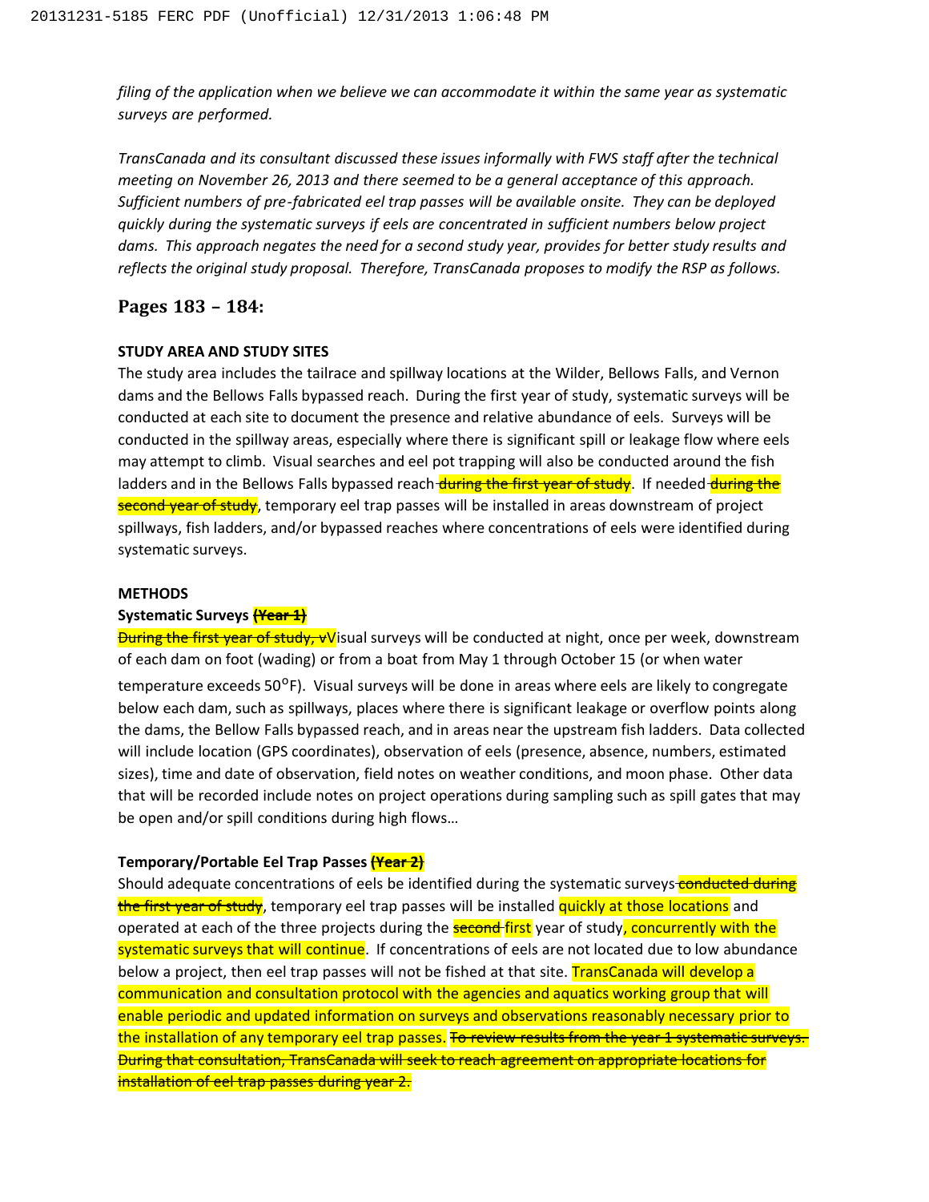*filing of the application when we believe we can accommodate it within the same year as systematic surveys are performed.*

*TransCanada and its consultant discussed these issues informally with FWS staff after the technical meeting on November 26, 2013 and there seemed to be a general acceptance of this approach. Sufficient numbers of pre-fabricated eel trap passes will be available onsite. They can be deployed quickly during the systematic surveys if eels are concentrated in sufficient numbers below project dams. This approach negates the need for a second study year, provides for better study results and reflects the original study proposal. Therefore, TransCanada proposes to modify the RSP as follows.*

## Pages 183 – 184:

**STUDY AREA AND STUDY SITES**

The study area includes the tailrace and spillway locations at the Wilder, Bellows Falls, and Vernon dams and the Bellows Falls bypassed reach. During the first year of study, systematic surveys will be conducted at each site to document the presence and relative abundance of eels. Surveys will be conducted in the spillway areas, especially where there is significant spill or leakage flow where eels may attempt to climb. Visual searches and eel pot trapping will also be conducted around the fish ladders and in the Bellows Falls bypassed reach ~~during the first year of study~~. If needed ~~during the second year of study~~, temporary eel trap passes will be installed in areas downstream of project spillways, fish ladders, and/or bypassed reaches where concentrations of eels were identified during systematic surveys.

**METHODS**

**Systematic Surveys ~~(Year 1)~~**

~~During the first year of study, v~~Visual surveys will be conducted at night, once per week, downstream of each dam on foot (wading) or from a boat from May 1 through October 15 (or when water temperature exceeds 50°F). Visual surveys will be done in areas where eels are likely to congregate below each dam, such as spillways, places where there is significant leakage or overflow points along the dams, the Bellow Falls bypassed reach, and in areas near the upstream fish ladders. Data collected will include location (GPS coordinates), observation of eels (presence, absence, numbers, estimated sizes), time and date of observation, field notes on weather conditions, and moon phase. Other data that will be recorded include notes on project operations during sampling such as spill gates that may be open and/or spill conditions during high flows…

**Temporary/Portable Eel Trap Passes ~~(Year 2)~~**

Should adequate concentrations of eels be identified during the systematic surveys ~~conducted during the first year of study~~, temporary eel trap passes will be installed quickly at those locations and operated at each of the three projects during the ~~second~~ first year of study, concurrently with the systematic surveys that will continue. If concentrations of eels are not located due to low abundance below a project, then eel trap passes will not be fished at that site. TransCanada will develop a communication and consultation protocol with the agencies and aquatics working group that will enable periodic and updated information on surveys and observations reasonably necessary prior to the installation of any temporary eel trap passes. ~~To review results from the year 1 systematic surveys. During that consultation, TransCanada will seek to reach agreement on appropriate locations for installation of eel trap passes during year 2.~~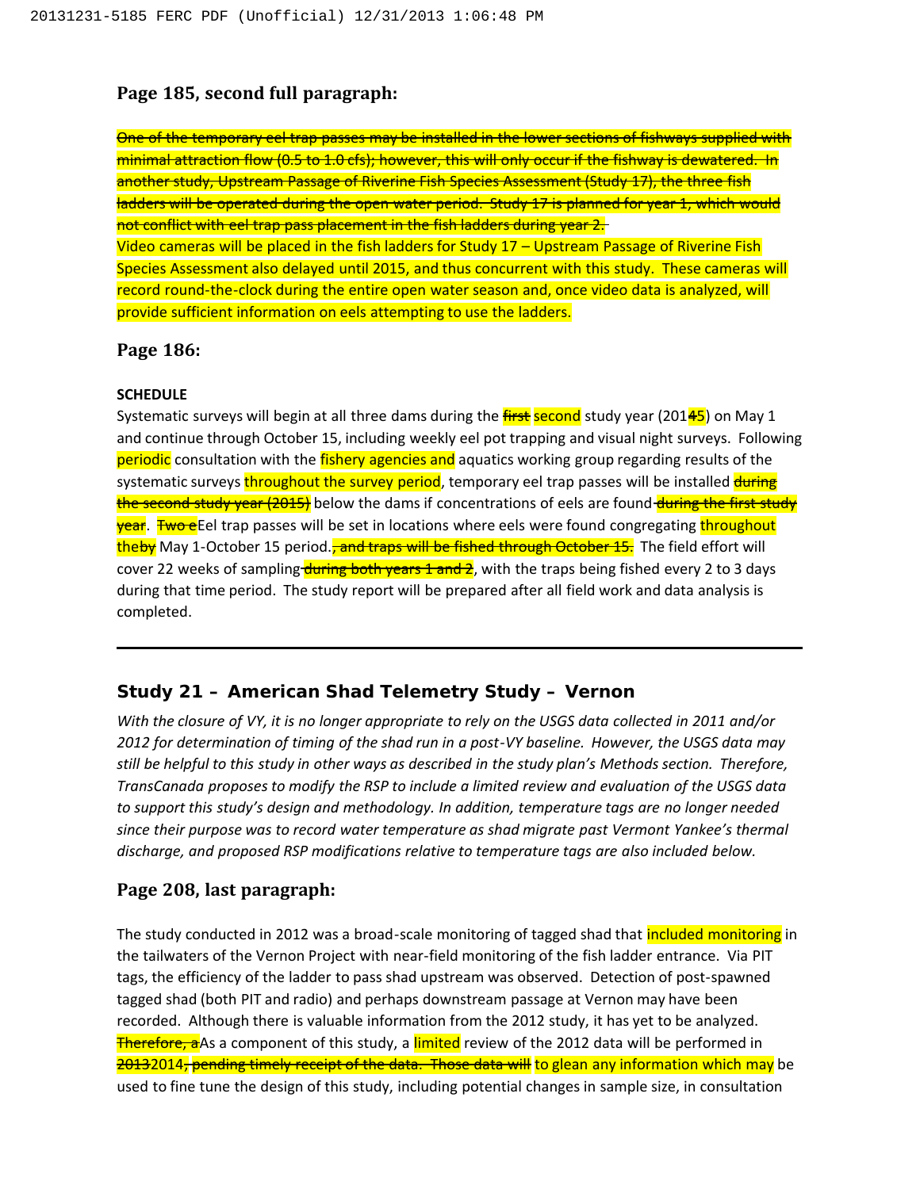### Page 185, second full paragraph:

~~One of the temporary eel trap passes may be installed in the lower sections of fishways supplied with minimal attraction flow (0.5 to 1.0 cfs); however, this will only occur if the fishway is dewatered. In another study, Upstream Passage of Riverine Fish Species Assessment (Study 17), the three fish ladders will be operated during the open water period. Study 17 is planned for year 1, which would not conflict with eel trap pass placement in the fish ladders during year 2.~~

Video cameras will be placed in the fish ladders for Study 17 – Upstream Passage of Riverine Fish Species Assessment also delayed until 2015, and thus concurrent with this study. These cameras will record round-the-clock during the entire open water season and, once video data is analyzed, will provide sufficient information on eels attempting to use the ladders.

### Page 186:

**SCHEDULE**

Systematic surveys will begin at all three dams during the ~~first~~ second study year (201~~4~~5) on May 1 and continue through October 15, including weekly eel pot trapping and visual night surveys. Following periodic consultation with the fishery agencies and aquatics working group regarding results of the systematic surveys throughout the survey period, temporary eel trap passes will be installed ~~during the second study year (2015)~~ below the dams if concentrations of eels are found ~~during the first study year~~. ~~Two e~~Eel trap passes will be set in locations where eels were found congregating throughout the~~by~~ May 1-October 15 period.~~, and traps will be fished through October 15.~~ The field effort will cover 22 weeks of sampling ~~during both years 1 and 2~~, with the traps being fished every 2 to 3 days during that time period. The study report will be prepared after all field work and data analysis is completed.

---

## Study 21 – American Shad Telemetry Study – Vernon

*With the closure of VY, it is no longer appropriate to rely on the USGS data collected in 2011 and/or 2012 for determination of timing of the shad run in a post-VY baseline. However, the USGS data may still be helpful to this study in other ways as described in the study plan's Methods section. Therefore, TransCanada proposes to modify the RSP to include a limited review and evaluation of the USGS data to support this study's design and methodology. In addition, temperature tags are no longer needed since their purpose was to record water temperature as shad migrate past Vermont Yankee's thermal discharge, and proposed RSP modifications relative to temperature tags are also included below.*

### Page 208, last paragraph:

The study conducted in 2012 was a broad-scale monitoring of tagged shad that included monitoring in the tailwaters of the Vernon Project with near-field monitoring of the fish ladder entrance. Via PIT tags, the efficiency of the ladder to pass shad upstream was observed. Detection of post-spawned tagged shad (both PIT and radio) and perhaps downstream passage at Vernon may have been recorded. Although there is valuable information from the 2012 study, it has yet to be analyzed. ~~Therefore, a~~As a component of this study, a limited review of the 2012 data will be performed in ~~2013~~2014~~, pending timely receipt of the data. Those data will~~ to glean any information which may be used to fine tune the design of this study, including potential changes in sample size, in consultation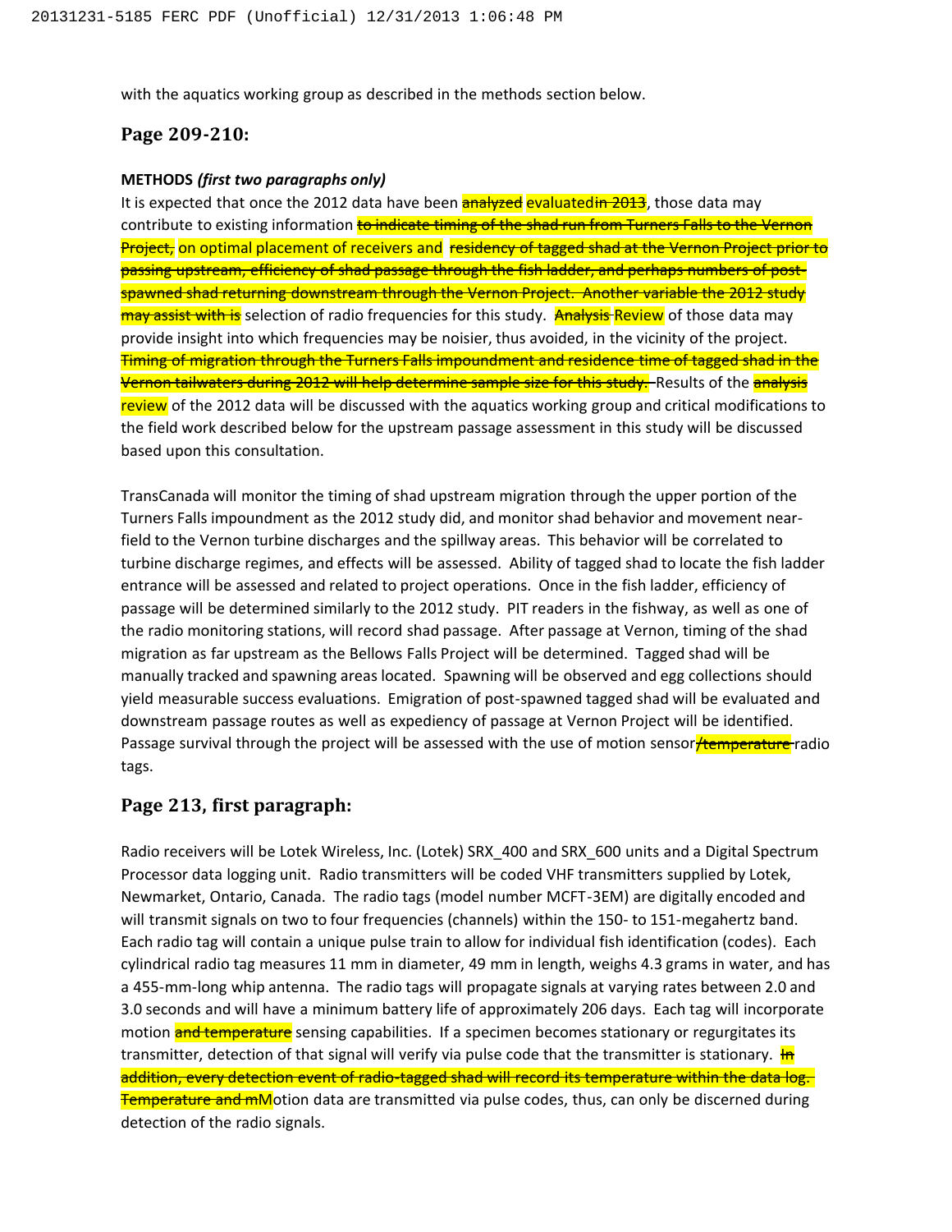with the aquatics working group as described in the methods section below.

## Page 209-210:

**METHODS *(first two paragraphs only)***

It is expected that once the 2012 data have been ~~analyzed~~ evaluated~~in 2013~~, those data may contribute to existing information ~~to indicate timing of the shad run from Turners Falls to the Vernon Project,~~ on optimal placement of receivers and ~~residency of tagged shad at the Vernon Project prior to passing upstream, efficiency of shad passage through the fish ladder, and perhaps numbers of post-spawned shad returning downstream through the Vernon Project. Another variable the 2012 study may assist with is~~ selection of radio frequencies for this study. ~~Analysis~~ Review of those data may provide insight into which frequencies may be noisier, thus avoided, in the vicinity of the project. ~~Timing of migration through the Turners Falls impoundment and residence time of tagged shad in the Vernon tailwaters during 2012 will help determine sample size for this study.~~ Results of the ~~analysis~~ review of the 2012 data will be discussed with the aquatics working group and critical modifications to the field work described below for the upstream passage assessment in this study will be discussed based upon this consultation.

TransCanada will monitor the timing of shad upstream migration through the upper portion of the Turners Falls impoundment as the 2012 study did, and monitor shad behavior and movement near-field to the Vernon turbine discharges and the spillway areas. This behavior will be correlated to turbine discharge regimes, and effects will be assessed. Ability of tagged shad to locate the fish ladder entrance will be assessed and related to project operations. Once in the fish ladder, efficiency of passage will be determined similarly to the 2012 study. PIT readers in the fishway, as well as one of the radio monitoring stations, will record shad passage. After passage at Vernon, timing of the shad migration as far upstream as the Bellows Falls Project will be determined. Tagged shad will be manually tracked and spawning areas located. Spawning will be observed and egg collections should yield measurable success evaluations. Emigration of post-spawned tagged shad will be evaluated and downstream passage routes as well as expediency of passage at Vernon Project will be identified. Passage survival through the project will be assessed with the use of motion sensor~~/temperature~~ radio tags.

## Page 213, first paragraph:

Radio receivers will be Lotek Wireless, Inc. (Lotek) SRX_400 and SRX_600 units and a Digital Spectrum Processor data logging unit. Radio transmitters will be coded VHF transmitters supplied by Lotek, Newmarket, Ontario, Canada. The radio tags (model number MCFT-3EM) are digitally encoded and will transmit signals on two to four frequencies (channels) within the 150- to 151-megahertz band. Each radio tag will contain a unique pulse train to allow for individual fish identification (codes). Each cylindrical radio tag measures 11 mm in diameter, 49 mm in length, weighs 4.3 grams in water, and has a 455-mm-long whip antenna. The radio tags will propagate signals at varying rates between 2.0 and 3.0 seconds and will have a minimum battery life of approximately 206 days. Each tag will incorporate motion ~~and temperature~~ sensing capabilities. If a specimen becomes stationary or regurgitates its transmitter, detection of that signal will verify via pulse code that the transmitter is stationary. ~~In addition, every detection event of radio-tagged shad will record its temperature within the data log. Temperature and m~~Motion data are transmitted via pulse codes, thus, can only be discerned during detection of the radio signals.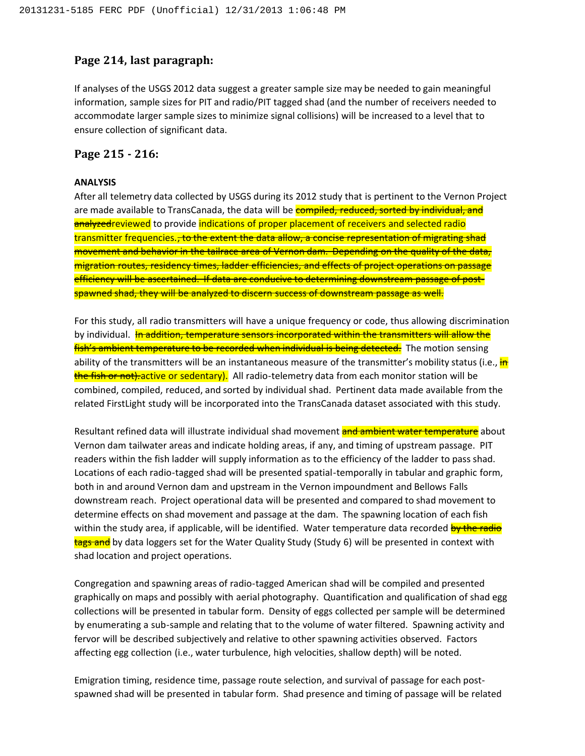## Page 214, last paragraph:

If analyses of the USGS 2012 data suggest a greater sample size may be needed to gain meaningful information, sample sizes for PIT and radio/PIT tagged shad (and the number of receivers needed to accommodate larger sample sizes to minimize signal collisions) will be increased to a level that to ensure collection of significant data.

## Page 215 - 216:

**ANALYSIS**

After all telemetry data collected by USGS during its 2012 study that is pertinent to the Vernon Project are made available to TransCanada, the data will be ~~compiled, reduced, sorted by individual, and analyzed~~reviewed to provide indications of proper placement of receivers and selected radio transmitter frequencies.~~, to the extent the data allow, a concise representation of migrating shad movement and behavior in the tailrace area of Vernon dam. Depending on the quality of the data, migration routes, residency times, ladder efficiencies, and effects of project operations on passage efficiency will be ascertained. If data are conducive to determining downstream passage of post-spawned shad, they will be analyzed to discern success of downstream passage as well.~~

For this study, all radio transmitters will have a unique frequency or code, thus allowing discrimination by individual. ~~In addition, temperature sensors incorporated within the transmitters will allow the fish's ambient temperature to be recorded when individual is being detected.~~ The motion sensing ability of the transmitters will be an instantaneous measure of the transmitter's mobility status (i.e., ~~in the fish or not).~~active or sedentary). All radio-telemetry data from each monitor station will be combined, compiled, reduced, and sorted by individual shad. Pertinent data made available from the related FirstLight study will be incorporated into the TransCanada dataset associated with this study.

Resultant refined data will illustrate individual shad movement ~~and ambient water temperature~~ about Vernon dam tailwater areas and indicate holding areas, if any, and timing of upstream passage. PIT readers within the fish ladder will supply information as to the efficiency of the ladder to pass shad. Locations of each radio-tagged shad will be presented spatial-temporally in tabular and graphic form, both in and around Vernon dam and upstream in the Vernon impoundment and Bellows Falls downstream reach. Project operational data will be presented and compared to shad movement to determine effects on shad movement and passage at the dam. The spawning location of each fish within the study area, if applicable, will be identified. Water temperature data recorded ~~by the radio tags and~~ by data loggers set for the Water Quality Study (Study 6) will be presented in context with shad location and project operations.

Congregation and spawning areas of radio-tagged American shad will be compiled and presented graphically on maps and possibly with aerial photography. Quantification and qualification of shad egg collections will be presented in tabular form. Density of eggs collected per sample will be determined by enumerating a sub-sample and relating that to the volume of water filtered. Spawning activity and fervor will be described subjectively and relative to other spawning activities observed. Factors affecting egg collection (i.e., water turbulence, high velocities, shallow depth) will be noted.

Emigration timing, residence time, passage route selection, and survival of passage for each post-spawned shad will be presented in tabular form. Shad presence and timing of passage will be related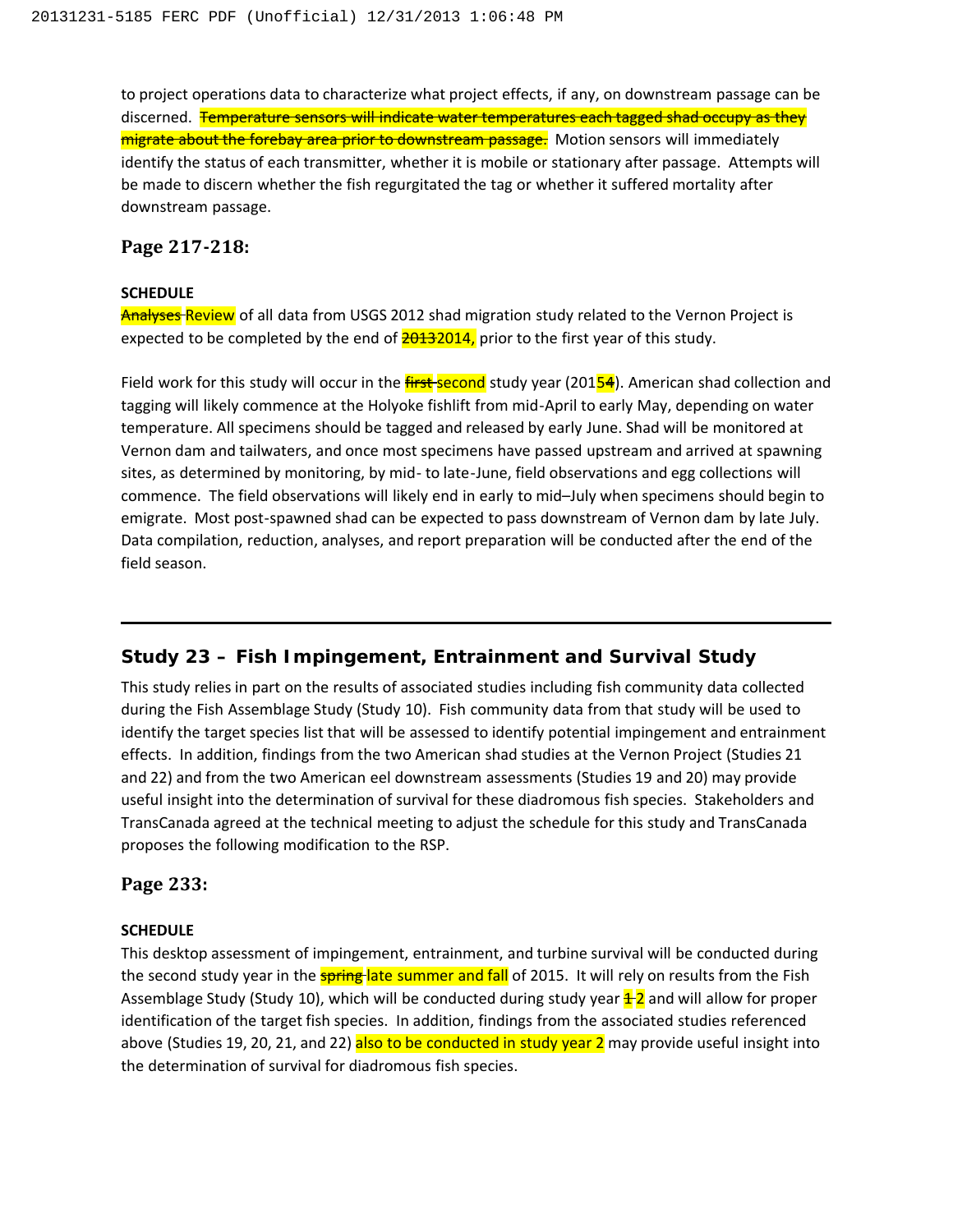to project operations data to characterize what project effects, if any, on downstream passage can be discerned. ~~Temperature sensors will indicate water temperatures each tagged shad occupy as they migrate about the forebay area prior to downstream passage.~~ Motion sensors will immediately identify the status of each transmitter, whether it is mobile or stationary after passage. Attempts will be made to discern whether the fish regurgitated the tag or whether it suffered mortality after downstream passage.

## Page 217-218:

**SCHEDULE**

~~Analyses~~ Review of all data from USGS 2012 shad migration study related to the Vernon Project is expected to be completed by the end of ~~2013~~2014, prior to the first year of this study.

Field work for this study will occur in the ~~first~~ second study year (201~~4~~5). American shad collection and tagging will likely commence at the Holyoke fishlift from mid-April to early May, depending on water temperature. All specimens should be tagged and released by early June. Shad will be monitored at Vernon dam and tailwaters, and once most specimens have passed upstream and arrived at spawning sites, as determined by monitoring, by mid- to late-June, field observations and egg collections will commence. The field observations will likely end in early to mid–July when specimens should begin to emigrate. Most post-spawned shad can be expected to pass downstream of Vernon dam by late July. Data compilation, reduction, analyses, and report preparation will be conducted after the end of the field season.

---

## Study 23 – Fish Impingement, Entrainment and Survival Study

This study relies in part on the results of associated studies including fish community data collected during the Fish Assemblage Study (Study 10). Fish community data from that study will be used to identify the target species list that will be assessed to identify potential impingement and entrainment effects. In addition, findings from the two American shad studies at the Vernon Project (Studies 21 and 22) and from the two American eel downstream assessments (Studies 19 and 20) may provide useful insight into the determination of survival for these diadromous fish species. Stakeholders and TransCanada agreed at the technical meeting to adjust the schedule for this study and TransCanada proposes the following modification to the RSP.

## Page 233:

**SCHEDULE**

This desktop assessment of impingement, entrainment, and turbine survival will be conducted during the second study year in the ~~spring~~ late summer and fall of 2015. It will rely on results from the Fish Assemblage Study (Study 10), which will be conducted during study year ~~1~~ 2 and will allow for proper identification of the target fish species. In addition, findings from the associated studies referenced above (Studies 19, 20, 21, and 22) also to be conducted in study year 2 may provide useful insight into the determination of survival for diadromous fish species.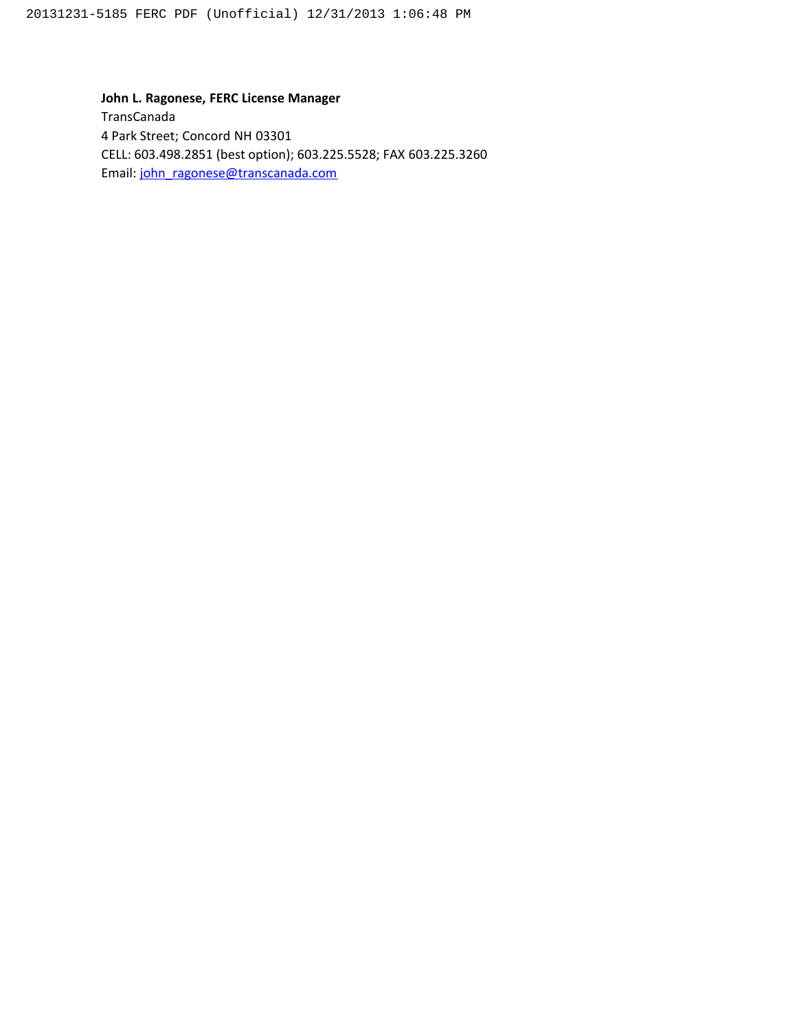**John L. Ragonese, FERC License Manager**
TransCanada
4 Park Street; Concord NH 03301
CELL: 603.498.2851 (best option); 603.225.5528; FAX 603.225.3260
Email: john_ragonese@transcanada.com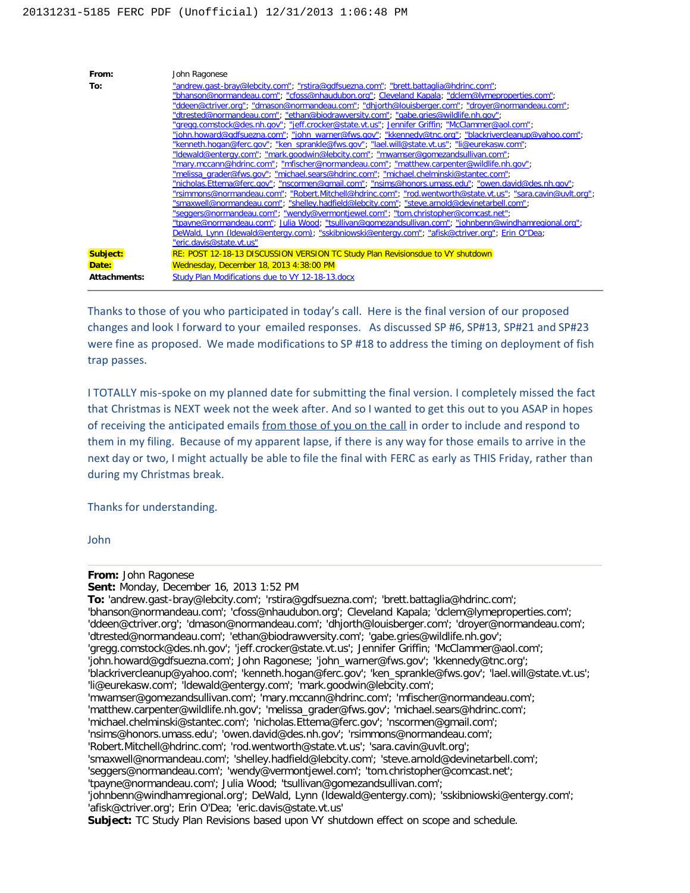**From:** John Ragonese

**To:** "andrew.gast-bray@lebcity.com"; "rstira@gdfsuezna.com"; "brett.battaglia@hdrinc.com"; "bhanson@normandeau.com"; "cfoss@nhaudubon.org"; Cleveland Kapala; "dclem@lymeproperties.com"; "ddeen@ctriver.org"; "dmason@normandeau.com"; "dhjorth@louisberger.com"; "droyer@normandeau.com"; "dtrested@normandeau.com"; "ethan@biodrawversity.com"; "gabe.gries@wildlife.nh.gov"; "gregg.comstock@des.nh.gov"; "jeff.crocker@state.vt.us"; Jennifer Griffin; "McClammer@aol.com"; "john.howard@gdfsuezna.com"; "john_warner@fws.gov"; "kkennedy@tnc.org"; "blackrivercleanup@yahoo.com"; "kenneth.hogan@ferc.gov"; "ken_sprankle@fws.gov"; "lael.will@state.vt.us"; "li@eurekasw.com"; "ldewald@entergy.com"; "mark.goodwin@lebcity.com"; "mwamser@gomezandsullivan.com"; "mary.mccann@hdrinc.com"; "mfischer@normandeau.com"; "matthew.carpenter@wildlife.nh.gov"; "melissa_grader@fws.gov"; "michael.sears@hdrinc.com"; "michael.chelminski@stantec.com"; "nicholas.Ettema@ferc.gov"; "nscormen@gmail.com"; "nsims@honors.umass.edu"; "owen.david@des.nh.gov"; "rsimmons@normandeau.com"; "Robert.Mitchell@hdrinc.com"; "rod.wentworth@state.vt.us"; "sara.cavin@uvlt.org"; "smaxwell@normandeau.com"; "shelley.hadfield@lebcity.com"; "steve.arnold@devinetarbell.com"; "seggers@normandeau.com"; "wendy@vermontjewel.com"; "tom.christopher@comcast.net"; "tpayne@normandeau.com"; Julia Wood; "tsullivan@gomezandsullivan.com"; "johnbenn@windhamregional.org"; DeWald, Lynn (ldewald@entergy.com); "sskibniowski@entergy.com"; "afisk@ctriver.org"; Erin O'Dea; "eric.davis@state.vt.us"

**Subject:** RE: POST 12-18-13 DISCUSSION VERSION TC Study Plan Revisionsdue to VY shutdown

**Date:** Wednesday, December 18, 2013 4:38:00 PM

**Attachments:** Study Plan Modifications due to VY 12-18-13.docx

---

Thanks to those of you who participated in today's call. Here is the final version of our proposed changes and look I forward to your emailed responses. As discussed SP #6, SP#13, SP#21 and SP#23 were fine as proposed. We made modifications to SP #18 to address the timing on deployment of fish trap passes.

I TOTALLY mis-spoke on my planned date for submitting the final version. I completely missed the fact that Christmas is NEXT week not the week after. And so I wanted to get this out to you ASAP in hopes of receiving the anticipated emails from those of you on the call in order to include and respond to them in my filing. Because of my apparent lapse, if there is any way for those emails to arrive in the next day or two, I might actually be able to file the final with FERC as early as THIS Friday, rather than during my Christmas break.

Thanks for understanding.

John

---

**From:** John Ragonese
**Sent:** Monday, December 16, 2013 1:52 PM
**To:** 'andrew.gast-bray@lebcity.com'; 'rstira@gdfsuezna.com'; 'brett.battaglia@hdrinc.com'; 'bhanson@normandeau.com'; 'cfoss@nhaudubon.org'; Cleveland Kapala; 'dclem@lymeproperties.com'; 'ddeen@ctriver.org'; 'dmason@normandeau.com'; 'dhjorth@louisberger.com'; 'droyer@normandeau.com'; 'dtrested@normandeau.com'; 'ethan@biodrawversity.com'; 'gabe.gries@wildlife.nh.gov'; 'gregg.comstock@des.nh.gov'; 'jeff.crocker@state.vt.us'; Jennifer Griffin; 'McClammer@aol.com'; 'john.howard@gdfsuezna.com'; John Ragonese; 'john_warner@fws.gov'; 'kkennedy@tnc.org'; 'blackrivercleanup@yahoo.com'; 'kenneth.hogan@ferc.gov'; 'ken_sprankle@fws.gov'; 'lael.will@state.vt.us'; 'li@eurekasw.com'; 'ldewald@entergy.com'; 'mark.goodwin@lebcity.com'; 'mwamser@gomezandsullivan.com'; 'mary.mccann@hdrinc.com'; 'mfischer@normandeau.com'; 'matthew.carpenter@wildlife.nh.gov'; 'melissa_grader@fws.gov'; 'michael.sears@hdrinc.com'; 'michael.chelminski@stantec.com'; 'nicholas.Ettema@ferc.gov'; 'nscormen@gmail.com'; 'nsims@honors.umass.edu'; 'owen.david@des.nh.gov'; 'rsimmons@normandeau.com'; 'Robert.Mitchell@hdrinc.com'; 'rod.wentworth@state.vt.us'; 'sara.cavin@uvlt.org'; 'smaxwell@normandeau.com'; 'shelley.hadfield@lebcity.com'; 'steve.arnold@devinetarbell.com'; 'seggers@normandeau.com'; 'wendy@vermontjewel.com'; 'tom.christopher@comcast.net'; 'tpayne@normandeau.com'; Julia Wood; 'tsullivan@gomezandsullivan.com'; 'johnbenn@windhamregional.org'; DeWald, Lynn (ldewald@entergy.com); 'sskibniowski@entergy.com'; 'afisk@ctriver.org'; Erin O'Dea; 'eric.davis@state.vt.us'
**Subject:** TC Study Plan Revisions based upon VY shutdown effect on scope and schedule.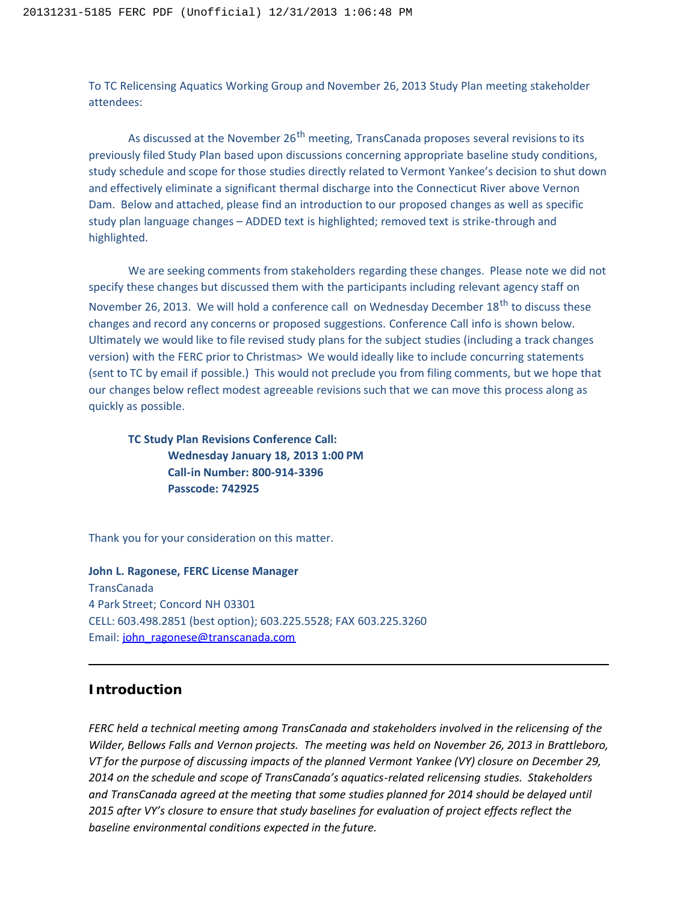To TC Relicensing Aquatics Working Group and November 26, 2013 Study Plan meeting stakeholder attendees:

As discussed at the November 26th meeting, TransCanada proposes several revisions to its previously filed Study Plan based upon discussions concerning appropriate baseline study conditions, study schedule and scope for those studies directly related to Vermont Yankee's decision to shut down and effectively eliminate a significant thermal discharge into the Connecticut River above Vernon Dam. Below and attached, please find an introduction to our proposed changes as well as specific study plan language changes – ADDED text is highlighted; removed text is strike-through and highlighted.

We are seeking comments from stakeholders regarding these changes. Please note we did not specify these changes but discussed them with the participants including relevant agency staff on November 26, 2013. We will hold a conference call on Wednesday December 18th to discuss these changes and record any concerns or proposed suggestions. Conference Call info is shown below. Ultimately we would like to file revised study plans for the subject studies (including a track changes version) with the FERC prior to Christmas> We would ideally like to include concurring statements (sent to TC by email if possible.) This would not preclude you from filing comments, but we hope that our changes below reflect modest agreeable revisions such that we can move this process along as quickly as possible.

**TC Study Plan Revisions Conference Call:**
**Wednesday January 18, 2013 1:00 PM**
**Call-in Number: 800-914-3396**
**Passcode: 742925**

Thank you for your consideration on this matter.

**John L. Ragonese, FERC License Manager**
TransCanada
4 Park Street; Concord NH 03301
CELL: 603.498.2851 (best option); 603.225.5528; FAX 603.225.3260
Email: john_ragonese@transcanada.com

---

## Introduction

*FERC held a technical meeting among TransCanada and stakeholders involved in the relicensing of the Wilder, Bellows Falls and Vernon projects. The meeting was held on November 26, 2013 in Brattleboro, VT for the purpose of discussing impacts of the planned Vermont Yankee (VY) closure on December 29, 2014 on the schedule and scope of TransCanada's aquatics-related relicensing studies. Stakeholders and TransCanada agreed at the meeting that some studies planned for 2014 should be delayed until 2015 after VY's closure to ensure that study baselines for evaluation of project effects reflect the baseline environmental conditions expected in the future.*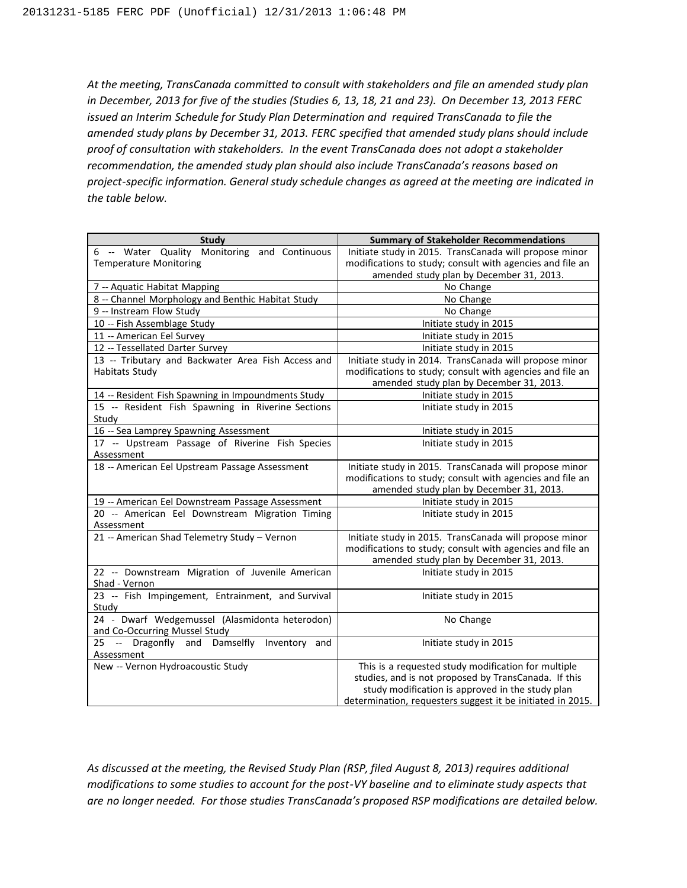*At the meeting, TransCanada committed to consult with stakeholders and file an amended study plan in December, 2013 for five of the studies (Studies 6, 13, 18, 21 and 23). On December 13, 2013 FERC issued an Interim Schedule for Study Plan Determination and required TransCanada to file the amended study plans by December 31, 2013. FERC specified that amended study plans should include proof of consultation with stakeholders. In the event TransCanada does not adopt a stakeholder recommendation, the amended study plan should also include TransCanada's reasons based on project-specific information. General study schedule changes as agreed at the meeting are indicated in the table below.*

| Study | Summary of Stakeholder Recommendations |
|---|---|
| 6 -- Water Quality Monitoring and Continuous Temperature Monitoring | Initiate study in 2015. TransCanada will propose minor modifications to study; consult with agencies and file an amended study plan by December 31, 2013. |
| 7 -- Aquatic Habitat Mapping | No Change |
| 8 -- Channel Morphology and Benthic Habitat Study | No Change |
| 9 -- Instream Flow Study | No Change |
| 10 -- Fish Assemblage Study | Initiate study in 2015 |
| 11 -- American Eel Survey | Initiate study in 2015 |
| 12 -- Tessellated Darter Survey | Initiate study in 2015 |
| 13 -- Tributary and Backwater Area Fish Access and Habitats Study | Initiate study in 2014. TransCanada will propose minor modifications to study; consult with agencies and file an amended study plan by December 31, 2013. |
| 14 -- Resident Fish Spawning in Impoundments Study | Initiate study in 2015 |
| 15 -- Resident Fish Spawning in Riverine Sections Study | Initiate study in 2015 |
| 16 -- Sea Lamprey Spawning Assessment | Initiate study in 2015 |
| 17 -- Upstream Passage of Riverine Fish Species Assessment | Initiate study in 2015 |
| 18 -- American Eel Upstream Passage Assessment | Initiate study in 2015. TransCanada will propose minor modifications to study; consult with agencies and file an amended study plan by December 31, 2013. |
| 19 -- American Eel Downstream Passage Assessment | Initiate study in 2015 |
| 20 -- American Eel Downstream Migration Timing Assessment | Initiate study in 2015 |
| 21 -- American Shad Telemetry Study – Vernon | Initiate study in 2015. TransCanada will propose minor modifications to study; consult with agencies and file an amended study plan by December 31, 2013. |
| 22 -- Downstream Migration of Juvenile American Shad - Vernon | Initiate study in 2015 |
| 23 -- Fish Impingement, Entrainment, and Survival Study | Initiate study in 2015 |
| 24 - Dwarf Wedgemussel (Alasmidonta heterodon) and Co-Occurring Mussel Study | No Change |
| 25 -- Dragonfly and Damselfly Inventory and Assessment | Initiate study in 2015 |
| New -- Vernon Hydroacoustic Study | This is a requested study modification for multiple studies, and is not proposed by TransCanada. If this study modification is approved in the study plan determination, requesters suggest it be initiated in 2015. |

*As discussed at the meeting, the Revised Study Plan (RSP, filed August 8, 2013) requires additional modifications to some studies to account for the post-VY baseline and to eliminate study aspects that are no longer needed. For those studies TransCanada's proposed RSP modifications are detailed below.*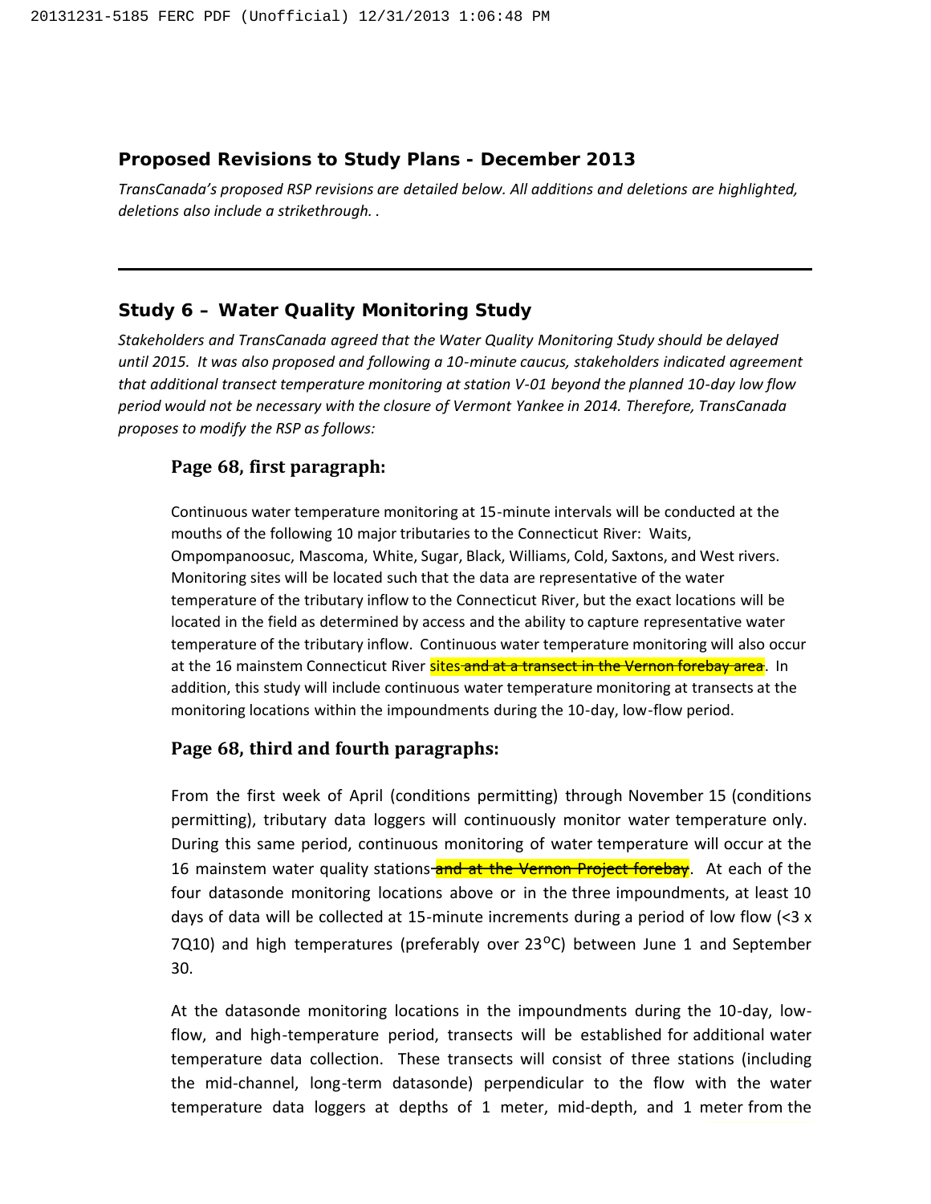## Proposed Revisions to Study Plans - December 2013

*TransCanada's proposed RSP revisions are detailed below. All additions and deletions are highlighted, deletions also include a strikethrough. .*

---

## Study 6 – Water Quality Monitoring Study

*Stakeholders and TransCanada agreed that the Water Quality Monitoring Study should be delayed until 2015. It was also proposed and following a 10-minute caucus, stakeholders indicated agreement that additional transect temperature monitoring at station V-01 beyond the planned 10-day low flow period would not be necessary with the closure of Vermont Yankee in 2014. Therefore, TransCanada proposes to modify the RSP as follows:*

### Page 68, first paragraph:

Continuous water temperature monitoring at 15-minute intervals will be conducted at the mouths of the following 10 major tributaries to the Connecticut River: Waits, Ompompanoosuc, Mascoma, White, Sugar, Black, Williams, Cold, Saxtons, and West rivers. Monitoring sites will be located such that the data are representative of the water temperature of the tributary inflow to the Connecticut River, but the exact locations will be located in the field as determined by access and the ability to capture representative water temperature of the tributary inflow. Continuous water temperature monitoring will also occur at the 16 mainstem Connecticut River sites ~~and at a transect in the Vernon forebay area~~. In addition, this study will include continuous water temperature monitoring at transects at the monitoring locations within the impoundments during the 10-day, low-flow period.

### Page 68, third and fourth paragraphs:

From the first week of April (conditions permitting) through November 15 (conditions permitting), tributary data loggers will continuously monitor water temperature only. During this same period, continuous monitoring of water temperature will occur at the 16 mainstem water quality stations ~~and at the Vernon Project forebay~~. At each of the four datasonde monitoring locations above or in the three impoundments, at least 10 days of data will be collected at 15-minute increments during a period of low flow (<3 x 7Q10) and high temperatures (preferably over 23°C) between June 1 and September 30.

At the datasonde monitoring locations in the impoundments during the 10-day, low-flow, and high-temperature period, transects will be established for additional water temperature data collection. These transects will consist of three stations (including the mid-channel, long-term datasonde) perpendicular to the flow with the water temperature data loggers at depths of 1 meter, mid-depth, and 1 meter from the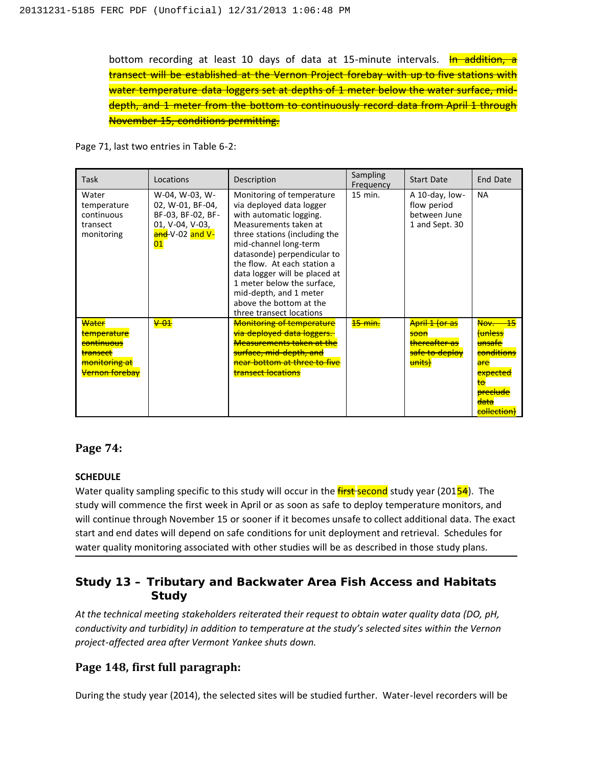bottom recording at least 10 days of data at 15-minute intervals. ~~In addition, a transect will be established at the Vernon Project forebay with up to five stations with water temperature data loggers set at depths of 1 meter below the water surface, mid-depth, and 1 meter from the bottom to continuously record data from April 1 through November 15, conditions permitting.~~

Page 71, last two entries in Table 6-2:

| Task | Locations | Description | Sampling Frequency | Start Date | End Date |
|---|---|---|---|---|---|
| Water temperature continuous transect monitoring | W-04, W-03, W-02, W-01, BF-04, BF-03, BF-02, BF-01, V-04, V-03, ~~and~~ V-02 and V-01 | Monitoring of temperature via deployed data logger with automatic logging. Measurements taken at three stations (including the mid-channel long-term datasonde) perpendicular to the flow. At each station a data logger will be placed at 1 meter below the surface, mid-depth, and 1 meter above the bottom at the three transect locations | 15 min. | A 10-day, low-flow period between June 1 and Sept. 30 | NA |
| ~~Water temperature continuous transect monitoring at Vernon forebay~~ | ~~V-01~~ | ~~Monitoring of temperature via deployed data loggers. Measurements taken at the surface, mid-depth, and near bottom at three to five transect locations~~ | ~~15 min.~~ | ~~April 1 (or as soon thereafter as safe to deploy units)~~ | ~~Nov. 15 (unless unsafe conditions are expected to preclude data collection)~~ |

**Page 74:**

**SCHEDULE**

Water quality sampling specific to this study will occur in the ~~first~~ second study year (201~~5~~4). The study will commence the first week in April or as soon as safe to deploy temperature monitors, and will continue through November 15 or sooner if it becomes unsafe to collect additional data. The exact start and end dates will depend on safe conditions for unit deployment and retrieval. Schedules for water quality monitoring associated with other studies will be as described in those study plans.

## Study 13 – Tributary and Backwater Area Fish Access and Habitats Study

*At the technical meeting stakeholders reiterated their request to obtain water quality data (DO, pH, conductivity and turbidity) in addition to temperature at the study's selected sites within the Vernon project-affected area after Vermont Yankee shuts down.*

**Page 148, first full paragraph:**

During the study year (2014), the selected sites will be studied further. Water-level recorders will be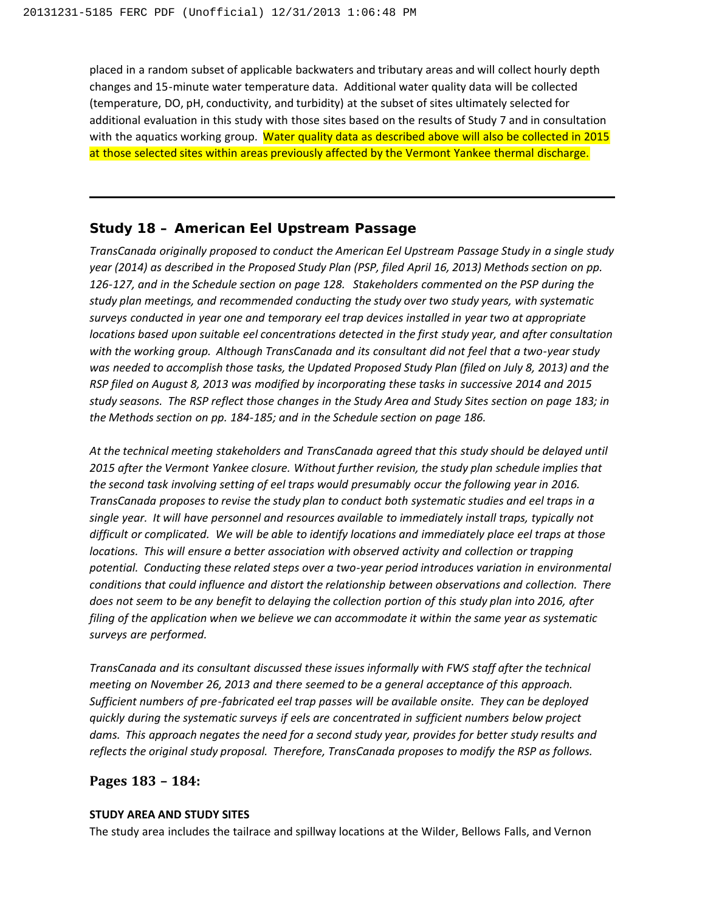placed in a random subset of applicable backwaters and tributary areas and will collect hourly depth changes and 15-minute water temperature data. Additional water quality data will be collected (temperature, DO, pH, conductivity, and turbidity) at the subset of sites ultimately selected for additional evaluation in this study with those sites based on the results of Study 7 and in consultation with the aquatics working group. Water quality data as described above will also be collected in 2015 at those selected sites within areas previously affected by the Vermont Yankee thermal discharge.

---

## Study 18 – American Eel Upstream Passage

*TransCanada originally proposed to conduct the American Eel Upstream Passage Study in a single study year (2014) as described in the Proposed Study Plan (PSP, filed April 16, 2013) Methods section on pp. 126-127, and in the Schedule section on page 128. Stakeholders commented on the PSP during the study plan meetings, and recommended conducting the study over two study years, with systematic surveys conducted in year one and temporary eel trap devices installed in year two at appropriate locations based upon suitable eel concentrations detected in the first study year, and after consultation with the working group. Although TransCanada and its consultant did not feel that a two-year study was needed to accomplish those tasks, the Updated Proposed Study Plan (filed on July 8, 2013) and the RSP filed on August 8, 2013 was modified by incorporating these tasks in successive 2014 and 2015 study seasons. The RSP reflect those changes in the Study Area and Study Sites section on page 183; in the Methods section on pp. 184-185; and in the Schedule section on page 186.*

*At the technical meeting stakeholders and TransCanada agreed that this study should be delayed until 2015 after the Vermont Yankee closure. Without further revision, the study plan schedule implies that the second task involving setting of eel traps would presumably occur the following year in 2016. TransCanada proposes to revise the study plan to conduct both systematic studies and eel traps in a single year. It will have personnel and resources available to immediately install traps, typically not difficult or complicated. We will be able to identify locations and immediately place eel traps at those locations. This will ensure a better association with observed activity and collection or trapping potential. Conducting these related steps over a two-year period introduces variation in environmental conditions that could influence and distort the relationship between observations and collection. There does not seem to be any benefit to delaying the collection portion of this study plan into 2016, after filing of the application when we believe we can accommodate it within the same year as systematic surveys are performed.*

*TransCanada and its consultant discussed these issues informally with FWS staff after the technical meeting on November 26, 2013 and there seemed to be a general acceptance of this approach. Sufficient numbers of pre-fabricated eel trap passes will be available onsite. They can be deployed quickly during the systematic surveys if eels are concentrated in sufficient numbers below project dams. This approach negates the need for a second study year, provides for better study results and reflects the original study proposal. Therefore, TransCanada proposes to modify the RSP as follows.*

### Pages 183 – 184:

**STUDY AREA AND STUDY SITES**

The study area includes the tailrace and spillway locations at the Wilder, Bellows Falls, and Vernon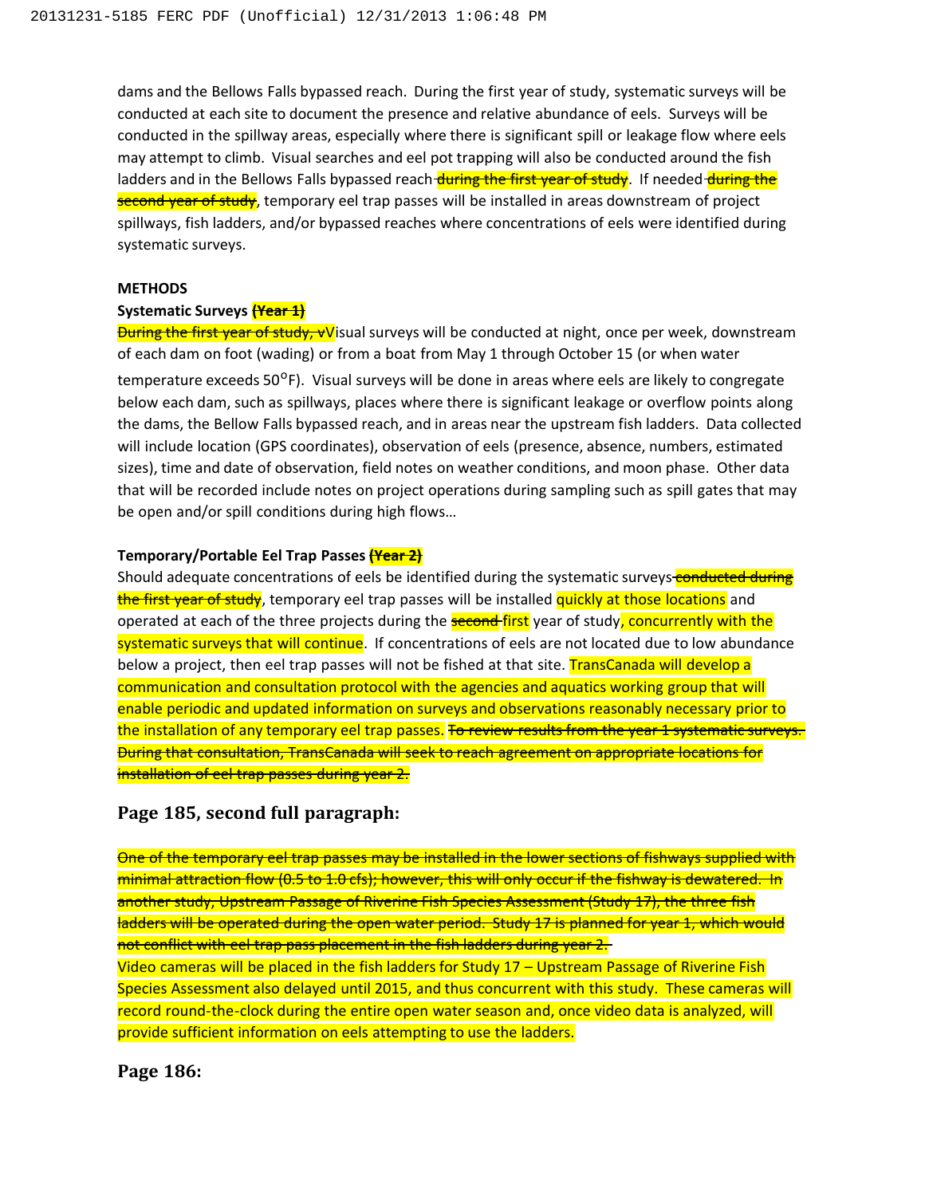dams and the Bellows Falls bypassed reach. During the first year of study, systematic surveys will be conducted at each site to document the presence and relative abundance of eels. Surveys will be conducted in the spillway areas, especially where there is significant spill or leakage flow where eels may attempt to climb. Visual searches and eel pot trapping will also be conducted around the fish ladders and in the Bellows Falls bypassed reach ~~during the first year of study~~. If needed ~~during the second year of study~~, temporary eel trap passes will be installed in areas downstream of project spillways, fish ladders, and/or bypassed reaches where concentrations of eels were identified during systematic surveys.

**METHODS**

**Systematic Surveys ~~(Year 1)~~**

~~During the first year of study, v~~Visual surveys will be conducted at night, once per week, downstream of each dam on foot (wading) or from a boat from May 1 through October 15 (or when water temperature exceeds 50$^{o}$F). Visual surveys will be done in areas where eels are likely to congregate below each dam, such as spillways, places where there is significant leakage or overflow points along the dams, the Bellow Falls bypassed reach, and in areas near the upstream fish ladders. Data collected will include location (GPS coordinates), observation of eels (presence, absence, numbers, estimated sizes), time and date of observation, field notes on weather conditions, and moon phase. Other data that will be recorded include notes on project operations during sampling such as spill gates that may be open and/or spill conditions during high flows…

**Temporary/Portable Eel Trap Passes ~~(Year 2)~~**

Should adequate concentrations of eels be identified during the systematic surveys ~~conducted during the first year of study~~, temporary eel trap passes will be installed quickly at those locations and operated at each of the three projects during the ~~second~~ first year of study, concurrently with the systematic surveys that will continue. If concentrations of eels are not located due to low abundance below a project, then eel trap passes will not be fished at that site. TransCanada will develop a communication and consultation protocol with the agencies and aquatics working group that will enable periodic and updated information on surveys and observations reasonably necessary prior to the installation of any temporary eel trap passes. ~~To review results from the year 1 systematic surveys. During that consultation, TransCanada will seek to reach agreement on appropriate locations for installation of eel trap passes during year 2.~~

## Page 185, second full paragraph:

~~One of the temporary eel trap passes may be installed in the lower sections of fishways supplied with minimal attraction flow (0.5 to 1.0 cfs); however, this will only occur if the fishway is dewatered. In another study, Upstream Passage of Riverine Fish Species Assessment (Study 17), the three fish ladders will be operated during the open water period. Study 17 is planned for year 1, which would not conflict with eel trap pass placement in the fish ladders during year 2.~~

Video cameras will be placed in the fish ladders for Study 17 – Upstream Passage of Riverine Fish Species Assessment also delayed until 2015, and thus concurrent with this study. These cameras will record round-the-clock during the entire open water season and, once video data is analyzed, will provide sufficient information on eels attempting to use the ladders.

## Page 186: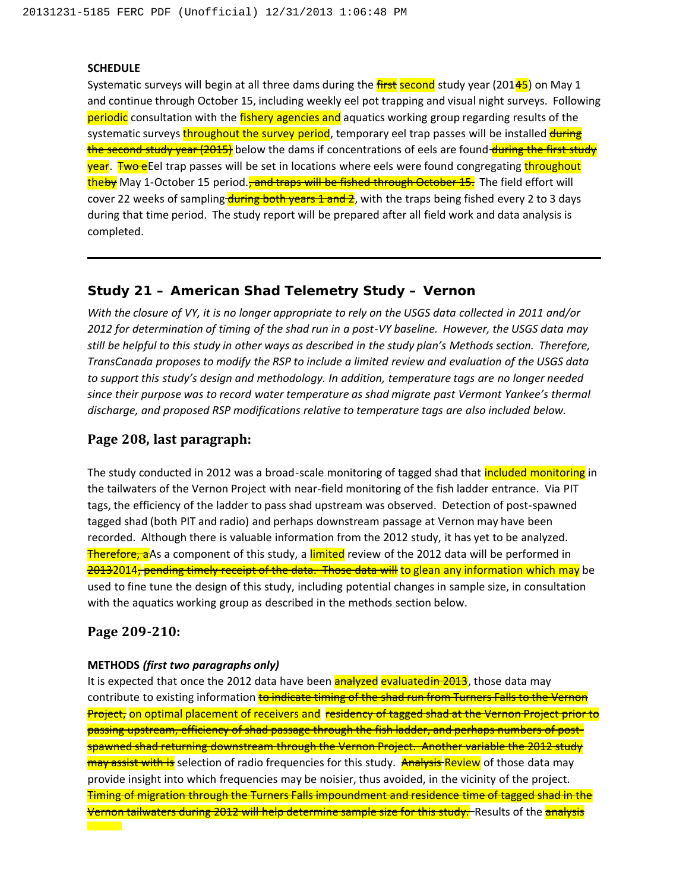**SCHEDULE**

Systematic surveys will begin at all three dams during the ~~first~~ second study year (201~~4~~5) on May 1 and continue through October 15, including weekly eel pot trapping and visual night surveys. Following periodic consultation with the fishery agencies and aquatics working group regarding results of the systematic surveys throughout the survey period, temporary eel trap passes will be installed ~~during the second study year (2015)~~ below the dams if concentrations of eels are found ~~during the first study year~~. ~~Two e~~Eel trap passes will be set in locations where eels were found congregating throughout the~~by~~ May 1-October 15 period.~~, and traps will be fished through October 15.~~ The field effort will cover 22 weeks of sampling ~~during both years 1 and 2~~, with the traps being fished every 2 to 3 days during that time period. The study report will be prepared after all field work and data analysis is completed.

---

## Study 21 – American Shad Telemetry Study – Vernon

*With the closure of VY, it is no longer appropriate to rely on the USGS data collected in 2011 and/or 2012 for determination of timing of the shad run in a post-VY baseline. However, the USGS data may still be helpful to this study in other ways as described in the study plan's Methods section. Therefore, TransCanada proposes to modify the RSP to include a limited review and evaluation of the USGS data to support this study's design and methodology. In addition, temperature tags are no longer needed since their purpose was to record water temperature as shad migrate past Vermont Yankee's thermal discharge, and proposed RSP modifications relative to temperature tags are also included below.*

### Page 208, last paragraph:

The study conducted in 2012 was a broad-scale monitoring of tagged shad that included monitoring in the tailwaters of the Vernon Project with near-field monitoring of the fish ladder entrance. Via PIT tags, the efficiency of the ladder to pass shad upstream was observed. Detection of post-spawned tagged shad (both PIT and radio) and perhaps downstream passage at Vernon may have been recorded. Although there is valuable information from the 2012 study, it has yet to be analyzed. ~~Therefore, a~~As a component of this study, a limited review of the 2012 data will be performed in ~~2013~~2014~~, pending timely receipt of the data. Those data will~~ to glean any information which may be used to fine tune the design of this study, including potential changes in sample size, in consultation with the aquatics working group as described in the methods section below.

### Page 209-210:

**METHODS** ***(first two paragraphs only)***

It is expected that once the 2012 data have been ~~analyzed~~ evaluated~~in 2013~~, those data may contribute to existing information ~~to indicate timing of the shad run from Turners Falls to the Vernon Project,~~ on optimal placement of receivers and ~~residency of tagged shad at the Vernon Project prior to passing upstream, efficiency of shad passage through the fish ladder, and perhaps numbers of post-spawned shad returning downstream through the Vernon Project. Another variable the 2012 study may assist with is~~ selection of radio frequencies for this study. ~~Analysis~~ Review of those data may provide insight into which frequencies may be noisier, thus avoided, in the vicinity of the project. ~~Timing of migration through the Turners Falls impoundment and residence time of tagged shad in the Vernon tailwaters during 2012 will help determine sample size for this study.~~ Results of the ~~analysis~~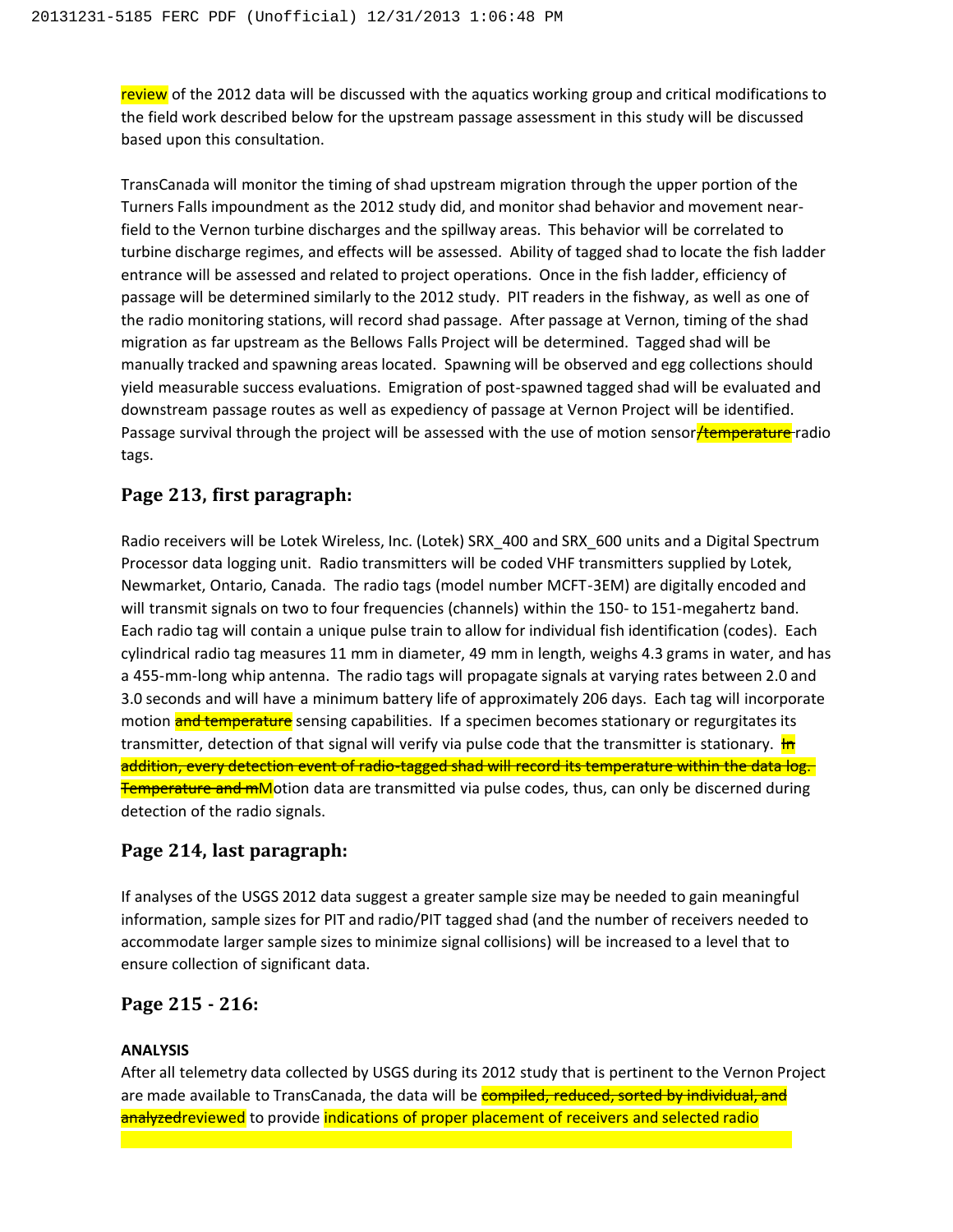review of the 2012 data will be discussed with the aquatics working group and critical modifications to the field work described below for the upstream passage assessment in this study will be discussed based upon this consultation.

TransCanada will monitor the timing of shad upstream migration through the upper portion of the Turners Falls impoundment as the 2012 study did, and monitor shad behavior and movement near-field to the Vernon turbine discharges and the spillway areas. This behavior will be correlated to turbine discharge regimes, and effects will be assessed. Ability of tagged shad to locate the fish ladder entrance will be assessed and related to project operations. Once in the fish ladder, efficiency of passage will be determined similarly to the 2012 study. PIT readers in the fishway, as well as one of the radio monitoring stations, will record shad passage. After passage at Vernon, timing of the shad migration as far upstream as the Bellows Falls Project will be determined. Tagged shad will be manually tracked and spawning areas located. Spawning will be observed and egg collections should yield measurable success evaluations. Emigration of post-spawned tagged shad will be evaluated and downstream passage routes as well as expediency of passage at Vernon Project will be identified. Passage survival through the project will be assessed with the use of motion sensor~~/temperature~~ radio tags.

## Page 213, first paragraph:

Radio receivers will be Lotek Wireless, Inc. (Lotek) SRX_400 and SRX_600 units and a Digital Spectrum Processor data logging unit. Radio transmitters will be coded VHF transmitters supplied by Lotek, Newmarket, Ontario, Canada. The radio tags (model number MCFT-3EM) are digitally encoded and will transmit signals on two to four frequencies (channels) within the 150- to 151-megahertz band. Each radio tag will contain a unique pulse train to allow for individual fish identification (codes). Each cylindrical radio tag measures 11 mm in diameter, 49 mm in length, weighs 4.3 grams in water, and has a 455-mm-long whip antenna. The radio tags will propagate signals at varying rates between 2.0 and 3.0 seconds and will have a minimum battery life of approximately 206 days. Each tag will incorporate motion ~~and temperature~~ sensing capabilities. If a specimen becomes stationary or regurgitates its transmitter, detection of that signal will verify via pulse code that the transmitter is stationary. ~~In addition, every detection event of radio-tagged shad will record its temperature within the data log. Temperature and m~~Motion data are transmitted via pulse codes, thus, can only be discerned during detection of the radio signals.

## Page 214, last paragraph:

If analyses of the USGS 2012 data suggest a greater sample size may be needed to gain meaningful information, sample sizes for PIT and radio/PIT tagged shad (and the number of receivers needed to accommodate larger sample sizes to minimize signal collisions) will be increased to a level that to ensure collection of significant data.

## Page 215 - 216:

**ANALYSIS**

After all telemetry data collected by USGS during its 2012 study that is pertinent to the Vernon Project are made available to TransCanada, the data will be ~~compiled, reduced, sorted by individual, and analyzed~~reviewed to provide indications of proper placement of receivers and selected radio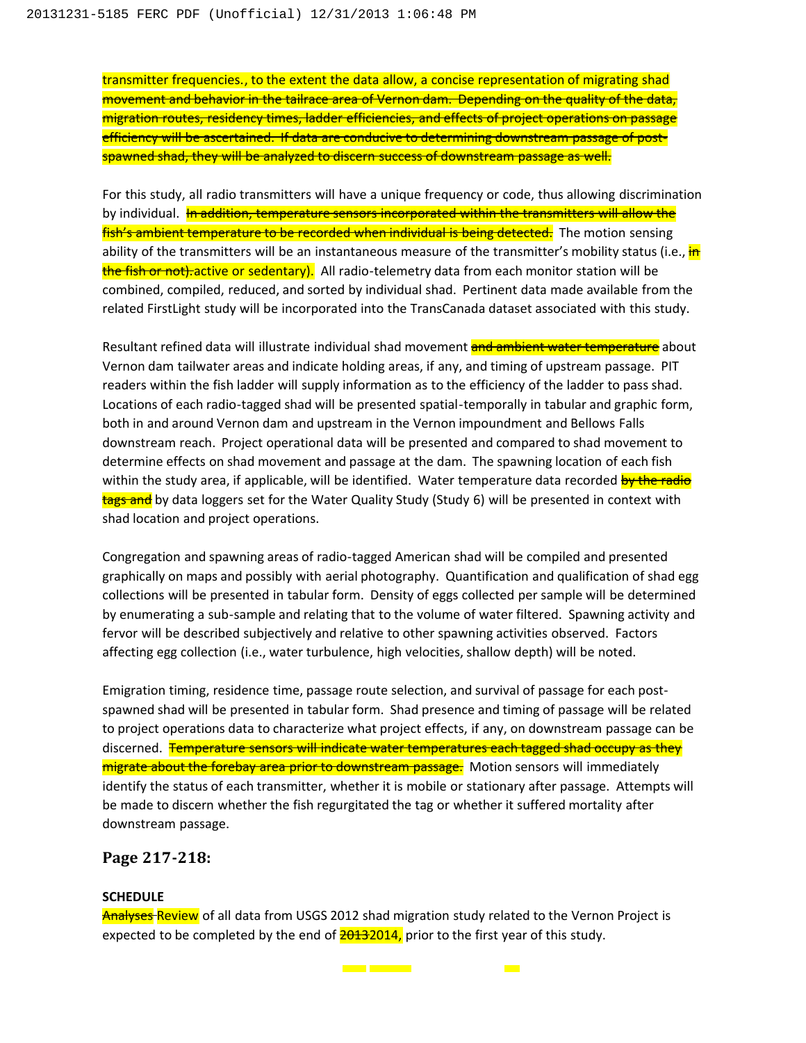transmitter frequencies., to the extent the data allow, a concise representation of migrating shad movement and behavior in the tailrace area of Vernon dam. ~~Depending on the quality of the data, migration routes, residency times, ladder efficiencies, and effects of project operations on passage efficiency will be ascertained. If data are conducive to determining downstream passage of post-spawned shad, they will be analyzed to discern success of downstream passage as well.~~

For this study, all radio transmitters will have a unique frequency or code, thus allowing discrimination by individual. ~~In addition, temperature sensors incorporated within the transmitters will allow the fish's ambient temperature to be recorded when individual is being detected.~~ The motion sensing ability of the transmitters will be an instantaneous measure of the transmitter's mobility status (i.e., ~~in the fish or not).~~active or sedentary). All radio-telemetry data from each monitor station will be combined, compiled, reduced, and sorted by individual shad. Pertinent data made available from the related FirstLight study will be incorporated into the TransCanada dataset associated with this study.

Resultant refined data will illustrate individual shad movement ~~and ambient water temperature~~ about Vernon dam tailwater areas and indicate holding areas, if any, and timing of upstream passage. PIT readers within the fish ladder will supply information as to the efficiency of the ladder to pass shad. Locations of each radio-tagged shad will be presented spatial-temporally in tabular and graphic form, both in and around Vernon dam and upstream in the Vernon impoundment and Bellows Falls downstream reach. Project operational data will be presented and compared to shad movement to determine effects on shad movement and passage at the dam. The spawning location of each fish within the study area, if applicable, will be identified. Water temperature data recorded ~~by the radio tags and~~ by data loggers set for the Water Quality Study (Study 6) will be presented in context with shad location and project operations.

Congregation and spawning areas of radio-tagged American shad will be compiled and presented graphically on maps and possibly with aerial photography. Quantification and qualification of shad egg collections will be presented in tabular form. Density of eggs collected per sample will be determined by enumerating a sub-sample and relating that to the volume of water filtered. Spawning activity and fervor will be described subjectively and relative to other spawning activities observed. Factors affecting egg collection (i.e., water turbulence, high velocities, shallow depth) will be noted.

Emigration timing, residence time, passage route selection, and survival of passage for each post-spawned shad will be presented in tabular form. Shad presence and timing of passage will be related to project operations data to characterize what project effects, if any, on downstream passage can be discerned. ~~Temperature sensors will indicate water temperatures each tagged shad occupy as they migrate about the forebay area prior to downstream passage.~~ Motion sensors will immediately identify the status of each transmitter, whether it is mobile or stationary after passage. Attempts will be made to discern whether the fish regurgitated the tag or whether it suffered mortality after downstream passage.

## Page 217-218:

**SCHEDULE**

~~Analyses~~ Review of all data from USGS 2012 shad migration study related to the Vernon Project is expected to be completed by the end of ~~2013~~2014, prior to the first year of this study.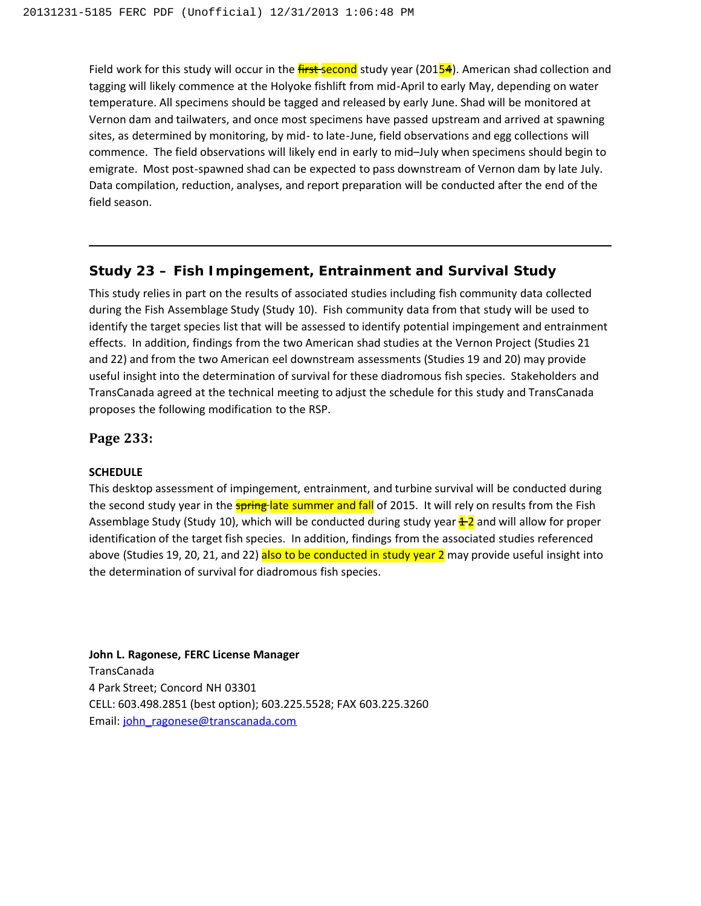Field work for this study will occur in the ~~first~~ second study year (201~~4~~5). American shad collection and tagging will likely commence at the Holyoke fishlift from mid-April to early May, depending on water temperature. All specimens should be tagged and released by early June. Shad will be monitored at Vernon dam and tailwaters, and once most specimens have passed upstream and arrived at spawning sites, as determined by monitoring, by mid- to late-June, field observations and egg collections will commence. The field observations will likely end in early to mid–July when specimens should begin to emigrate. Most post-spawned shad can be expected to pass downstream of Vernon dam by late July. Data compilation, reduction, analyses, and report preparation will be conducted after the end of the field season.

---

## Study 23 – Fish Impingement, Entrainment and Survival Study

This study relies in part on the results of associated studies including fish community data collected during the Fish Assemblage Study (Study 10). Fish community data from that study will be used to identify the target species list that will be assessed to identify potential impingement and entrainment effects. In addition, findings from the two American shad studies at the Vernon Project (Studies 21 and 22) and from the two American eel downstream assessments (Studies 19 and 20) may provide useful insight into the determination of survival for these diadromous fish species. Stakeholders and TransCanada agreed at the technical meeting to adjust the schedule for this study and TransCanada proposes the following modification to the RSP.

### Page 233:

**SCHEDULE**

This desktop assessment of impingement, entrainment, and turbine survival will be conducted during the second study year in the ~~spring~~ late summer and fall of 2015. It will rely on results from the Fish Assemblage Study (Study 10), which will be conducted during study year ~~1~~ 2 and will allow for proper identification of the target fish species. In addition, findings from the associated studies referenced above (Studies 19, 20, 21, and 22) also to be conducted in study year 2 may provide useful insight into the determination of survival for diadromous fish species.

**John L. Ragonese, FERC License Manager**
TransCanada
4 Park Street; Concord NH 03301
CELL: 603.498.2851 (best option); 603.225.5528; FAX 603.225.3260
Email: john_ragonese@transcanada.com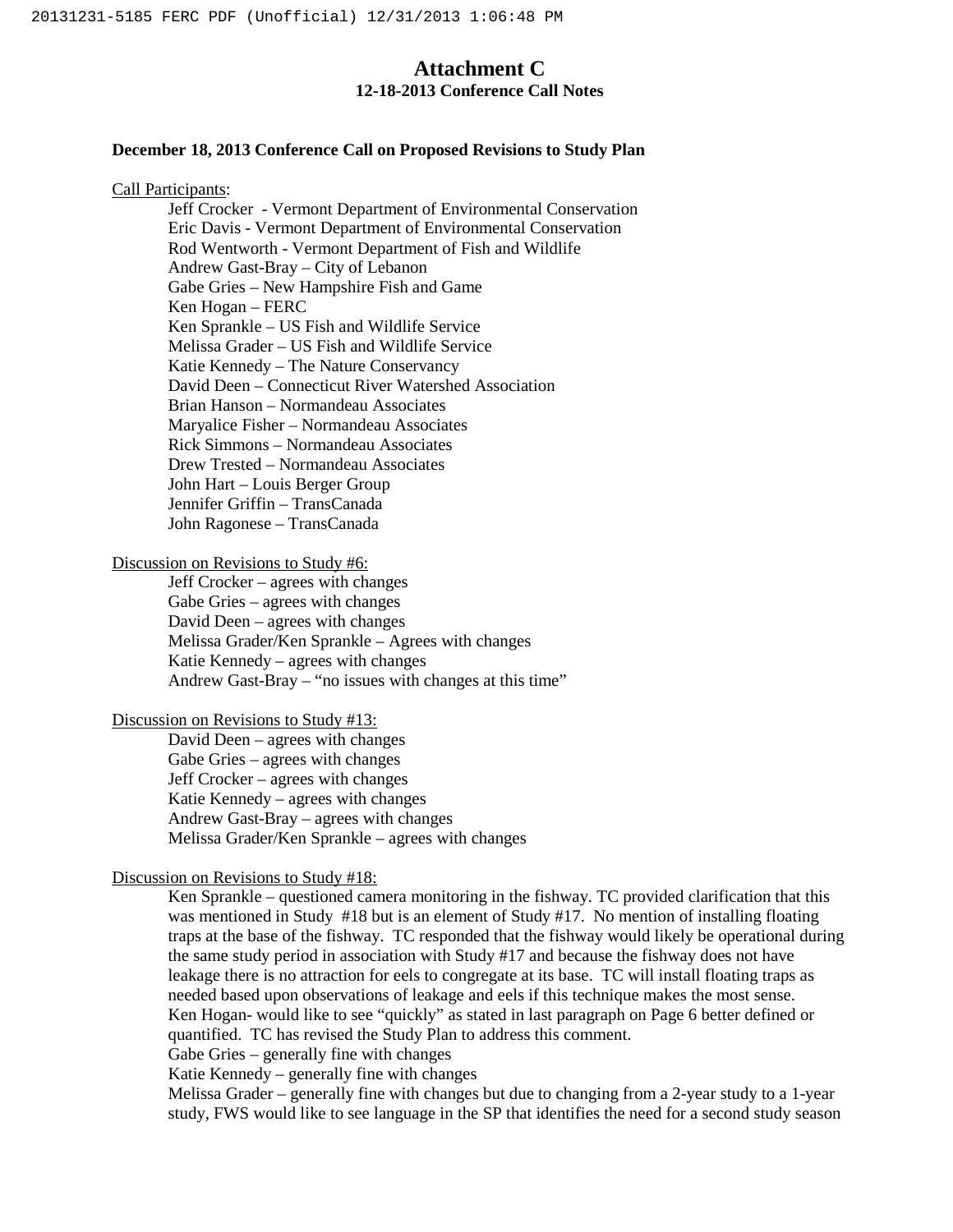# Attachment C
## 12-18-2013 Conference Call Notes

**December 18, 2013 Conference Call on Proposed Revisions to Study Plan**

Call Participants:

Jeff Crocker - Vermont Department of Environmental Conservation
Eric Davis - Vermont Department of Environmental Conservation
Rod Wentworth - Vermont Department of Fish and Wildlife
Andrew Gast-Bray – City of Lebanon
Gabe Gries – New Hampshire Fish and Game
Ken Hogan – FERC
Ken Sprankle – US Fish and Wildlife Service
Melissa Grader – US Fish and Wildlife Service
Katie Kennedy – The Nature Conservancy
David Deen – Connecticut River Watershed Association
Brian Hanson – Normandeau Associates
Maryalice Fisher – Normandeau Associates
Rick Simmons – Normandeau Associates
Drew Trested – Normandeau Associates
John Hart – Louis Berger Group
Jennifer Griffin – TransCanada
John Ragonese – TransCanada

Discussion on Revisions to Study #6:

Jeff Crocker – agrees with changes
Gabe Gries – agrees with changes
David Deen – agrees with changes
Melissa Grader/Ken Sprankle – Agrees with changes
Katie Kennedy – agrees with changes
Andrew Gast-Bray – "no issues with changes at this time"

Discussion on Revisions to Study #13:

David Deen – agrees with changes
Gabe Gries – agrees with changes
Jeff Crocker – agrees with changes
Katie Kennedy – agrees with changes
Andrew Gast-Bray – agrees with changes
Melissa Grader/Ken Sprankle – agrees with changes

Discussion on Revisions to Study #18:

Ken Sprankle – questioned camera monitoring in the fishway. TC provided clarification that this was mentioned in Study #18 but is an element of Study #17. No mention of installing floating traps at the base of the fishway. TC responded that the fishway would likely be operational during the same study period in association with Study #17 and because the fishway does not have leakage there is no attraction for eels to congregate at its base. TC will install floating traps as needed based upon observations of leakage and eels if this technique makes the most sense.
Ken Hogan- would like to see "quickly" as stated in last paragraph on Page 6 better defined or quantified. TC has revised the Study Plan to address this comment.
Gabe Gries – generally fine with changes
Katie Kennedy – generally fine with changes
Melissa Grader – generally fine with changes but due to changing from a 2-year study to a 1-year study, FWS would like to see language in the SP that identifies the need for a second study season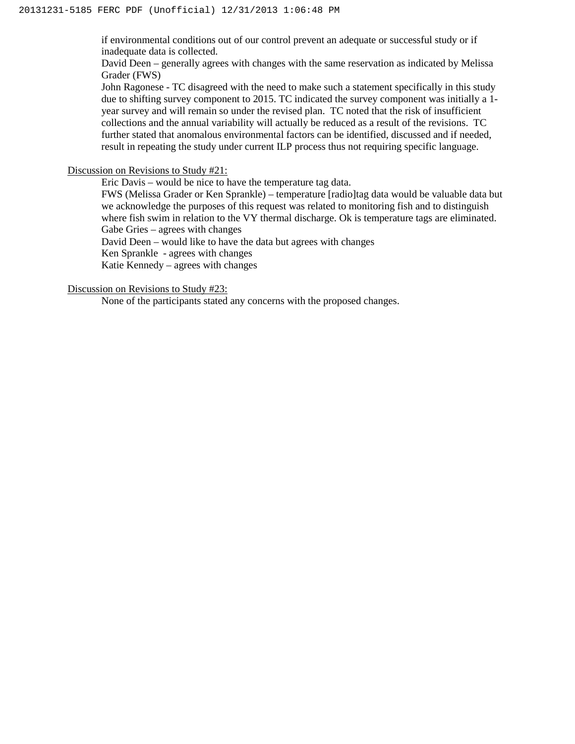if environmental conditions out of our control prevent an adequate or successful study or if inadequate data is collected.

David Deen – generally agrees with changes with the same reservation as indicated by Melissa Grader (FWS)

John Ragonese - TC disagreed with the need to make such a statement specifically in this study due to shifting survey component to 2015. TC indicated the survey component was initially a 1-year survey and will remain so under the revised plan. TC noted that the risk of insufficient collections and the annual variability will actually be reduced as a result of the revisions. TC further stated that anomalous environmental factors can be identified, discussed and if needed, result in repeating the study under current ILP process thus not requiring specific language.

<u>Discussion on Revisions to Study #21:</u>

Eric Davis – would be nice to have the temperature tag data.

FWS (Melissa Grader or Ken Sprankle) – temperature [radio]tag data would be valuable data but we acknowledge the purposes of this request was related to monitoring fish and to distinguish where fish swim in relation to the VY thermal discharge. Ok is temperature tags are eliminated.

Gabe Gries – agrees with changes

David Deen – would like to have the data but agrees with changes

Ken Sprankle - agrees with changes

Katie Kennedy – agrees with changes

<u>Discussion on Revisions to Study #23:</u>

None of the participants stated any concerns with the proposed changes.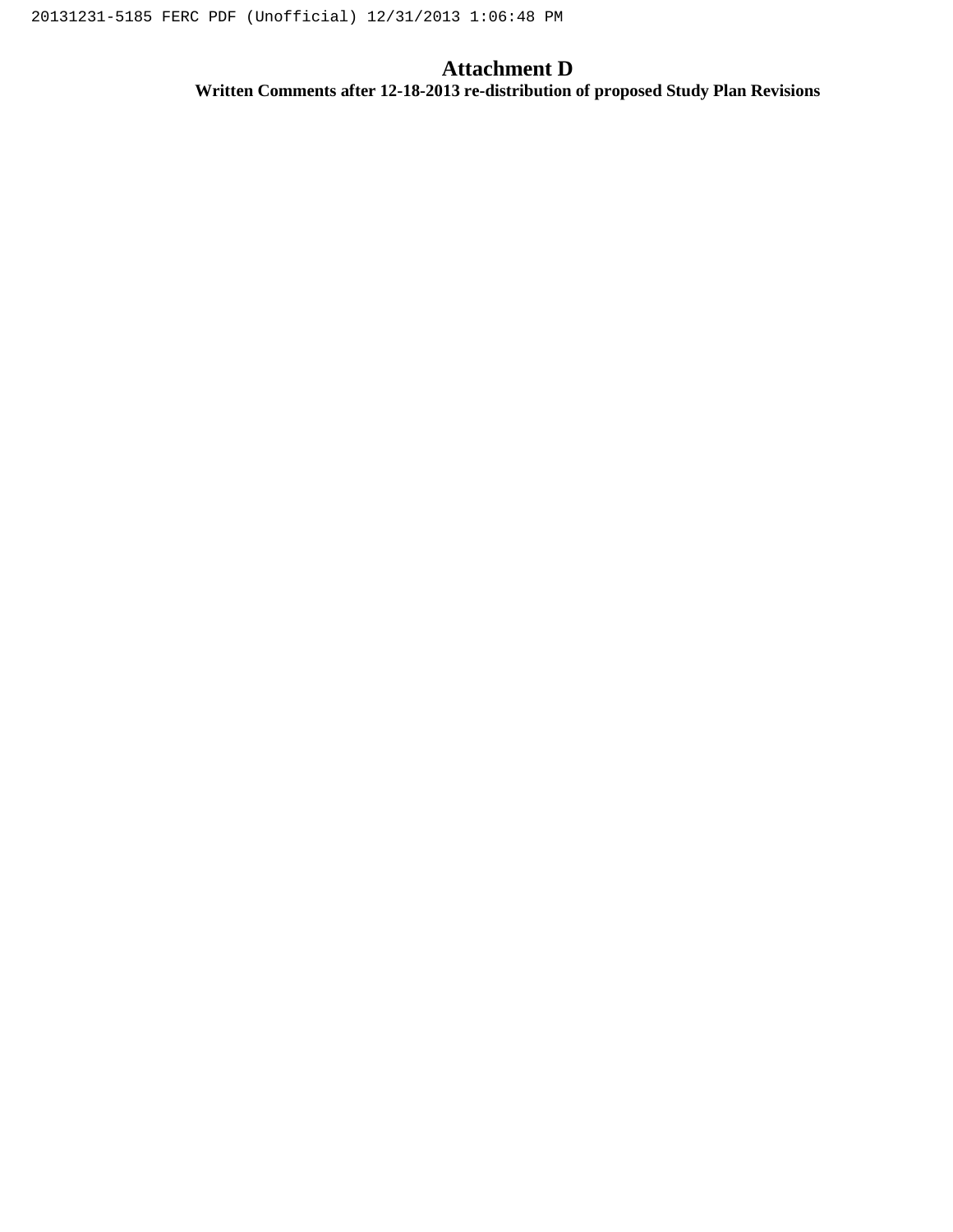# Attachment D

**Written Comments after 12-18-2013 re-distribution of proposed Study Plan Revisions**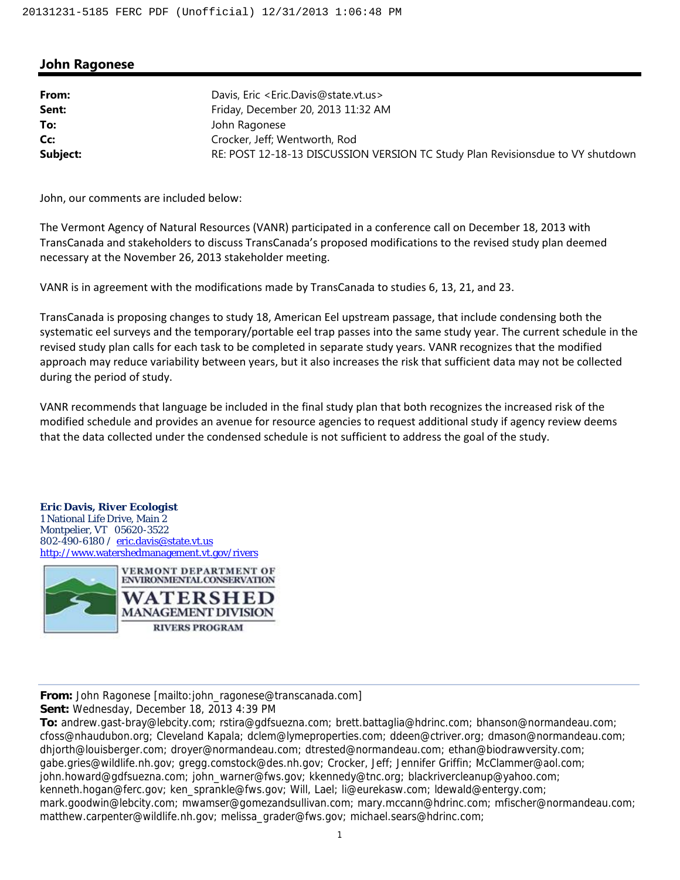## John Ragonese

| | |
|---|---|
| **From:** | Davis, Eric <Eric.Davis@state.vt.us> |
| **Sent:** | Friday, December 20, 2013 11:32 AM |
| **To:** | John Ragonese |
| **Cc:** | Crocker, Jeff; Wentworth, Rod |
| **Subject:** | RE: POST 12-18-13 DISCUSSION VERSION TC Study Plan Revisionsdue to VY shutdown |

John, our comments are included below:

The Vermont Agency of Natural Resources (VANR) participated in a conference call on December 18, 2013 with TransCanada and stakeholders to discuss TransCanada's proposed modifications to the revised study plan deemed necessary at the November 26, 2013 stakeholder meeting.

VANR is in agreement with the modifications made by TransCanada to studies 6, 13, 21, and 23.

TransCanada is proposing changes to study 18, American Eel upstream passage, that include condensing both the systematic eel surveys and the temporary/portable eel trap passes into the same study year. The current schedule in the revised study plan calls for each task to be completed in separate study years. VANR recognizes that the modified approach may reduce variability between years, but it also increases the risk that sufficient data may not be collected during the period of study.

VANR recommends that language be included in the final study plan that both recognizes the increased risk of the modified schedule and provides an avenue for resource agencies to request additional study if agency review deems that the data collected under the condensed schedule is not sufficient to address the goal of the study.

**Eric Davis, River Ecologist**
1 National Life Drive, Main 2
Montpelier, VT 05620-3522
802-490-6180 / eric.davis@state.vt.us
http://www.watershedmanagement.vt.gov/rivers

VERMONT DEPARTMENT OF ENVIRONMENTAL CONSERVATION
WATERSHED MANAGEMENT DIVISION
RIVERS PROGRAM

---

**From:** John Ragonese [mailto:john_ragonese@transcanada.com]
**Sent:** Wednesday, December 18, 2013 4:39 PM
**To:** andrew.gast-bray@lebcity.com; rstira@gdfsuezna.com; brett.battaglia@hdrinc.com; bhanson@normandeau.com; cfoss@nhaudubon.org; Cleveland Kapala; dclem@lymeproperties.com; ddeen@ctriver.org; dmason@normandeau.com; dhjorth@louisberger.com; droyer@normandeau.com; dtrested@normandeau.com; ethan@biodrawversity.com; gabe.gries@wildlife.nh.gov; gregg.comstock@des.nh.gov; Crocker, Jeff; Jennifer Griffin; McClammer@aol.com; john.howard@gdfsuezna.com; john_warner@fws.gov; kkennedy@tnc.org; blackrivercleanup@yahoo.com; kenneth.hogan@ferc.gov; ken_sprankle@fws.gov; Will, Lael; li@eurekasw.com; ldewald@entergy.com; mark.goodwin@lebcity.com; mwamser@gomezandsullivan.com; mary.mccann@hdrinc.com; mfischer@normandeau.com; matthew.carpenter@wildlife.nh.gov; melissa_grader@fws.gov; michael.sears@hdrinc.com;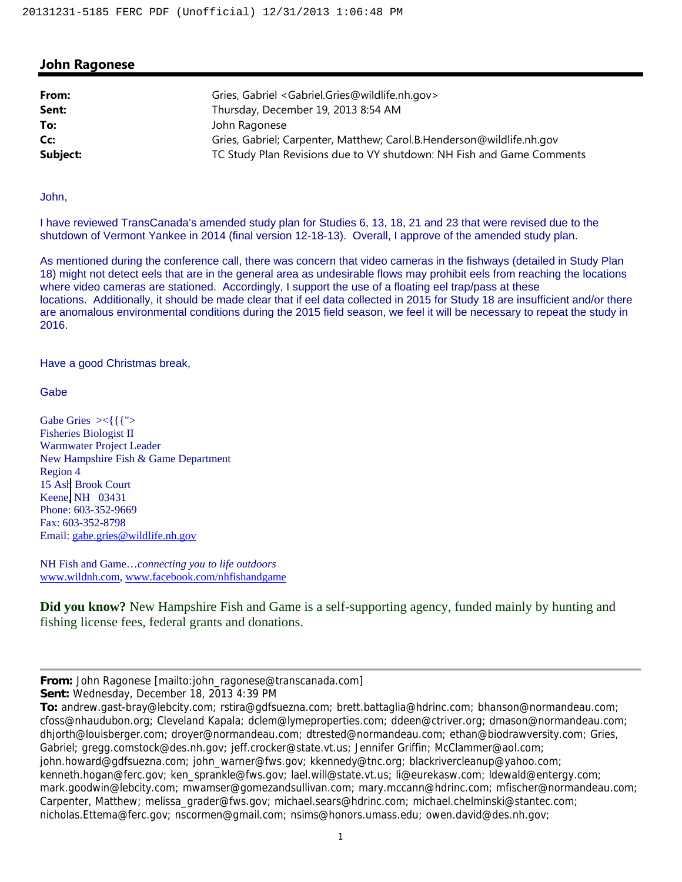## John Ragonese

**From:** Gries, Gabriel <Gabriel.Gries@wildlife.nh.gov>
**Sent:** Thursday, December 19, 2013 8:54 AM
**To:** John Ragonese
**Cc:** Gries, Gabriel; Carpenter, Matthew; Carol.B.Henderson@wildlife.nh.gov
**Subject:** TC Study Plan Revisions due to VY shutdown: NH Fish and Game Comments

John,

I have reviewed TransCanada's amended study plan for Studies 6, 13, 18, 21 and 23 that were revised due to the shutdown of Vermont Yankee in 2014 (final version 12-18-13). Overall, I approve of the amended study plan.

As mentioned during the conference call, there was concern that video cameras in the fishways (detailed in Study Plan 18) might not detect eels that are in the general area as undesirable flows may prohibit eels from reaching the locations where video cameras are stationed. Accordingly, I support the use of a floating eel trap/pass at these locations. Additionally, it should be made clear that if eel data collected in 2015 for Study 18 are insufficient and/or there are anomalous environmental conditions during the 2015 field season, we feel it will be necessary to repeat the study in 2016.

Have a good Christmas break,

Gabe

Gabe Gries ><{{">
Fisheries Biologist II
Warmwater Project Leader
New Hampshire Fish & Game Department
Region 4
15 Ash Brook Court
Keene, NH 03431
Phone: 603-352-9669
Fax: 603-352-8798
Email: gabe.gries@wildlife.nh.gov

NH Fish and Game…*connecting you to life outdoors*
www.wildnh.com, www.facebook.com/nhfishandgame

**Did you know?** New Hampshire Fish and Game is a self-supporting agency, funded mainly by hunting and fishing license fees, federal grants and donations.

---

**From:** John Ragonese [mailto:john_ragonese@transcanada.com]
**Sent:** Wednesday, December 18, 2013 4:39 PM
**To:** andrew.gast-bray@lebcity.com; rstira@gdfsuezna.com; brett.battaglia@hdrinc.com; bhanson@normandeau.com; cfoss@nhaudubon.org; Cleveland Kapala; dclem@lymeproperties.com; ddeen@ctriver.org; dmason@normandeau.com; dhjorth@louisberger.com; droyer@normandeau.com; dtrested@normandeau.com; ethan@biodrawversity.com; Gries, Gabriel; gregg.comstock@des.nh.gov; jeff.crocker@state.vt.us; Jennifer Griffin; McClammer@aol.com; john.howard@gdfsuezna.com; john_warner@fws.gov; kkennedy@tnc.org; blackrivercleanup@yahoo.com; kenneth.hogan@ferc.gov; ken_sprankle@fws.gov; lael.will@state.vt.us; li@eurekasw.com; ldewald@entergy.com; mark.goodwin@lebcity.com; mwamser@gomezandsullivan.com; mary.mccann@hdrinc.com; mfischer@normandeau.com; Carpenter, Matthew; melissa_grader@fws.gov; michael.sears@hdrinc.com; michael.chelminski@stantec.com; nicholas.Ettema@ferc.gov; nscormen@gmail.com; nsims@honors.umass.edu; owen.david@des.nh.gov;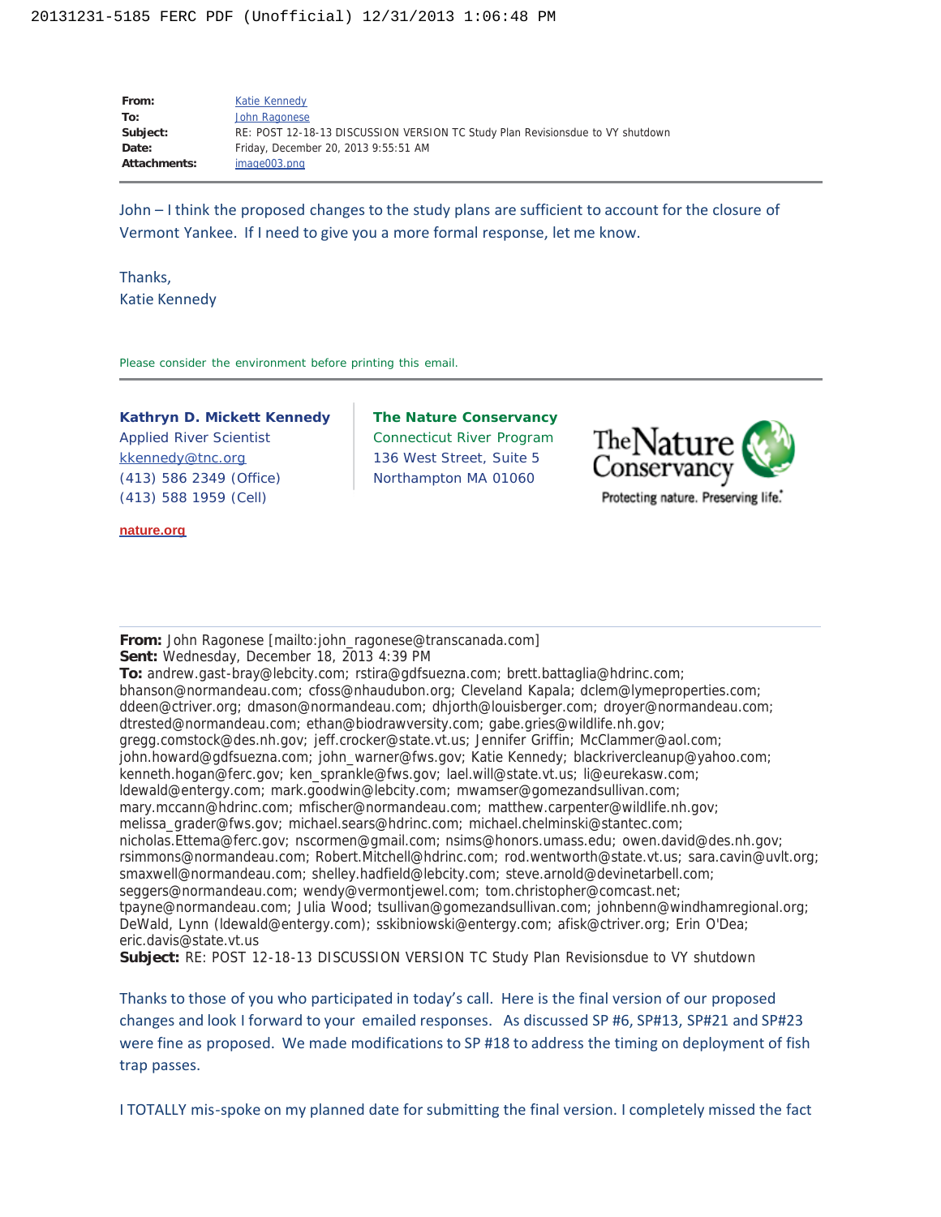| | |
|---|---|
| **From:** | Katie Kennedy |
| **To:** | John Ragonese |
| **Subject:** | RE: POST 12-18-13 DISCUSSION VERSION TC Study Plan Revisionsdue to VY shutdown |
| **Date:** | Friday, December 20, 2013 9:55:51 AM |
| **Attachments:** | image003.png |

John – I think the proposed changes to the study plans are sufficient to account for the closure of Vermont Yankee. If I need to give you a more formal response, let me know.

Thanks,
Katie Kennedy

Please consider the environment before printing this email.

**Kathryn D. Mickett Kennedy**
Applied River Scientist
kkennedy@tnc.org
(413) 586 2349 (Office)
(413) 588 1959 (Cell)

**The Nature Conservancy**
Connecticut River Program
136 West Street, Suite 5
Northampton MA 01060

The Nature Conservancy
Protecting nature. Preserving life.

**nature.org**

**From:** John Ragonese [mailto:john_ragonese@transcanada.com]
**Sent:** Wednesday, December 18, 2013 4:39 PM
**To:** andrew.gast-bray@lebcity.com; rstira@gdfsuezna.com; brett.battaglia@hdrinc.com; bhanson@normandeau.com; cfoss@nhaudubon.org; Cleveland Kapala; dclem@lymeproperties.com; ddeen@ctriver.org; dmason@normandeau.com; dhjorth@louisberger.com; droyer@normandeau.com; dtrested@normandeau.com; ethan@biodrawversity.com; gabe.gries@wildlife.nh.gov; gregg.comstock@des.nh.gov; jeff.crocker@state.vt.us; Jennifer Griffin; McClammer@aol.com; john.howard@gdfsuezna.com; john_warner@fws.gov; Katie Kennedy; blackrivercleanup@yahoo.com; kenneth.hogan@ferc.gov; ken_sprankle@fws.gov; lael.will@state.vt.us; li@eurekasw.com; ldewald@entergy.com; mark.goodwin@lebcity.com; mwamser@gomezandsullivan.com; mary.mccann@hdrinc.com; mfischer@normandeau.com; matthew.carpenter@wildlife.nh.gov; melissa_grader@fws.gov; michael.sears@hdrinc.com; michael.chelminski@stantec.com; nicholas.Ettema@ferc.gov; nscormen@gmail.com; nsims@honors.umass.edu; owen.david@des.nh.gov; rsimmons@normandeau.com; Robert.Mitchell@hdrinc.com; rod.wentworth@state.vt.us; sara.cavin@uvlt.org; smaxwell@normandeau.com; shelley.hadfield@lebcity.com; steve.arnold@devinetarbell.com; seggers@normandeau.com; wendy@vermontjewel.com; tom.christopher@comcast.net; tpayne@normandeau.com; Julia Wood; tsullivan@gomezandsullivan.com; johnbenn@windhamregional.org; DeWald, Lynn (ldewald@entergy.com); sskibniowski@entergy.com; afisk@ctriver.org; Erin O'Dea; eric.davis@state.vt.us
**Subject:** RE: POST 12-18-13 DISCUSSION VERSION TC Study Plan Revisionsdue to VY shutdown

Thanks to those of you who participated in today's call. Here is the final version of our proposed changes and look I forward to your emailed responses. As discussed SP #6, SP#13, SP#21 and SP#23 were fine as proposed. We made modifications to SP #18 to address the timing on deployment of fish trap passes.

I TOTALLY mis-spoke on my planned date for submitting the final version. I completely missed the fact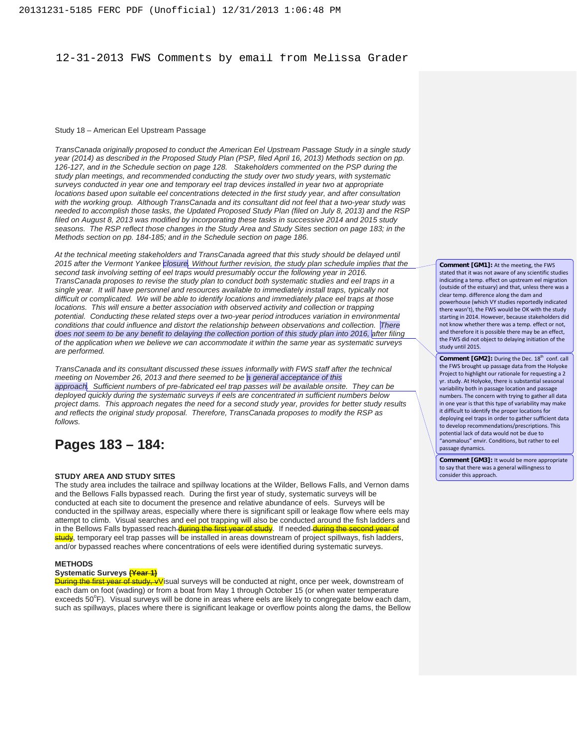12-31-2013 FWS Comments by email from Melissa Grader

Study 18 – American Eel Upstream Passage

*TransCanada originally proposed to conduct the American Eel Upstream Passage Study in a single study year (2014) as described in the Proposed Study Plan (PSP, filed April 16, 2013) Methods section on pp. 126-127, and in the Schedule section on page 128. Stakeholders commented on the PSP during the study plan meetings, and recommended conducting the study over two study years, with systematic surveys conducted in year one and temporary eel trap devices installed in year two at appropriate locations based upon suitable eel concentrations detected in the first study year, and after consultation with the working group. Although TransCanada and its consultant did not feel that a two-year study was needed to accomplish those tasks, the Updated Proposed Study Plan (filed on July 8, 2013) and the RSP filed on August 8, 2013 was modified by incorporating these tasks in successive 2014 and 2015 study seasons. The RSP reflect those changes in the Study Area and Study Sites section on page 183; in the Methods section on pp. 184-185; and in the Schedule section on page 186.*

*At the technical meeting stakeholders and TransCanada agreed that this study should be delayed until 2015 after the Vermont Yankee closure. Without further revision, the study plan schedule implies that the second task involving setting of eel traps would presumably occur the following year in 2016. TransCanada proposes to revise the study plan to conduct both systematic studies and eel traps in a single year. It will have personnel and resources available to immediately install traps, typically not difficult or complicated. We will be able to identify locations and immediately place eel traps at those locations. This will ensure a better association with observed activity and collection or trapping potential. Conducting these related steps over a two-year period introduces variation in environmental conditions that could influence and distort the relationship between observations and collection. There does not seem to be any benefit to delaying the collection portion of this study plan into 2016, after filing of the application when we believe we can accommodate it within the same year as systematic surveys are performed.*

> **Comment [GM1]:** At the meeting, the FWS stated that it was not aware of any scientific studies indicating a temp. effect on upstream eel migration (outside of the estuary) and that, unless there was a clear temp. difference along the dam and powerhouse (which VY studies reportedly indicated there wasn't), the FWS would be OK with the study starting in 2014. However, because stakeholders did not know whether there was a temp. effect or not, and therefore it is possible there may be an effect, the FWS did not object to delaying initiation of the study until 2015.

> **Comment [GM2]:** During the Dec. 18th conf. call the FWS brought up passage data from the Holyoke Project to highlight our rationale for requesting a 2 yr. study. At Holyoke, there is substantial seasonal variability both in passage location and passage numbers. The concern with trying to gather all data in one year is that this type of variability may make it difficult to identify the proper locations for deploying eel traps in order to gather sufficient data to develop recommendations/prescriptions. This potential lack of data would not be due to "anomalous" envir. Conditions, but rather to eel passage dynamics.

*TransCanada and its consultant discussed these issues informally with FWS staff after the technical meeting on November 26, 2013 and there seemed to be a general acceptance of this approach. Sufficient numbers of pre-fabricated eel trap passes will be available onsite. They can be deployed quickly during the systematic surveys if eels are concentrated in sufficient numbers below project dams. This approach negates the need for a second study year, provides for better study results and reflects the original study proposal. Therefore, TransCanada proposes to modify the RSP as follows.*

> **Comment [GM3]:** It would be more appropriate to say that there was a general willingness to consider this approach.

## Pages 183 – 184:

### STUDY AREA AND STUDY SITES

The study area includes the tailrace and spillway locations at the Wilder, Bellows Falls, and Vernon dams and the Bellows Falls bypassed reach. During the first year of study, systematic surveys will be conducted at each site to document the presence and relative abundance of eels. Surveys will be conducted in the spillway areas, especially where there is significant spill or leakage flow where eels may attempt to climb. Visual searches and eel pot trapping will also be conducted around the fish ladders and in the Bellows Falls bypassed reach ~~during the first year of study~~. If needed ~~during the second year of study~~, temporary eel trap passes will be installed in areas downstream of project spillways, fish ladders, and/or bypassed reaches where concentrations of eels were identified during systematic surveys.

### METHODS

**Systematic Surveys ~~(Year 1)~~**

~~During the first year of study, v~~Visual surveys will be conducted at night, once per week, downstream of each dam on foot (wading) or from a boat from May 1 through October 15 (or when water temperature exceeds 50°F). Visual surveys will be done in areas where eels are likely to congregate below each dam, such as spillways, places where there is significant leakage or overflow points along the dams, the Bellow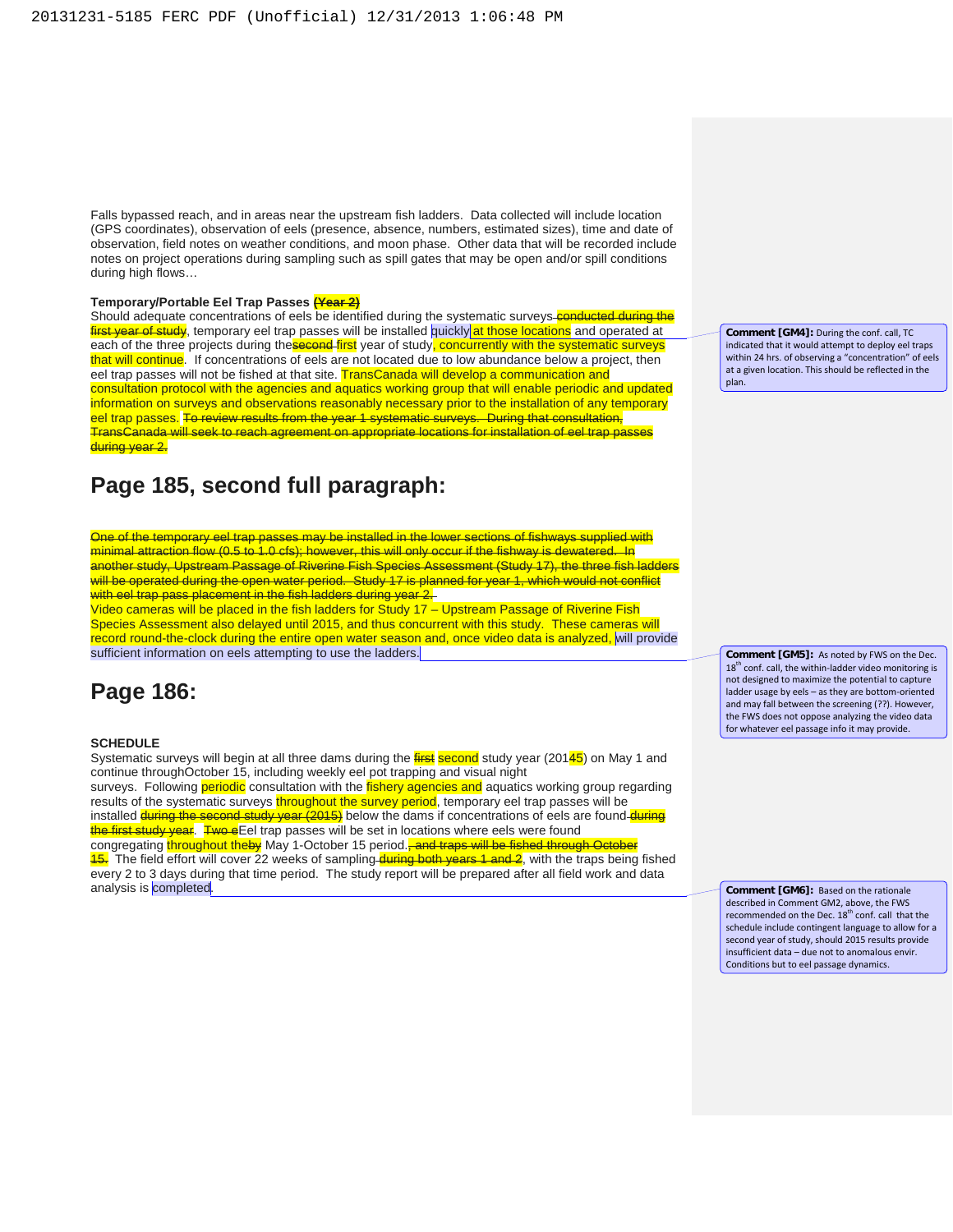Falls bypassed reach, and in areas near the upstream fish ladders. Data collected will include location (GPS coordinates), observation of eels (presence, absence, numbers, estimated sizes), time and date of observation, field notes on weather conditions, and moon phase. Other data that will be recorded include notes on project operations during sampling such as spill gates that may be open and/or spill conditions during high flows…

**Temporary/Portable Eel Trap Passes ~~(Year 2)~~**

Should adequate concentrations of eels be identified during the systematic surveys ~~conducted during the first year of study~~, temporary eel trap passes will be installed quickly at those locations and operated at each of the three projects during the ~~second~~ first year of study, concurrently with the systematic surveys that will continue. If concentrations of eels are not located due to low abundance below a project, then eel trap passes will not be fished at that site. TransCanada will develop a communication and consultation protocol with the agencies and aquatics working group that will enable periodic and updated information on surveys and observations reasonably necessary prior to the installation of any temporary eel trap passes. ~~To review results from the year 1 systematic surveys. During that consultation, TransCanada will seek to reach agreement on appropriate locations for installation of eel trap passes during year 2.~~

> **Comment [GM4]:** During the conf. call, TC indicated that it would attempt to deploy eel traps within 24 hrs. of observing a "concentration" of eels at a given location. This should be reflected in the plan.

## Page 185, second full paragraph:

~~One of the temporary eel trap passes may be installed in the lower sections of fishways supplied with minimal attraction flow (0.5 to 1.0 cfs); however, this will only occur if the fishway is dewatered. In another study, Upstream Passage of Riverine Fish Species Assessment (Study 17), the three fish ladders will be operated during the open water period. Study 17 is planned for year 1, which would not conflict with eel trap pass placement in the fish ladders during year 2.~~

Video cameras will be placed in the fish ladders for Study 17 – Upstream Passage of Riverine Fish Species Assessment also delayed until 2015, and thus concurrent with this study. These cameras will record round-the-clock during the entire open water season and, once video data is analyzed, will provide sufficient information on eels attempting to use the ladders.

> **Comment [GM5]:** As noted by FWS on the Dec. 18th conf. call, the within-ladder video monitoring is not designed to maximize the potential to capture ladder usage by eels – as they are bottom-oriented and may fall between the screening (??). However, the FWS does not oppose analyzing the video data for whatever eel passage info it may provide.

## Page 186:

**SCHEDULE**

Systematic surveys will begin at all three dams during the ~~first~~ second study year (20145) on May 1 and continue throughOctober 15, including weekly eel pot trapping and visual night surveys. Following periodic consultation with the fishery agencies and aquatics working group regarding results of the systematic surveys throughout the survey period, temporary eel trap passes will be installed ~~during the second study year (2015)~~ below the dams if concentrations of eels are found ~~during the first study year~~. ~~Two e~~Eel trap passes will be set in locations where eels were found congregating throughout the~~by~~ May 1-October 15 period.~~, and traps will be fished through October 15.~~ The field effort will cover 22 weeks of sampling ~~during both years 1 and 2~~, with the traps being fished every 2 to 3 days during that time period. The study report will be prepared after all field work and data analysis is completed.

> **Comment [GM6]:** Based on the rationale described in Comment GM2, above, the FWS recommended on the Dec. 18th conf. call that the schedule include contingent language to allow for a second year of study, should 2015 results provide insufficient data – due not to anomalous envir. Conditions but to eel passage dynamics.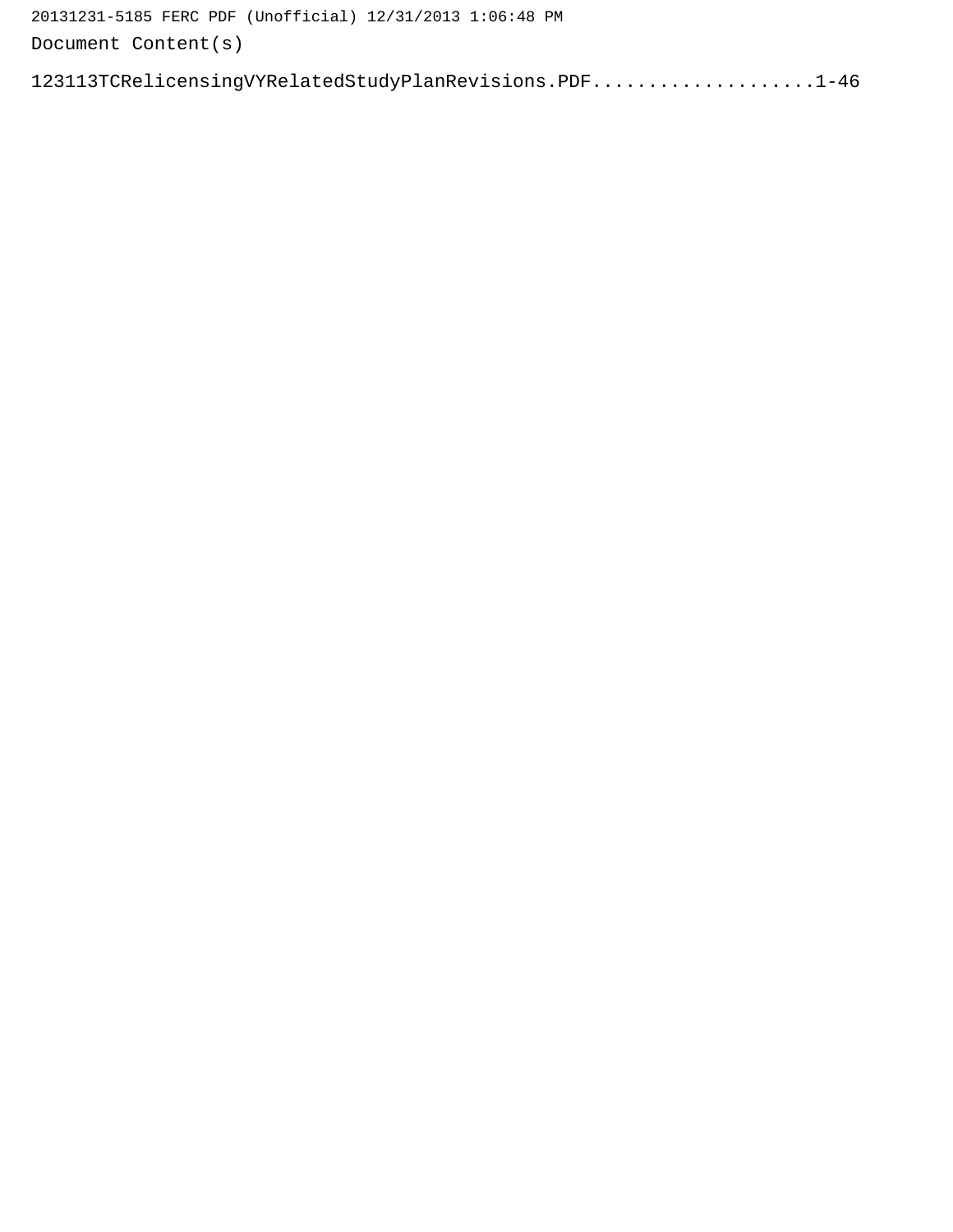20131231-5185 FERC PDF (Unofficial) 12/31/2013 1:06:48 PM

Document Content(s)

123113TCRelicensingVYRelatedStudyPlanRevisions.PDF....................1-46